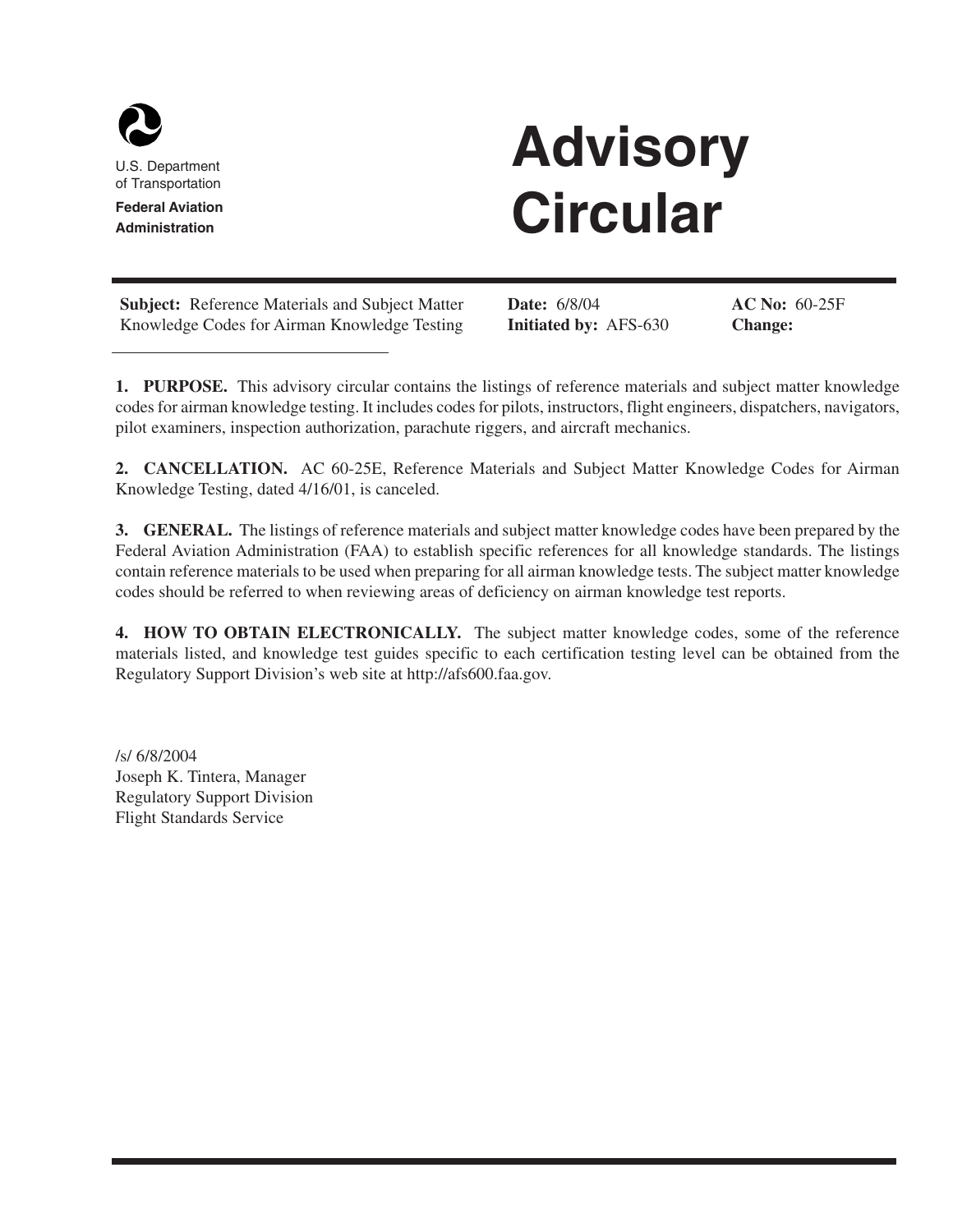U.S. Department of Transportation

**Federal Aviation Administration**

# Advisory Circular

**Subject:** Reference Materials and Subject Matter Knowledge Codes for Airman Knowledge Testing

**Date:** 6/8/04
**Initiated by:** AFS-630

**AC No:** 60-25F
**Change:**

**1. PURPOSE.** This advisory circular contains the listings of reference materials and subject matter knowledge codes for airman knowledge testing. It includes codes for pilots, instructors, flight engineers, dispatchers, navigators, pilot examiners, inspection authorization, parachute riggers, and aircraft mechanics.

**2. CANCELLATION.** AC 60-25E, Reference Materials and Subject Matter Knowledge Codes for Airman Knowledge Testing, dated 4/16/01, is canceled.

**3. GENERAL.** The listings of reference materials and subject matter knowledge codes have been prepared by the Federal Aviation Administration (FAA) to establish specific references for all knowledge standards. The listings contain reference materials to be used when preparing for all airman knowledge tests. The subject matter knowledge codes should be referred to when reviewing areas of deficiency on airman knowledge test reports.

**4. HOW TO OBTAIN ELECTRONICALLY.** The subject matter knowledge codes, some of the reference materials listed, and knowledge test guides specific to each certification testing level can be obtained from the Regulatory Support Division's web site at http://afs600.faa.gov.

/s/ 6/8/2004
Joseph K. Tintera, Manager
Regulatory Support Division
Flight Standards Service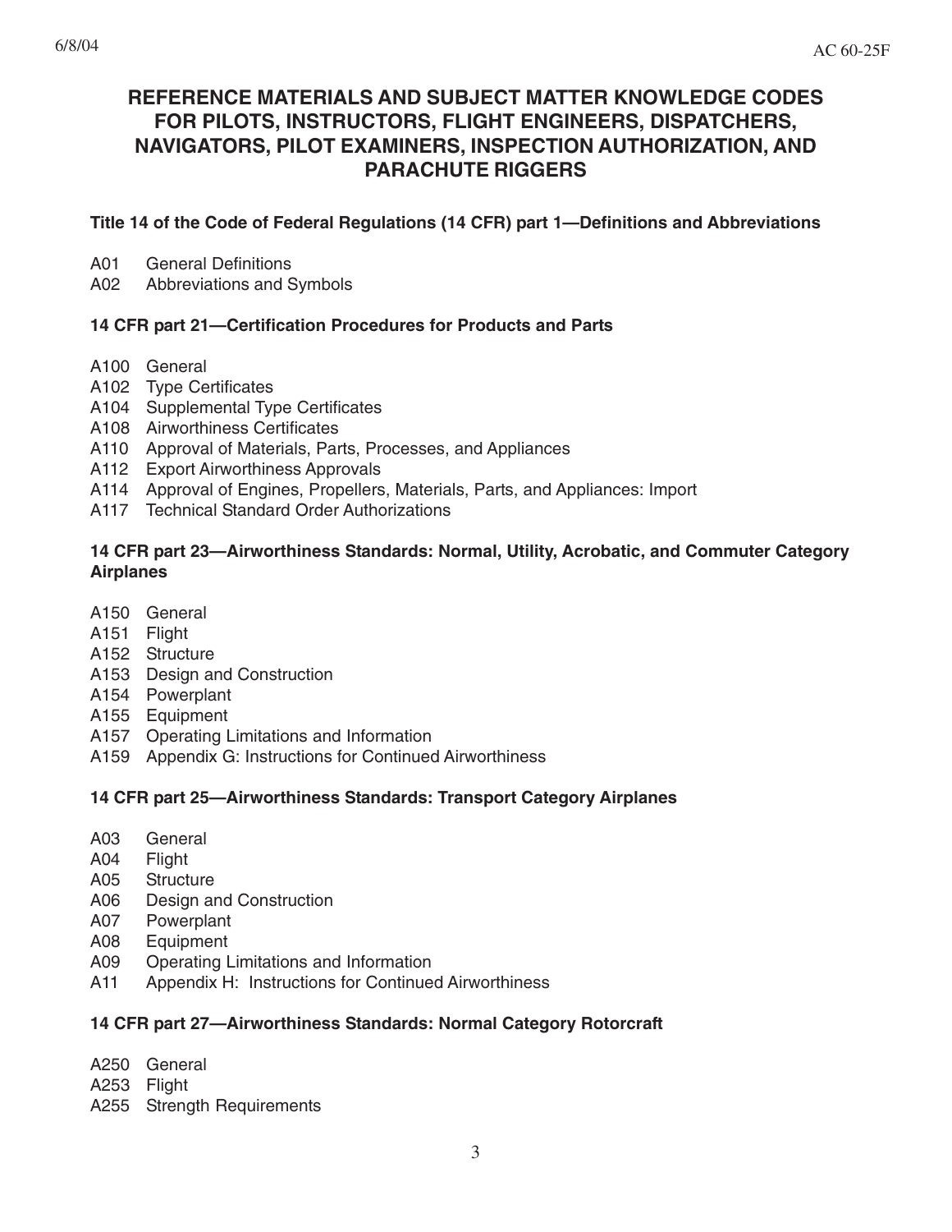# REFERENCE MATERIALS AND SUBJECT MATTER KNOWLEDGE CODES FOR PILOTS, INSTRUCTORS, FLIGHT ENGINEERS, DISPATCHERS, NAVIGATORS, PILOT EXAMINERS, INSPECTION AUTHORIZATION, AND PARACHUTE RIGGERS

**Title 14 of the Code of Federal Regulations (14 CFR) part 1—Definitions and Abbreviations**

A01 General Definitions
A02 Abbreviations and Symbols

**14 CFR part 21—Certification Procedures for Products and Parts**

A100 General
A102 Type Certificates
A104 Supplemental Type Certificates
A108 Airworthiness Certificates
A110 Approval of Materials, Parts, Processes, and Appliances
A112 Export Airworthiness Approvals
A114 Approval of Engines, Propellers, Materials, Parts, and Appliances: Import
A117 Technical Standard Order Authorizations

**14 CFR part 23—Airworthiness Standards: Normal, Utility, Acrobatic, and Commuter Category Airplanes**

A150 General
A151 Flight
A152 Structure
A153 Design and Construction
A154 Powerplant
A155 Equipment
A157 Operating Limitations and Information
A159 Appendix G: Instructions for Continued Airworthiness

**14 CFR part 25—Airworthiness Standards: Transport Category Airplanes**

A03 General
A04 Flight
A05 Structure
A06 Design and Construction
A07 Powerplant
A08 Equipment
A09 Operating Limitations and Information
A11 Appendix H: Instructions for Continued Airworthiness

**14 CFR part 27—Airworthiness Standards: Normal Category Rotorcraft**

A250 General
A253 Flight
A255 Strength Requirements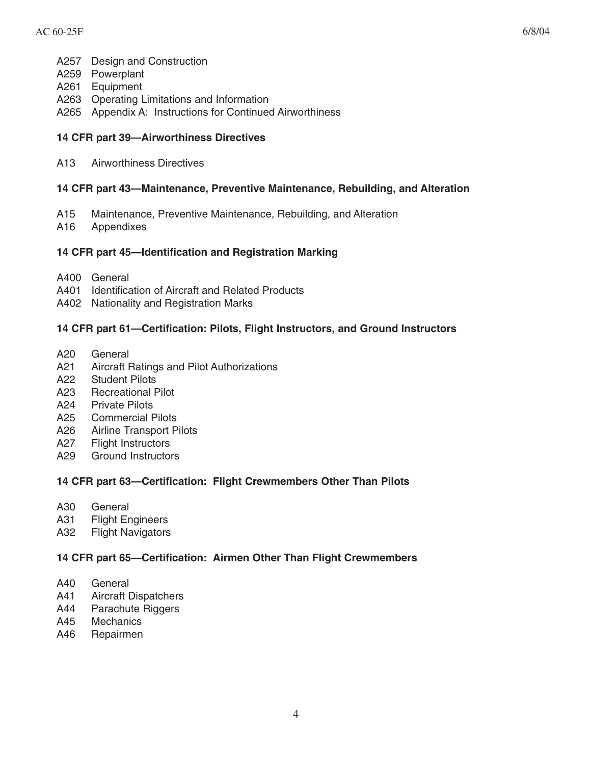A257 Design and Construction
A259 Powerplant
A261 Equipment
A263 Operating Limitations and Information
A265 Appendix A: Instructions for Continued Airworthiness

**14 CFR part 39—Airworthiness Directives**

A13 Airworthiness Directives

**14 CFR part 43—Maintenance, Preventive Maintenance, Rebuilding, and Alteration**

A15 Maintenance, Preventive Maintenance, Rebuilding, and Alteration
A16 Appendixes

**14 CFR part 45—Identification and Registration Marking**

A400 General
A401 Identification of Aircraft and Related Products
A402 Nationality and Registration Marks

**14 CFR part 61—Certification: Pilots, Flight Instructors, and Ground Instructors**

A20 General
A21 Aircraft Ratings and Pilot Authorizations
A22 Student Pilots
A23 Recreational Pilot
A24 Private Pilots
A25 Commercial Pilots
A26 Airline Transport Pilots
A27 Flight Instructors
A29 Ground Instructors

**14 CFR part 63—Certification: Flight Crewmembers Other Than Pilots**

A30 General
A31 Flight Engineers
A32 Flight Navigators

**14 CFR part 65—Certification: Airmen Other Than Flight Crewmembers**

A40 General
A41 Aircraft Dispatchers
A44 Parachute Riggers
A45 Mechanics
A46 Repairmen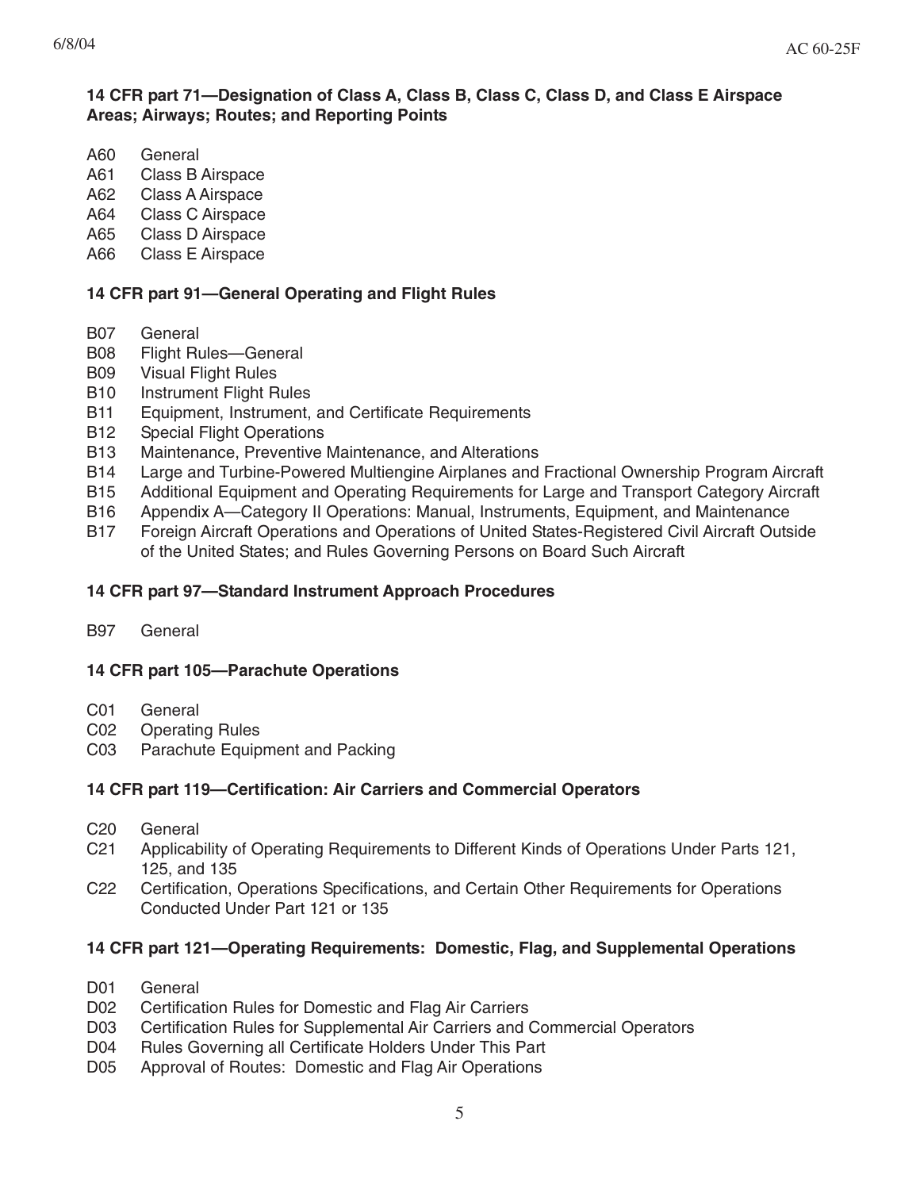**14 CFR part 71—Designation of Class A, Class B, Class C, Class D, and Class E Airspace Areas; Airways; Routes; and Reporting Points**

A60 General
A61 Class B Airspace
A62 Class A Airspace
A64 Class C Airspace
A65 Class D Airspace
A66 Class E Airspace

**14 CFR part 91—General Operating and Flight Rules**

B07 General
B08 Flight Rules—General
B09 Visual Flight Rules
B10 Instrument Flight Rules
B11 Equipment, Instrument, and Certificate Requirements
B12 Special Flight Operations
B13 Maintenance, Preventive Maintenance, and Alterations
B14 Large and Turbine-Powered Multiengine Airplanes and Fractional Ownership Program Aircraft
B15 Additional Equipment and Operating Requirements for Large and Transport Category Aircraft
B16 Appendix A—Category II Operations: Manual, Instruments, Equipment, and Maintenance
B17 Foreign Aircraft Operations and Operations of United States-Registered Civil Aircraft Outside of the United States; and Rules Governing Persons on Board Such Aircraft

**14 CFR part 97—Standard Instrument Approach Procedures**

B97 General

**14 CFR part 105—Parachute Operations**

C01 General
C02 Operating Rules
C03 Parachute Equipment and Packing

**14 CFR part 119—Certification: Air Carriers and Commercial Operators**

C20 General
C21 Applicability of Operating Requirements to Different Kinds of Operations Under Parts 121, 125, and 135
C22 Certification, Operations Specifications, and Certain Other Requirements for Operations Conducted Under Part 121 or 135

**14 CFR part 121—Operating Requirements: Domestic, Flag, and Supplemental Operations**

D01 General
D02 Certification Rules for Domestic and Flag Air Carriers
D03 Certification Rules for Supplemental Air Carriers and Commercial Operators
D04 Rules Governing all Certificate Holders Under This Part
D05 Approval of Routes: Domestic and Flag Air Operations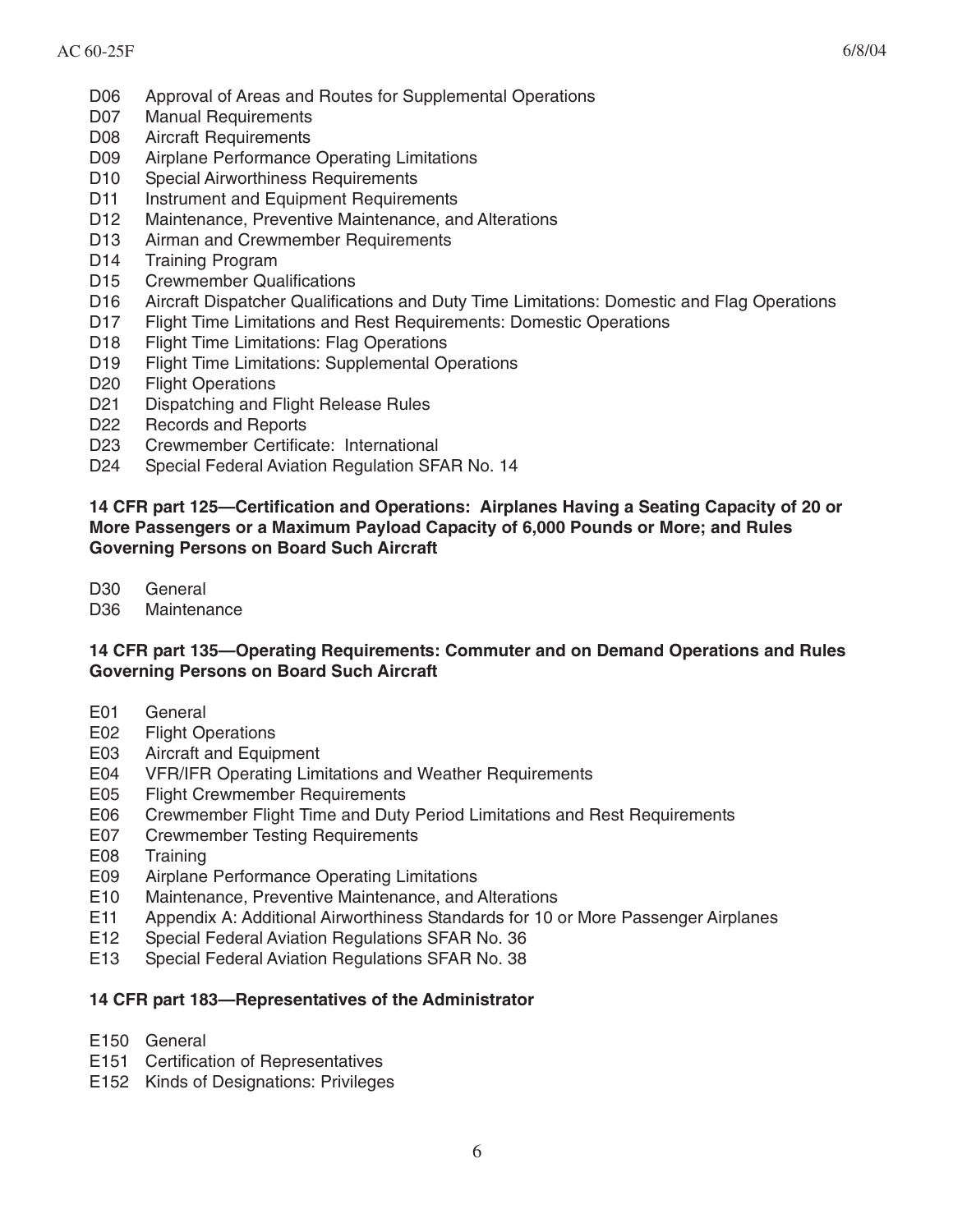D06 Approval of Areas and Routes for Supplemental Operations
D07 Manual Requirements
D08 Aircraft Requirements
D09 Airplane Performance Operating Limitations
D10 Special Airworthiness Requirements
D11 Instrument and Equipment Requirements
D12 Maintenance, Preventive Maintenance, and Alterations
D13 Airman and Crewmember Requirements
D14 Training Program
D15 Crewmember Qualifications
D16 Aircraft Dispatcher Qualifications and Duty Time Limitations: Domestic and Flag Operations
D17 Flight Time Limitations and Rest Requirements: Domestic Operations
D18 Flight Time Limitations: Flag Operations
D19 Flight Time Limitations: Supplemental Operations
D20 Flight Operations
D21 Dispatching and Flight Release Rules
D22 Records and Reports
D23 Crewmember Certificate: International
D24 Special Federal Aviation Regulation SFAR No. 14

**14 CFR part 125—Certification and Operations: Airplanes Having a Seating Capacity of 20 or More Passengers or a Maximum Payload Capacity of 6,000 Pounds or More; and Rules Governing Persons on Board Such Aircraft**

D30 General
D36 Maintenance

**14 CFR part 135—Operating Requirements: Commuter and on Demand Operations and Rules Governing Persons on Board Such Aircraft**

E01 General
E02 Flight Operations
E03 Aircraft and Equipment
E04 VFR/IFR Operating Limitations and Weather Requirements
E05 Flight Crewmember Requirements
E06 Crewmember Flight Time and Duty Period Limitations and Rest Requirements
E07 Crewmember Testing Requirements
E08 Training
E09 Airplane Performance Operating Limitations
E10 Maintenance, Preventive Maintenance, and Alterations
E11 Appendix A: Additional Airworthiness Standards for 10 or More Passenger Airplanes
E12 Special Federal Aviation Regulations SFAR No. 36
E13 Special Federal Aviation Regulations SFAR No. 38

**14 CFR part 183—Representatives of the Administrator**

E150 General
E151 Certification of Representatives
E152 Kinds of Designations: Privileges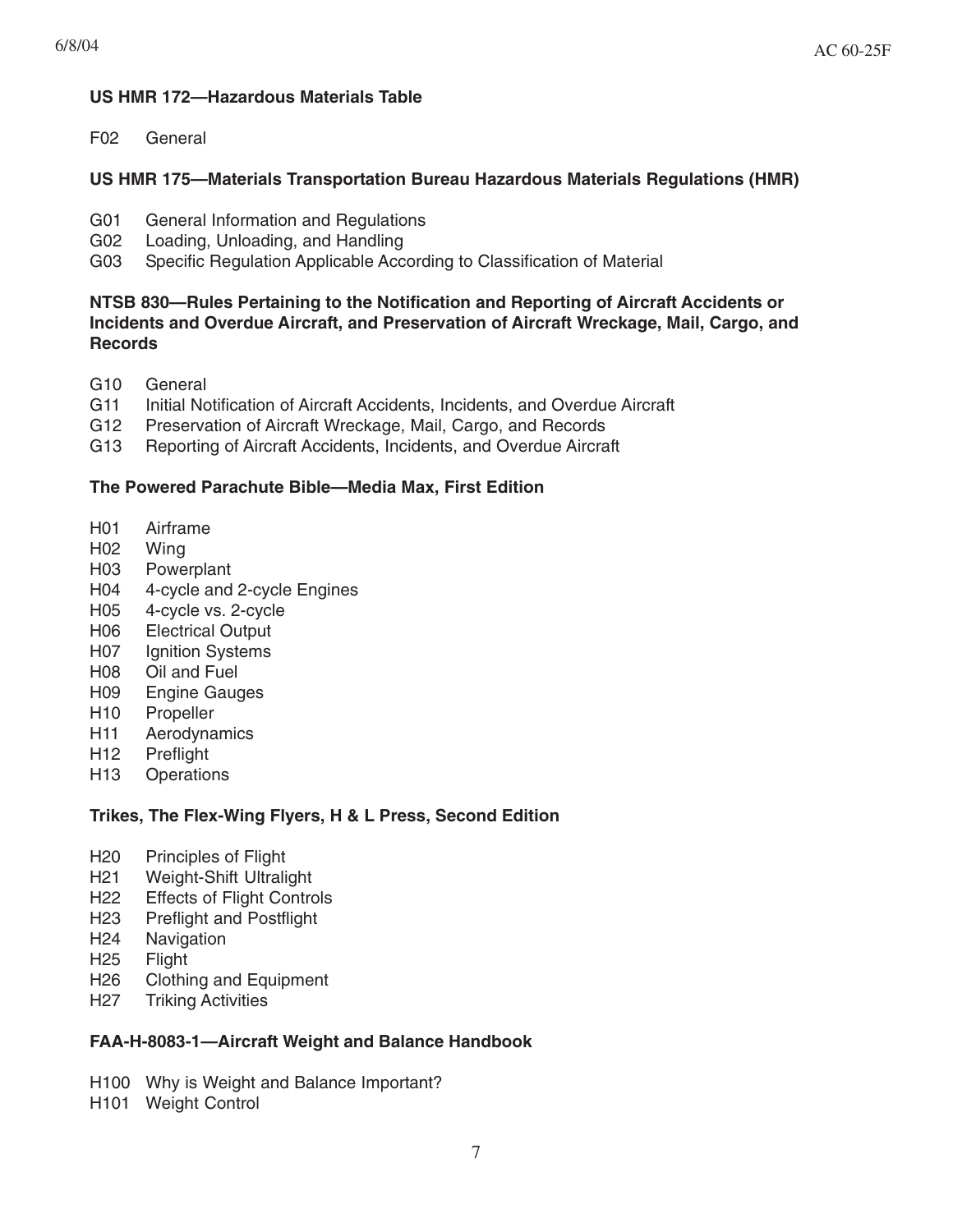**US HMR 172—Hazardous Materials Table**

F02 General

**US HMR 175—Materials Transportation Bureau Hazardous Materials Regulations (HMR)**

G01 General Information and Regulations
G02 Loading, Unloading, and Handling
G03 Specific Regulation Applicable According to Classification of Material

**NTSB 830—Rules Pertaining to the Notification and Reporting of Aircraft Accidents or Incidents and Overdue Aircraft, and Preservation of Aircraft Wreckage, Mail, Cargo, and Records**

G10 General
G11 Initial Notification of Aircraft Accidents, Incidents, and Overdue Aircraft
G12 Preservation of Aircraft Wreckage, Mail, Cargo, and Records
G13 Reporting of Aircraft Accidents, Incidents, and Overdue Aircraft

**The Powered Parachute Bible—Media Max, First Edition**

H01 Airframe
H02 Wing
H03 Powerplant
H04 4-cycle and 2-cycle Engines
H05 4-cycle vs. 2-cycle
H06 Electrical Output
H07 Ignition Systems
H08 Oil and Fuel
H09 Engine Gauges
H10 Propeller
H11 Aerodynamics
H12 Preflight
H13 Operations

**Trikes, The Flex-Wing Flyers, H & L Press, Second Edition**

H20 Principles of Flight
H21 Weight-Shift Ultralight
H22 Effects of Flight Controls
H23 Preflight and Postflight
H24 Navigation
H25 Flight
H26 Clothing and Equipment
H27 Triking Activities

**FAA-H-8083-1—Aircraft Weight and Balance Handbook**

H100 Why is Weight and Balance Important?
H101 Weight Control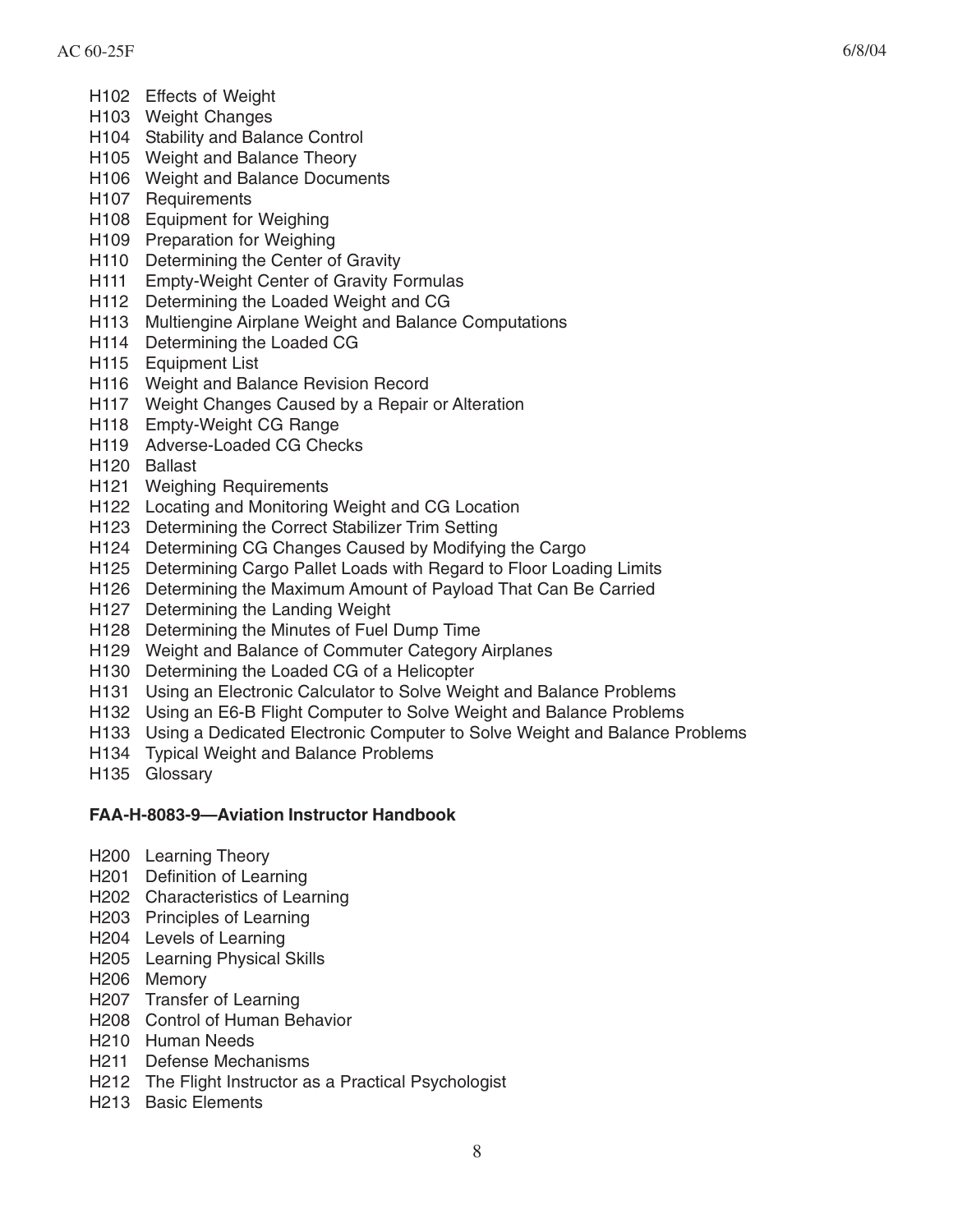H102 Effects of Weight
H103 Weight Changes
H104 Stability and Balance Control
H105 Weight and Balance Theory
H106 Weight and Balance Documents
H107 Requirements
H108 Equipment for Weighing
H109 Preparation for Weighing
H110 Determining the Center of Gravity
H111 Empty-Weight Center of Gravity Formulas
H112 Determining the Loaded Weight and CG
H113 Multiengine Airplane Weight and Balance Computations
H114 Determining the Loaded CG
H115 Equipment List
H116 Weight and Balance Revision Record
H117 Weight Changes Caused by a Repair or Alteration
H118 Empty-Weight CG Range
H119 Adverse-Loaded CG Checks
H120 Ballast
H121 Weighing Requirements
H122 Locating and Monitoring Weight and CG Location
H123 Determining the Correct Stabilizer Trim Setting
H124 Determining CG Changes Caused by Modifying the Cargo
H125 Determining Cargo Pallet Loads with Regard to Floor Loading Limits
H126 Determining the Maximum Amount of Payload That Can Be Carried
H127 Determining the Landing Weight
H128 Determining the Minutes of Fuel Dump Time
H129 Weight and Balance of Commuter Category Airplanes
H130 Determining the Loaded CG of a Helicopter
H131 Using an Electronic Calculator to Solve Weight and Balance Problems
H132 Using an E6-B Flight Computer to Solve Weight and Balance Problems
H133 Using a Dedicated Electronic Computer to Solve Weight and Balance Problems
H134 Typical Weight and Balance Problems
H135 Glossary

**FAA-H-8083-9—Aviation Instructor Handbook**

H200 Learning Theory
H201 Definition of Learning
H202 Characteristics of Learning
H203 Principles of Learning
H204 Levels of Learning
H205 Learning Physical Skills
H206 Memory
H207 Transfer of Learning
H208 Control of Human Behavior
H210 Human Needs
H211 Defense Mechanisms
H212 The Flight Instructor as a Practical Psychologist
H213 Basic Elements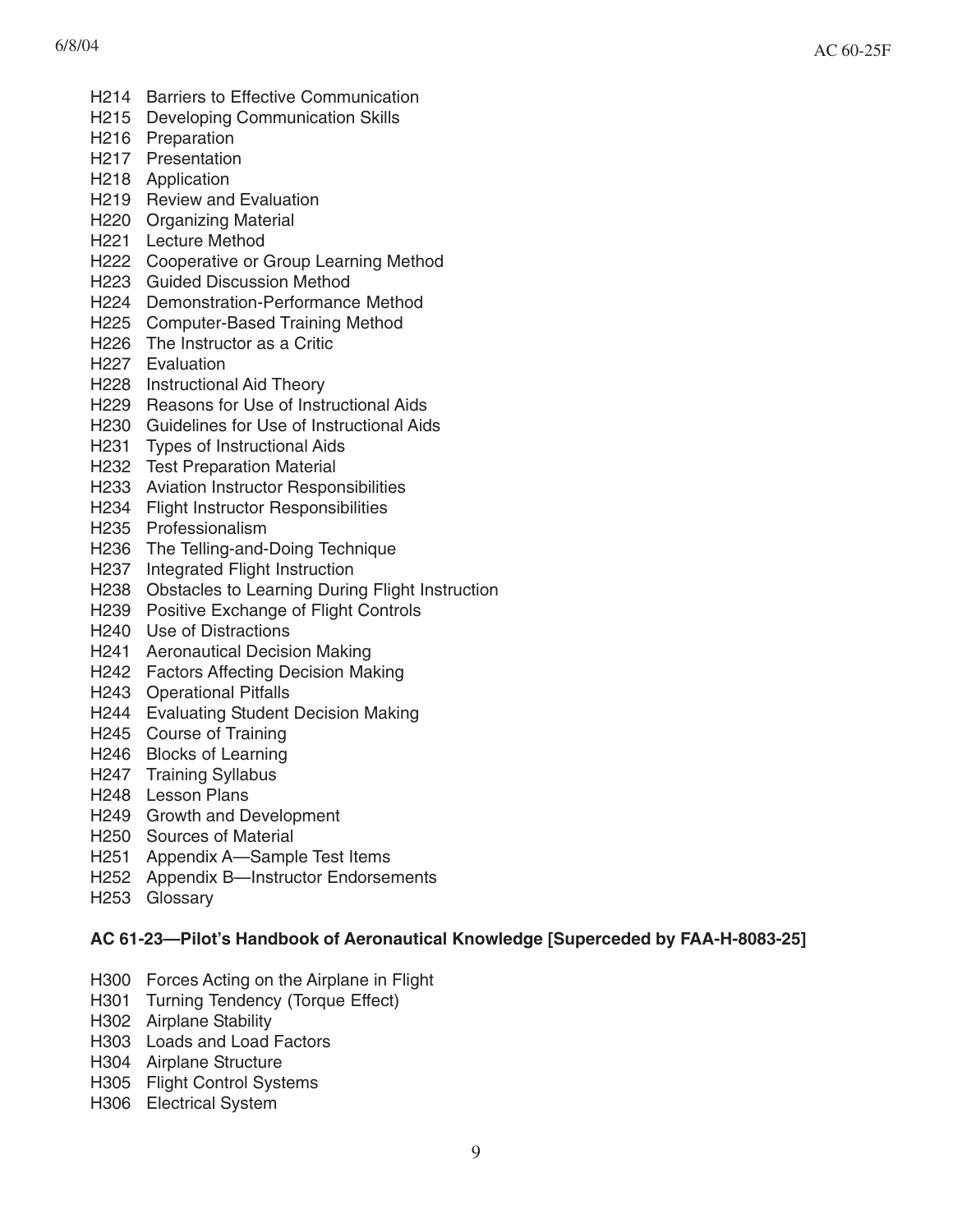H214 Barriers to Effective Communication
H215 Developing Communication Skills
H216 Preparation
H217 Presentation
H218 Application
H219 Review and Evaluation
H220 Organizing Material
H221 Lecture Method
H222 Cooperative or Group Learning Method
H223 Guided Discussion Method
H224 Demonstration-Performance Method
H225 Computer-Based Training Method
H226 The Instructor as a Critic
H227 Evaluation
H228 Instructional Aid Theory
H229 Reasons for Use of Instructional Aids
H230 Guidelines for Use of Instructional Aids
H231 Types of Instructional Aids
H232 Test Preparation Material
H233 Aviation Instructor Responsibilities
H234 Flight Instructor Responsibilities
H235 Professionalism
H236 The Telling-and-Doing Technique
H237 Integrated Flight Instruction
H238 Obstacles to Learning During Flight Instruction
H239 Positive Exchange of Flight Controls
H240 Use of Distractions
H241 Aeronautical Decision Making
H242 Factors Affecting Decision Making
H243 Operational Pitfalls
H244 Evaluating Student Decision Making
H245 Course of Training
H246 Blocks of Learning
H247 Training Syllabus
H248 Lesson Plans
H249 Growth and Development
H250 Sources of Material
H251 Appendix A—Sample Test Items
H252 Appendix B—Instructor Endorsements
H253 Glossary

**AC 61-23—Pilot's Handbook of Aeronautical Knowledge [Superceded by FAA-H-8083-25]**

H300 Forces Acting on the Airplane in Flight
H301 Turning Tendency (Torque Effect)
H302 Airplane Stability
H303 Loads and Load Factors
H304 Airplane Structure
H305 Flight Control Systems
H306 Electrical System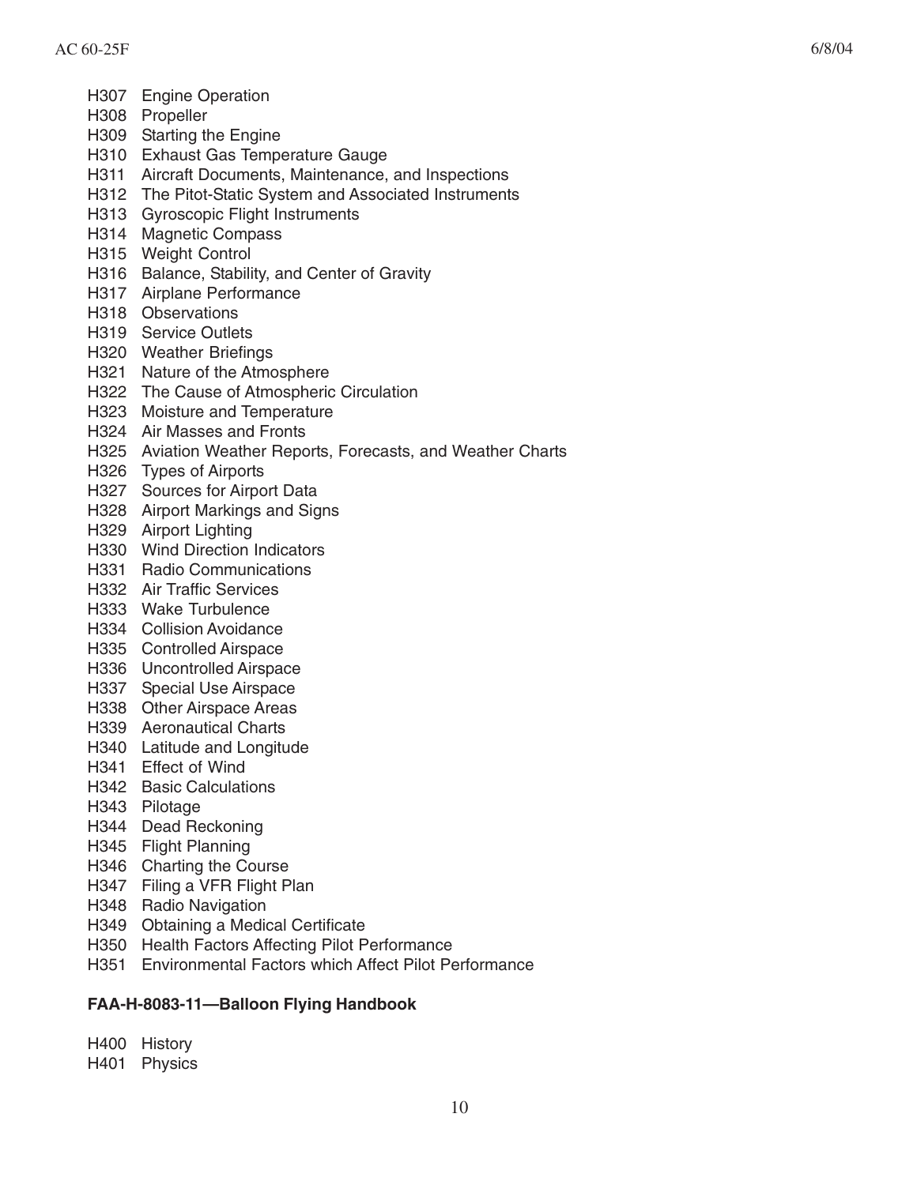H307 Engine Operation
H308 Propeller
H309 Starting the Engine
H310 Exhaust Gas Temperature Gauge
H311 Aircraft Documents, Maintenance, and Inspections
H312 The Pitot-Static System and Associated Instruments
H313 Gyroscopic Flight Instruments
H314 Magnetic Compass
H315 Weight Control
H316 Balance, Stability, and Center of Gravity
H317 Airplane Performance
H318 Observations
H319 Service Outlets
H320 Weather Briefings
H321 Nature of the Atmosphere
H322 The Cause of Atmospheric Circulation
H323 Moisture and Temperature
H324 Air Masses and Fronts
H325 Aviation Weather Reports, Forecasts, and Weather Charts
H326 Types of Airports
H327 Sources for Airport Data
H328 Airport Markings and Signs
H329 Airport Lighting
H330 Wind Direction Indicators
H331 Radio Communications
H332 Air Traffic Services
H333 Wake Turbulence
H334 Collision Avoidance
H335 Controlled Airspace
H336 Uncontrolled Airspace
H337 Special Use Airspace
H338 Other Airspace Areas
H339 Aeronautical Charts
H340 Latitude and Longitude
H341 Effect of Wind
H342 Basic Calculations
H343 Pilotage
H344 Dead Reckoning
H345 Flight Planning
H346 Charting the Course
H347 Filing a VFR Flight Plan
H348 Radio Navigation
H349 Obtaining a Medical Certificate
H350 Health Factors Affecting Pilot Performance
H351 Environmental Factors which Affect Pilot Performance

**FAA-H-8083-11—Balloon Flying Handbook**

H400 History
H401 Physics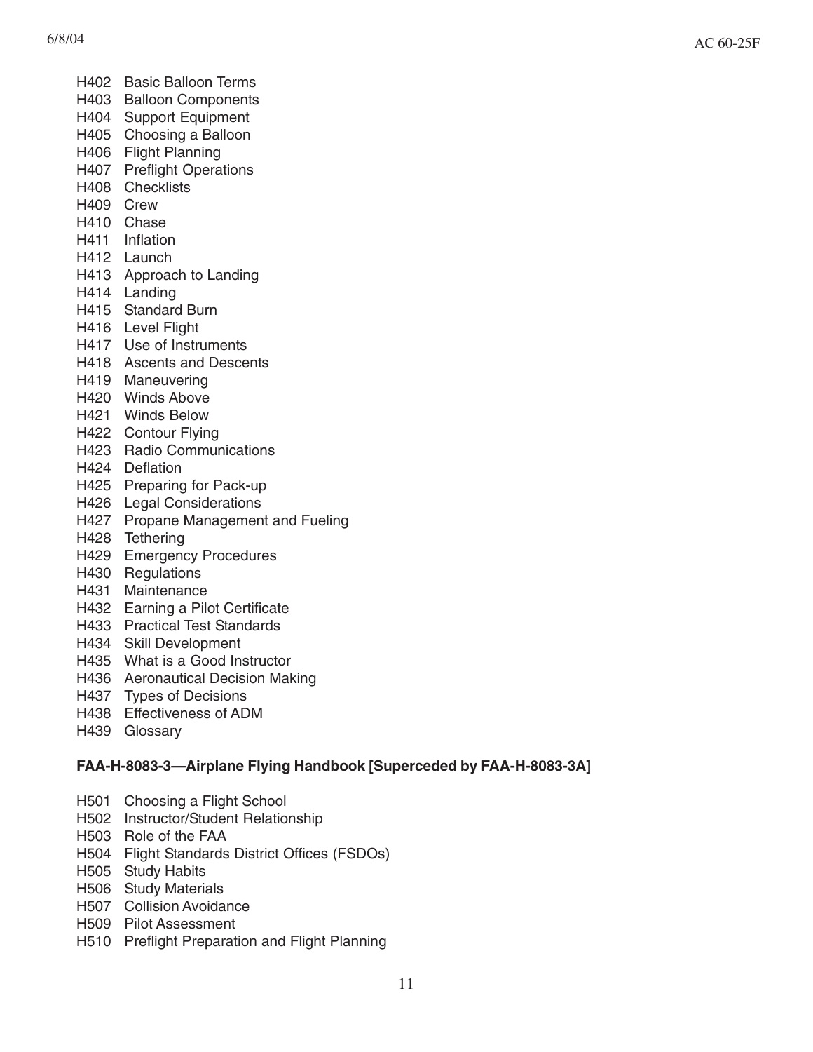H402 Basic Balloon Terms
H403 Balloon Components
H404 Support Equipment
H405 Choosing a Balloon
H406 Flight Planning
H407 Preflight Operations
H408 Checklists
H409 Crew
H410 Chase
H411 Inflation
H412 Launch
H413 Approach to Landing
H414 Landing
H415 Standard Burn
H416 Level Flight
H417 Use of Instruments
H418 Ascents and Descents
H419 Maneuvering
H420 Winds Above
H421 Winds Below
H422 Contour Flying
H423 Radio Communications
H424 Deflation
H425 Preparing for Pack-up
H426 Legal Considerations
H427 Propane Management and Fueling
H428 Tethering
H429 Emergency Procedures
H430 Regulations
H431 Maintenance
H432 Earning a Pilot Certificate
H433 Practical Test Standards
H434 Skill Development
H435 What is a Good Instructor
H436 Aeronautical Decision Making
H437 Types of Decisions
H438 Effectiveness of ADM
H439 Glossary

**FAA-H-8083-3—Airplane Flying Handbook [Superceded by FAA-H-8083-3A]**

H501 Choosing a Flight School
H502 Instructor/Student Relationship
H503 Role of the FAA
H504 Flight Standards District Offices (FSDOs)
H505 Study Habits
H506 Study Materials
H507 Collision Avoidance
H509 Pilot Assessment
H510 Preflight Preparation and Flight Planning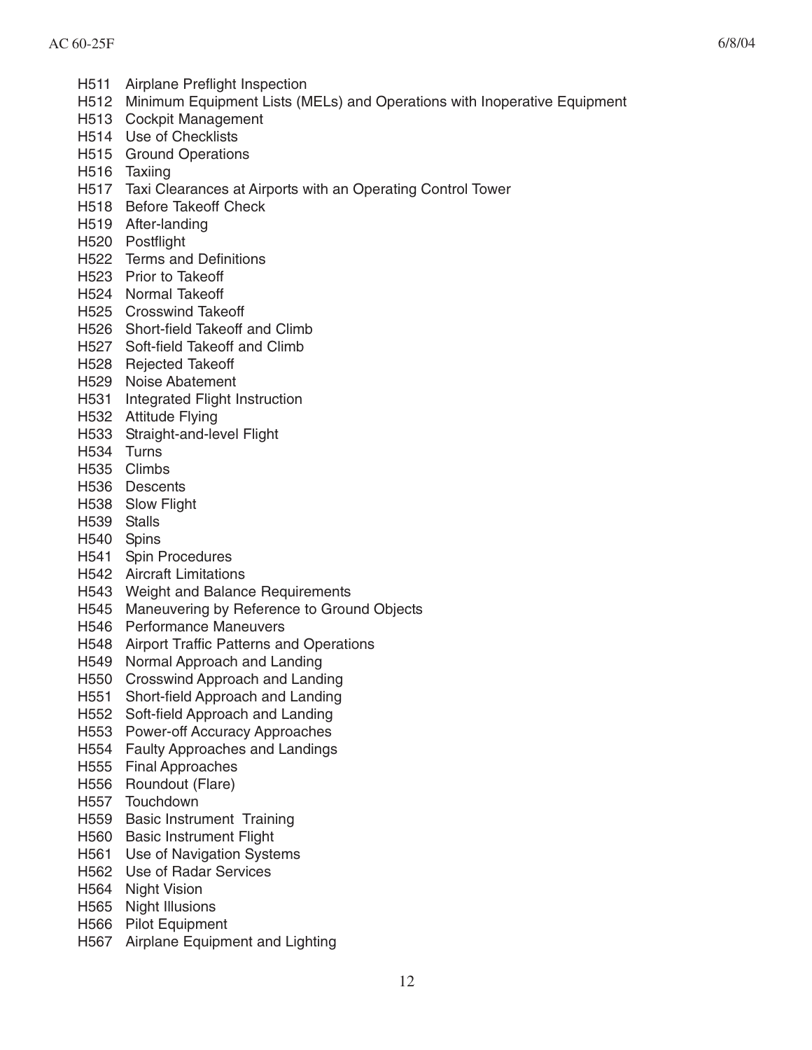H511 Airplane Preflight Inspection
H512 Minimum Equipment Lists (MELs) and Operations with Inoperative Equipment
H513 Cockpit Management
H514 Use of Checklists
H515 Ground Operations
H516 Taxiing
H517 Taxi Clearances at Airports with an Operating Control Tower
H518 Before Takeoff Check
H519 After-landing
H520 Postflight
H522 Terms and Definitions
H523 Prior to Takeoff
H524 Normal Takeoff
H525 Crosswind Takeoff
H526 Short-field Takeoff and Climb
H527 Soft-field Takeoff and Climb
H528 Rejected Takeoff
H529 Noise Abatement
H531 Integrated Flight Instruction
H532 Attitude Flying
H533 Straight-and-level Flight
H534 Turns
H535 Climbs
H536 Descents
H538 Slow Flight
H539 Stalls
H540 Spins
H541 Spin Procedures
H542 Aircraft Limitations
H543 Weight and Balance Requirements
H545 Maneuvering by Reference to Ground Objects
H546 Performance Maneuvers
H548 Airport Traffic Patterns and Operations
H549 Normal Approach and Landing
H550 Crosswind Approach and Landing
H551 Short-field Approach and Landing
H552 Soft-field Approach and Landing
H553 Power-off Accuracy Approaches
H554 Faulty Approaches and Landings
H555 Final Approaches
H556 Roundout (Flare)
H557 Touchdown
H559 Basic Instrument Training
H560 Basic Instrument Flight
H561 Use of Navigation Systems
H562 Use of Radar Services
H564 Night Vision
H565 Night Illusions
H566 Pilot Equipment
H567 Airplane Equipment and Lighting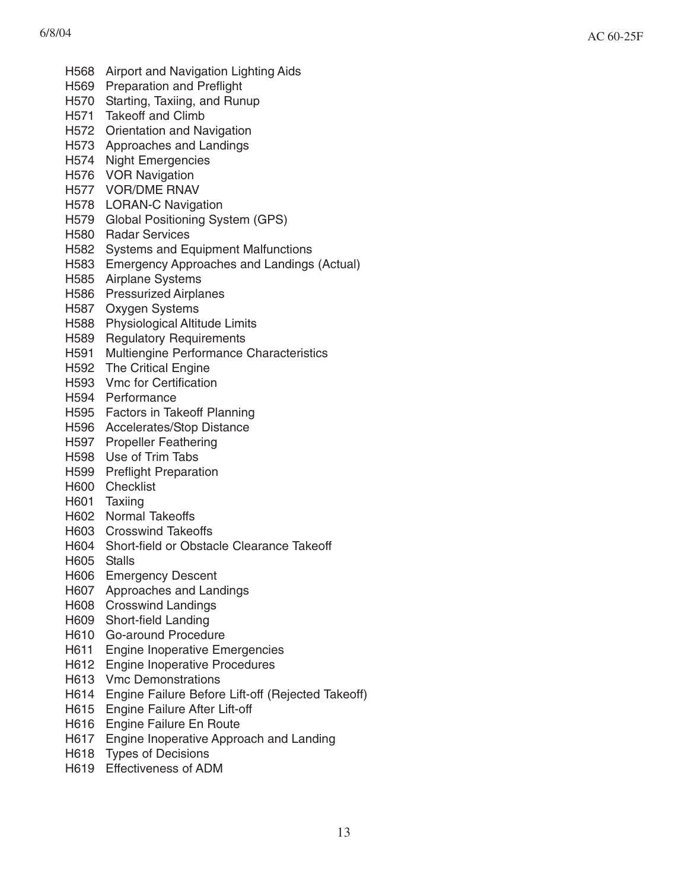H568 Airport and Navigation Lighting Aids
H569 Preparation and Preflight
H570 Starting, Taxiing, and Runup
H571 Takeoff and Climb
H572 Orientation and Navigation
H573 Approaches and Landings
H574 Night Emergencies
H576 VOR Navigation
H577 VOR/DME RNAV
H578 LORAN-C Navigation
H579 Global Positioning System (GPS)
H580 Radar Services
H582 Systems and Equipment Malfunctions
H583 Emergency Approaches and Landings (Actual)
H585 Airplane Systems
H586 Pressurized Airplanes
H587 Oxygen Systems
H588 Physiological Altitude Limits
H589 Regulatory Requirements
H591 Multiengine Performance Characteristics
H592 The Critical Engine
H593 Vmc for Certification
H594 Performance
H595 Factors in Takeoff Planning
H596 Accelerates/Stop Distance
H597 Propeller Feathering
H598 Use of Trim Tabs
H599 Preflight Preparation
H600 Checklist
H601 Taxiing
H602 Normal Takeoffs
H603 Crosswind Takeoffs
H604 Short-field or Obstacle Clearance Takeoff
H605 Stalls
H606 Emergency Descent
H607 Approaches and Landings
H608 Crosswind Landings
H609 Short-field Landing
H610 Go-around Procedure
H611 Engine Inoperative Emergencies
H612 Engine Inoperative Procedures
H613 Vmc Demonstrations
H614 Engine Failure Before Lift-off (Rejected Takeoff)
H615 Engine Failure After Lift-off
H616 Engine Failure En Route
H617 Engine Inoperative Approach and Landing
H618 Types of Decisions
H619 Effectiveness of ADM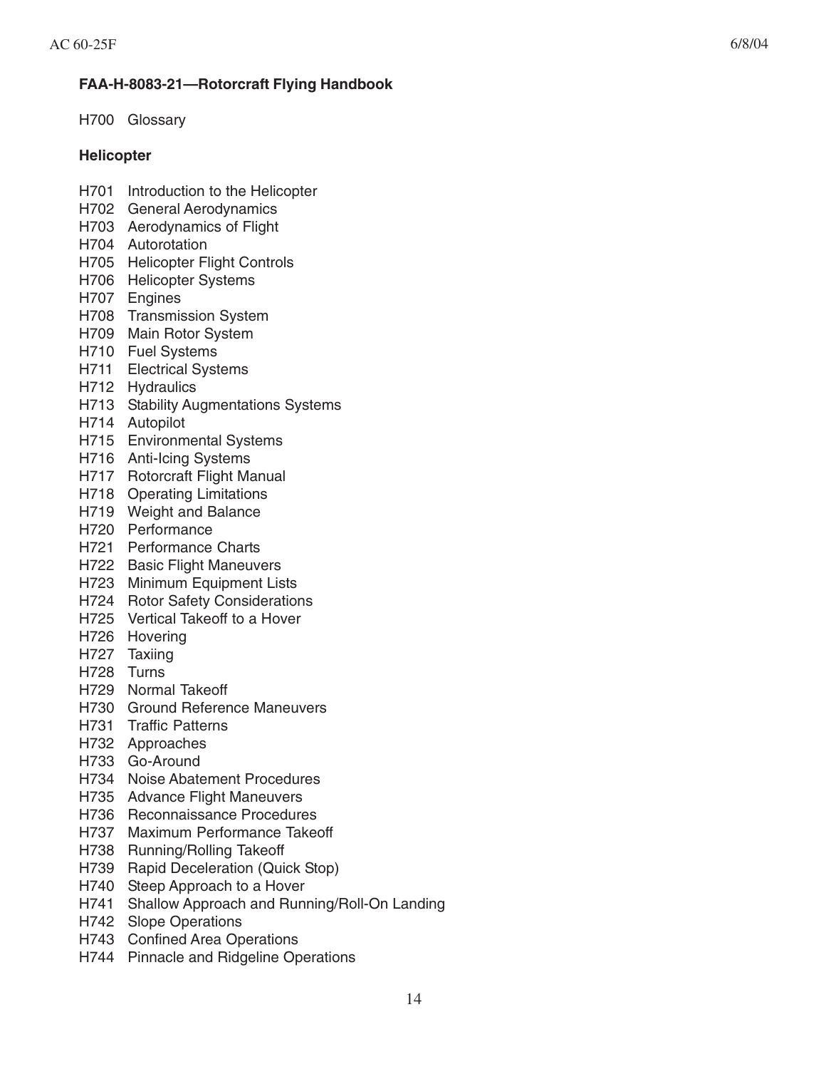**FAA-H-8083-21—Rotorcraft Flying Handbook**

H700 Glossary

**Helicopter**

H701 Introduction to the Helicopter
H702 General Aerodynamics
H703 Aerodynamics of Flight
H704 Autorotation
H705 Helicopter Flight Controls
H706 Helicopter Systems
H707 Engines
H708 Transmission System
H709 Main Rotor System
H710 Fuel Systems
H711 Electrical Systems
H712 Hydraulics
H713 Stability Augmentations Systems
H714 Autopilot
H715 Environmental Systems
H716 Anti-Icing Systems
H717 Rotorcraft Flight Manual
H718 Operating Limitations
H719 Weight and Balance
H720 Performance
H721 Performance Charts
H722 Basic Flight Maneuvers
H723 Minimum Equipment Lists
H724 Rotor Safety Considerations
H725 Vertical Takeoff to a Hover
H726 Hovering
H727 Taxiing
H728 Turns
H729 Normal Takeoff
H730 Ground Reference Maneuvers
H731 Traffic Patterns
H732 Approaches
H733 Go-Around
H734 Noise Abatement Procedures
H735 Advance Flight Maneuvers
H736 Reconnaissance Procedures
H737 Maximum Performance Takeoff
H738 Running/Rolling Takeoff
H739 Rapid Deceleration (Quick Stop)
H740 Steep Approach to a Hover
H741 Shallow Approach and Running/Roll-On Landing
H742 Slope Operations
H743 Confined Area Operations
H744 Pinnacle and Ridgeline Operations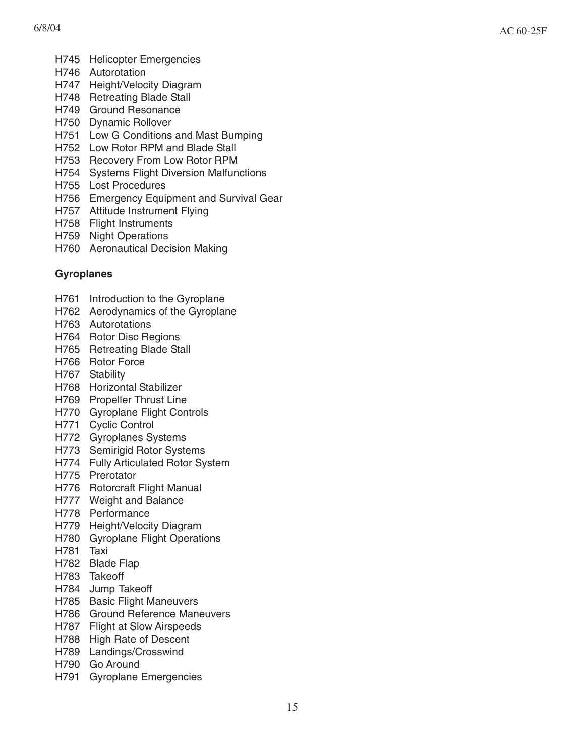H745 Helicopter Emergencies
H746 Autorotation
H747 Height/Velocity Diagram
H748 Retreating Blade Stall
H749 Ground Resonance
H750 Dynamic Rollover
H751 Low G Conditions and Mast Bumping
H752 Low Rotor RPM and Blade Stall
H753 Recovery From Low Rotor RPM
H754 Systems Flight Diversion Malfunctions
H755 Lost Procedures
H756 Emergency Equipment and Survival Gear
H757 Attitude Instrument Flying
H758 Flight Instruments
H759 Night Operations
H760 Aeronautical Decision Making

**Gyroplanes**

H761 Introduction to the Gyroplane
H762 Aerodynamics of the Gyroplane
H763 Autorotations
H764 Rotor Disc Regions
H765 Retreating Blade Stall
H766 Rotor Force
H767 Stability
H768 Horizontal Stabilizer
H769 Propeller Thrust Line
H770 Gyroplane Flight Controls
H771 Cyclic Control
H772 Gyroplanes Systems
H773 Semirigid Rotor Systems
H774 Fully Articulated Rotor System
H775 Prerotator
H776 Rotorcraft Flight Manual
H777 Weight and Balance
H778 Performance
H779 Height/Velocity Diagram
H780 Gyroplane Flight Operations
H781 Taxi
H782 Blade Flap
H783 Takeoff
H784 Jump Takeoff
H785 Basic Flight Maneuvers
H786 Ground Reference Maneuvers
H787 Flight at Slow Airspeeds
H788 High Rate of Descent
H789 Landings/Crosswind
H790 Go Around
H791 Gyroplane Emergencies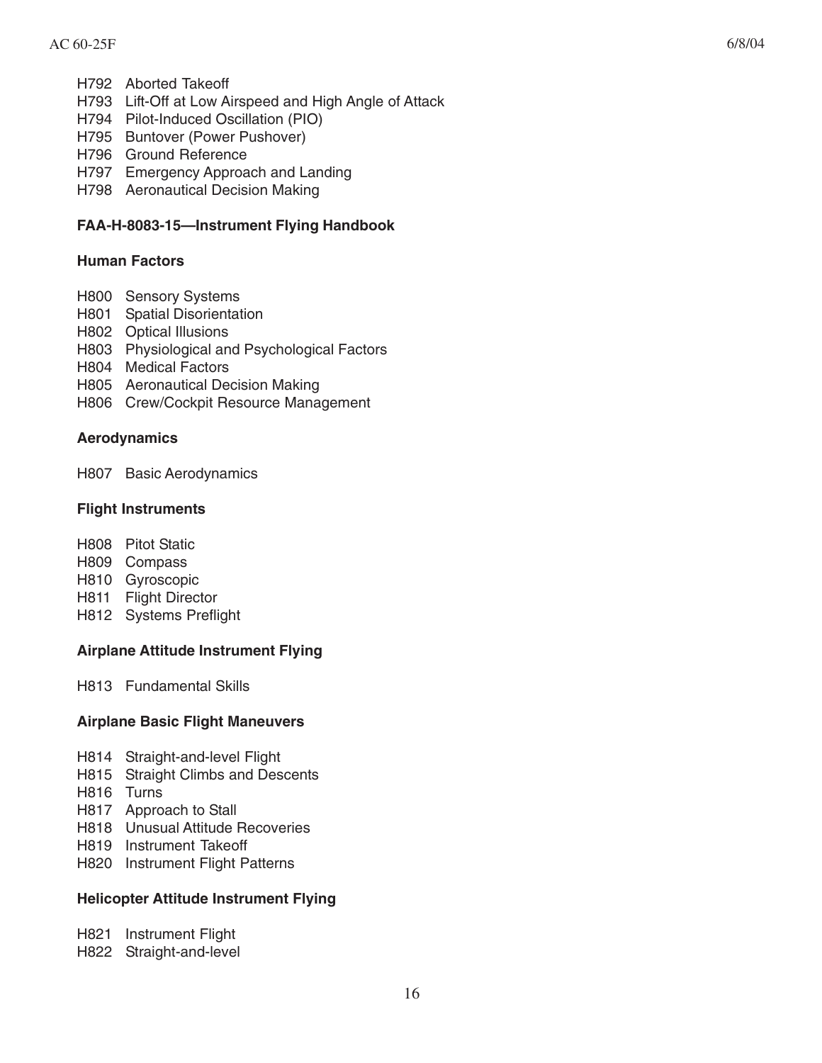H792 Aborted Takeoff
H793 Lift-Off at Low Airspeed and High Angle of Attack
H794 Pilot-Induced Oscillation (PIO)
H795 Buntover (Power Pushover)
H796 Ground Reference
H797 Emergency Approach and Landing
H798 Aeronautical Decision Making

**FAA-H-8083-15—Instrument Flying Handbook**

**Human Factors**

H800 Sensory Systems
H801 Spatial Disorientation
H802 Optical Illusions
H803 Physiological and Psychological Factors
H804 Medical Factors
H805 Aeronautical Decision Making
H806 Crew/Cockpit Resource Management

**Aerodynamics**

H807 Basic Aerodynamics

**Flight Instruments**

H808 Pitot Static
H809 Compass
H810 Gyroscopic
H811 Flight Director
H812 Systems Preflight

**Airplane Attitude Instrument Flying**

H813 Fundamental Skills

**Airplane Basic Flight Maneuvers**

H814 Straight-and-level Flight
H815 Straight Climbs and Descents
H816 Turns
H817 Approach to Stall
H818 Unusual Attitude Recoveries
H819 Instrument Takeoff
H820 Instrument Flight Patterns

**Helicopter Attitude Instrument Flying**

H821 Instrument Flight
H822 Straight-and-level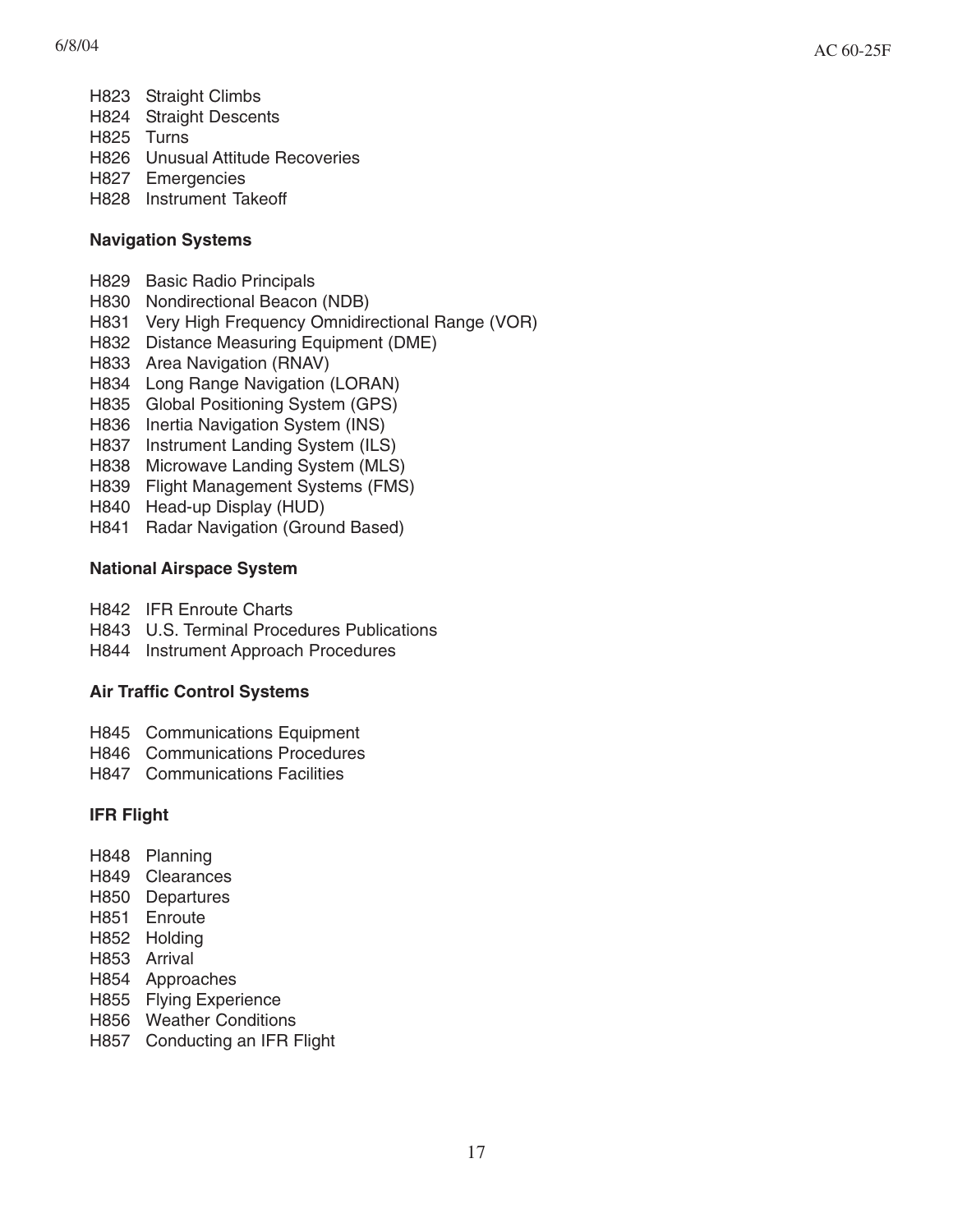H823 Straight Climbs
H824 Straight Descents
H825 Turns
H826 Unusual Attitude Recoveries
H827 Emergencies
H828 Instrument Takeoff

**Navigation Systems**

H829 Basic Radio Principals
H830 Nondirectional Beacon (NDB)
H831 Very High Frequency Omnidirectional Range (VOR)
H832 Distance Measuring Equipment (DME)
H833 Area Navigation (RNAV)
H834 Long Range Navigation (LORAN)
H835 Global Positioning System (GPS)
H836 Inertia Navigation System (INS)
H837 Instrument Landing System (ILS)
H838 Microwave Landing System (MLS)
H839 Flight Management Systems (FMS)
H840 Head-up Display (HUD)
H841 Radar Navigation (Ground Based)

**National Airspace System**

H842 IFR Enroute Charts
H843 U.S. Terminal Procedures Publications
H844 Instrument Approach Procedures

**Air Traffic Control Systems**

H845 Communications Equipment
H846 Communications Procedures
H847 Communications Facilities

**IFR Flight**

H848 Planning
H849 Clearances
H850 Departures
H851 Enroute
H852 Holding
H853 Arrival
H854 Approaches
H855 Flying Experience
H856 Weather Conditions
H857 Conducting an IFR Flight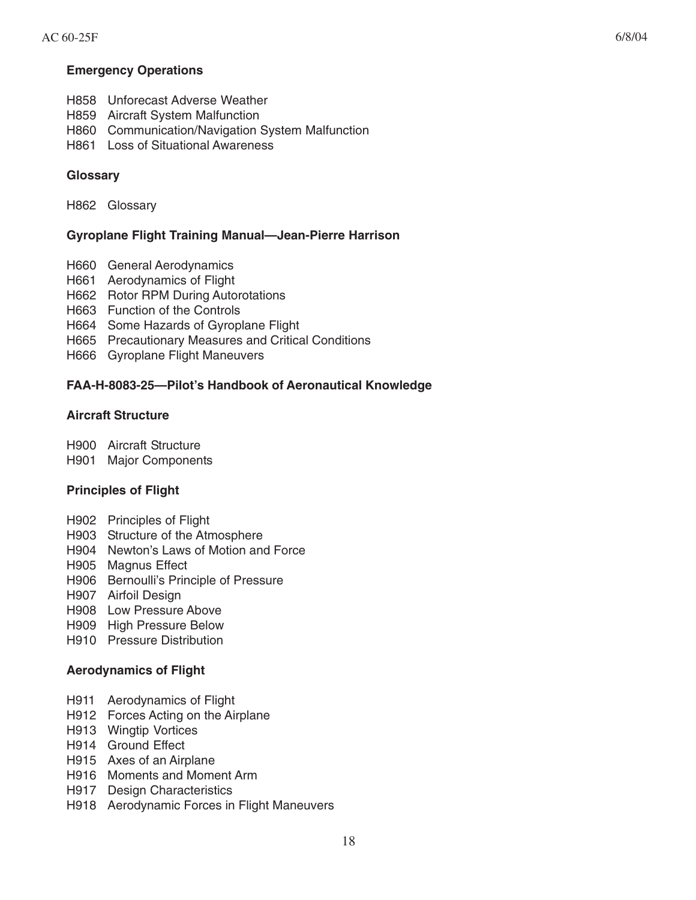**Emergency Operations**

H858 Unforecast Adverse Weather
H859 Aircraft System Malfunction
H860 Communication/Navigation System Malfunction
H861 Loss of Situational Awareness

**Glossary**

H862 Glossary

**Gyroplane Flight Training Manual—Jean-Pierre Harrison**

H660 General Aerodynamics
H661 Aerodynamics of Flight
H662 Rotor RPM During Autorotations
H663 Function of the Controls
H664 Some Hazards of Gyroplane Flight
H665 Precautionary Measures and Critical Conditions
H666 Gyroplane Flight Maneuvers

**FAA-H-8083-25—Pilot's Handbook of Aeronautical Knowledge**

**Aircraft Structure**

H900 Aircraft Structure
H901 Major Components

**Principles of Flight**

H902 Principles of Flight
H903 Structure of the Atmosphere
H904 Newton's Laws of Motion and Force
H905 Magnus Effect
H906 Bernoulli's Principle of Pressure
H907 Airfoil Design
H908 Low Pressure Above
H909 High Pressure Below
H910 Pressure Distribution

**Aerodynamics of Flight**

H911 Aerodynamics of Flight
H912 Forces Acting on the Airplane
H913 Wingtip Vortices
H914 Ground Effect
H915 Axes of an Airplane
H916 Moments and Moment Arm
H917 Design Characteristics
H918 Aerodynamic Forces in Flight Maneuvers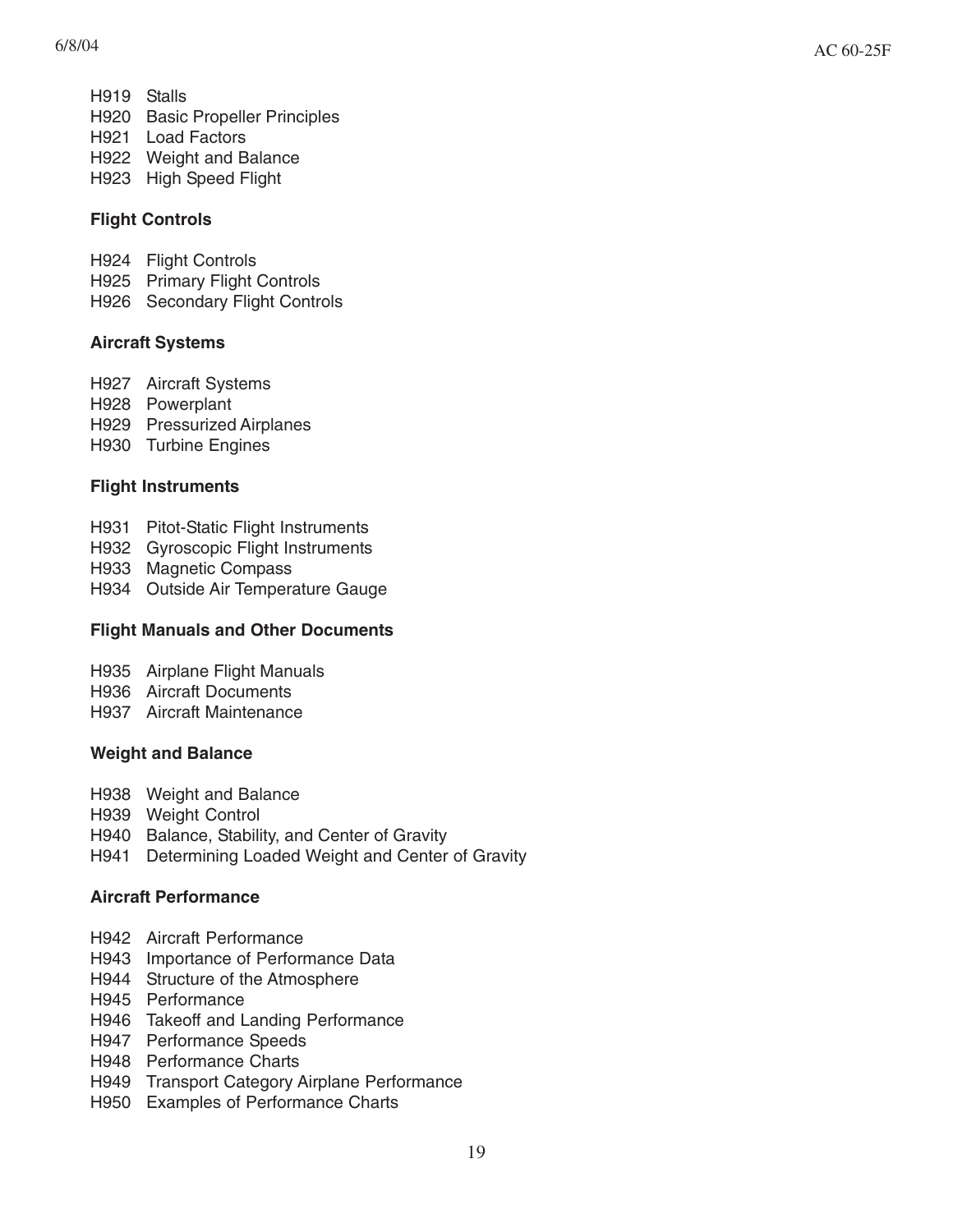H919 Stalls
H920 Basic Propeller Principles
H921 Load Factors
H922 Weight and Balance
H923 High Speed Flight

**Flight Controls**

H924 Flight Controls
H925 Primary Flight Controls
H926 Secondary Flight Controls

**Aircraft Systems**

H927 Aircraft Systems
H928 Powerplant
H929 Pressurized Airplanes
H930 Turbine Engines

**Flight Instruments**

H931 Pitot-Static Flight Instruments
H932 Gyroscopic Flight Instruments
H933 Magnetic Compass
H934 Outside Air Temperature Gauge

**Flight Manuals and Other Documents**

H935 Airplane Flight Manuals
H936 Aircraft Documents
H937 Aircraft Maintenance

**Weight and Balance**

H938 Weight and Balance
H939 Weight Control
H940 Balance, Stability, and Center of Gravity
H941 Determining Loaded Weight and Center of Gravity

**Aircraft Performance**

H942 Aircraft Performance
H943 Importance of Performance Data
H944 Structure of the Atmosphere
H945 Performance
H946 Takeoff and Landing Performance
H947 Performance Speeds
H948 Performance Charts
H949 Transport Category Airplane Performance
H950 Examples of Performance Charts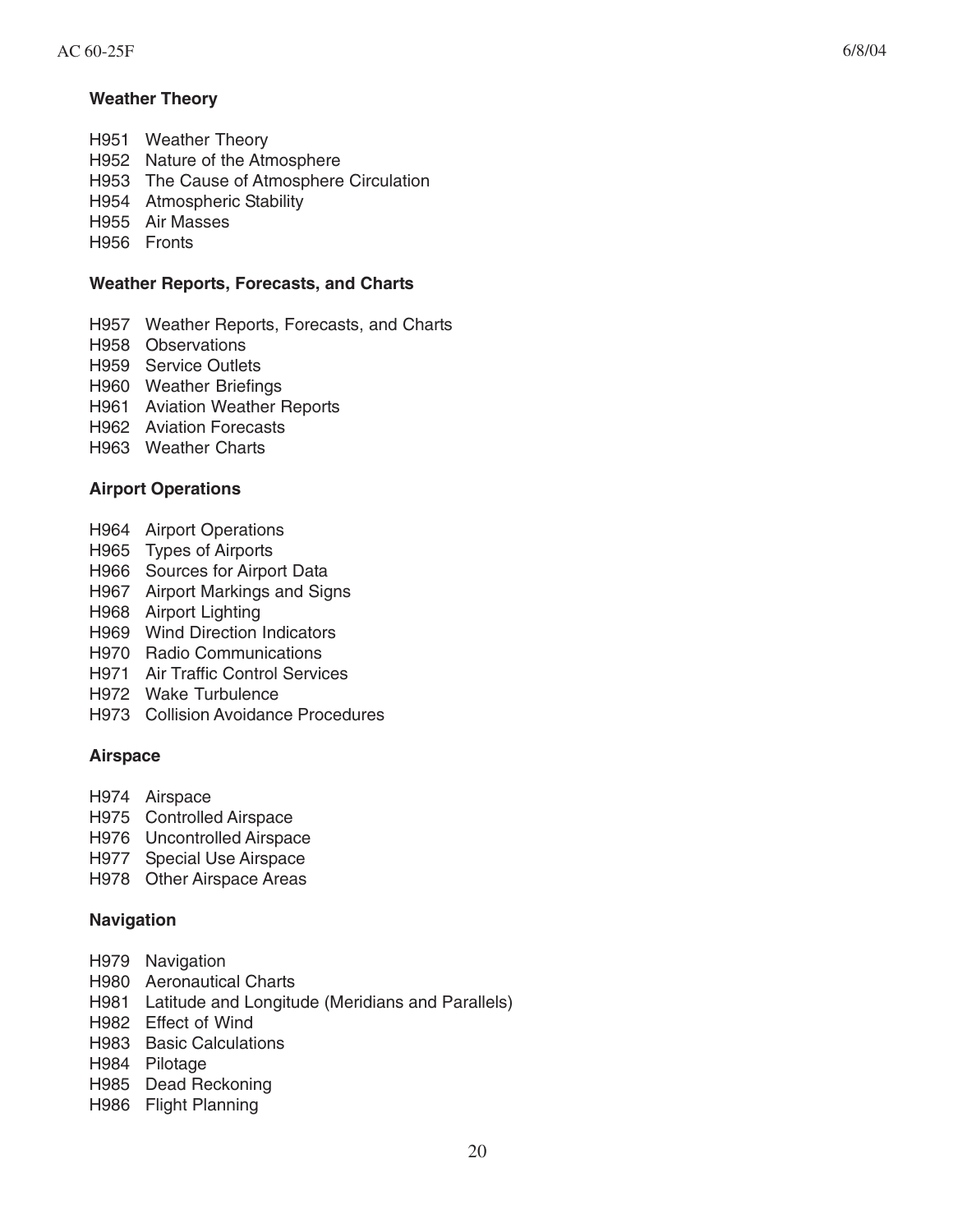**Weather Theory**

H951 Weather Theory
H952 Nature of the Atmosphere
H953 The Cause of Atmosphere Circulation
H954 Atmospheric Stability
H955 Air Masses
H956 Fronts

**Weather Reports, Forecasts, and Charts**

H957 Weather Reports, Forecasts, and Charts
H958 Observations
H959 Service Outlets
H960 Weather Briefings
H961 Aviation Weather Reports
H962 Aviation Forecasts
H963 Weather Charts

**Airport Operations**

H964 Airport Operations
H965 Types of Airports
H966 Sources for Airport Data
H967 Airport Markings and Signs
H968 Airport Lighting
H969 Wind Direction Indicators
H970 Radio Communications
H971 Air Traffic Control Services
H972 Wake Turbulence
H973 Collision Avoidance Procedures

**Airspace**

H974 Airspace
H975 Controlled Airspace
H976 Uncontrolled Airspace
H977 Special Use Airspace
H978 Other Airspace Areas

**Navigation**

H979 Navigation
H980 Aeronautical Charts
H981 Latitude and Longitude (Meridians and Parallels)
H982 Effect of Wind
H983 Basic Calculations
H984 Pilotage
H985 Dead Reckoning
H986 Flight Planning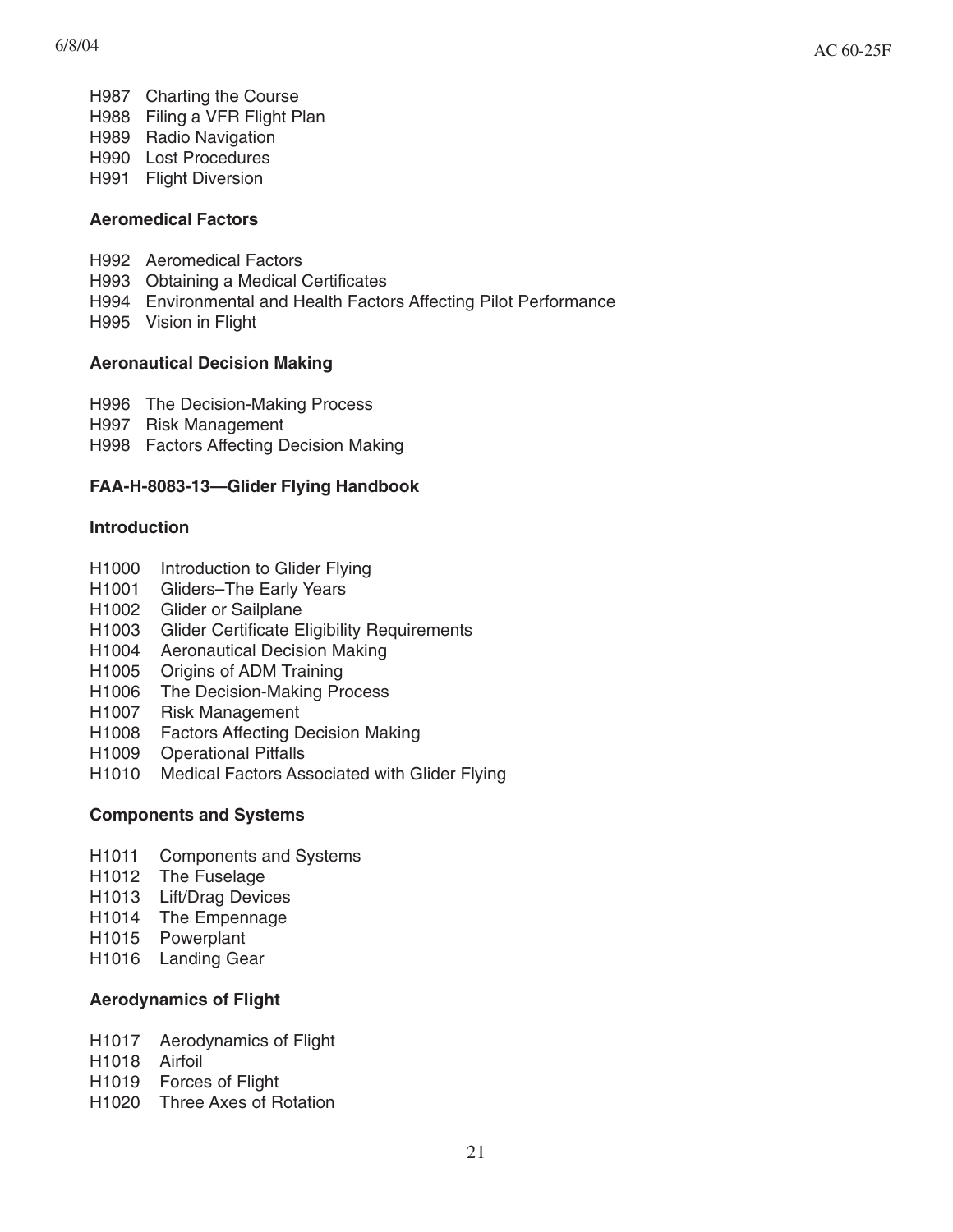H987 Charting the Course
H988 Filing a VFR Flight Plan
H989 Radio Navigation
H990 Lost Procedures
H991 Flight Diversion

**Aeromedical Factors**

H992 Aeromedical Factors
H993 Obtaining a Medical Certificates
H994 Environmental and Health Factors Affecting Pilot Performance
H995 Vision in Flight

**Aeronautical Decision Making**

H996 The Decision-Making Process
H997 Risk Management
H998 Factors Affecting Decision Making

**FAA-H-8083-13—Glider Flying Handbook**

**Introduction**

H1000 Introduction to Glider Flying
H1001 Gliders–The Early Years
H1002 Glider or Sailplane
H1003 Glider Certificate Eligibility Requirements
H1004 Aeronautical Decision Making
H1005 Origins of ADM Training
H1006 The Decision-Making Process
H1007 Risk Management
H1008 Factors Affecting Decision Making
H1009 Operational Pitfalls
H1010 Medical Factors Associated with Glider Flying

**Components and Systems**

H1011 Components and Systems
H1012 The Fuselage
H1013 Lift/Drag Devices
H1014 The Empennage
H1015 Powerplant
H1016 Landing Gear

**Aerodynamics of Flight**

H1017 Aerodynamics of Flight
H1018 Airfoil
H1019 Forces of Flight
H1020 Three Axes of Rotation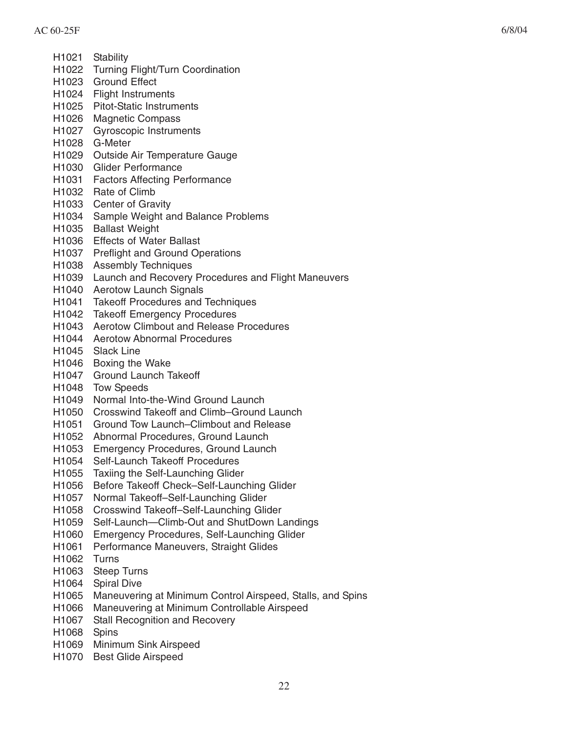H1021 Stability
H1022 Turning Flight/Turn Coordination
H1023 Ground Effect
H1024 Flight Instruments
H1025 Pitot-Static Instruments
H1026 Magnetic Compass
H1027 Gyroscopic Instruments
H1028 G-Meter
H1029 Outside Air Temperature Gauge
H1030 Glider Performance
H1031 Factors Affecting Performance
H1032 Rate of Climb
H1033 Center of Gravity
H1034 Sample Weight and Balance Problems
H1035 Ballast Weight
H1036 Effects of Water Ballast
H1037 Preflight and Ground Operations
H1038 Assembly Techniques
H1039 Launch and Recovery Procedures and Flight Maneuvers
H1040 Aerotow Launch Signals
H1041 Takeoff Procedures and Techniques
H1042 Takeoff Emergency Procedures
H1043 Aerotow Climbout and Release Procedures
H1044 Aerotow Abnormal Procedures
H1045 Slack Line
H1046 Boxing the Wake
H1047 Ground Launch Takeoff
H1048 Tow Speeds
H1049 Normal Into-the-Wind Ground Launch
H1050 Crosswind Takeoff and Climb–Ground Launch
H1051 Ground Tow Launch–Climbout and Release
H1052 Abnormal Procedures, Ground Launch
H1053 Emergency Procedures, Ground Launch
H1054 Self-Launch Takeoff Procedures
H1055 Taxiing the Self-Launching Glider
H1056 Before Takeoff Check–Self-Launching Glider
H1057 Normal Takeoff–Self-Launching Glider
H1058 Crosswind Takeoff–Self-Launching Glider
H1059 Self-Launch—Climb-Out and ShutDown Landings
H1060 Emergency Procedures, Self-Launching Glider
H1061 Performance Maneuvers, Straight Glides
H1062 Turns
H1063 Steep Turns
H1064 Spiral Dive
H1065 Maneuvering at Minimum Control Airspeed, Stalls, and Spins
H1066 Maneuvering at Minimum Controllable Airspeed
H1067 Stall Recognition and Recovery
H1068 Spins
H1069 Minimum Sink Airspeed
H1070 Best Glide Airspeed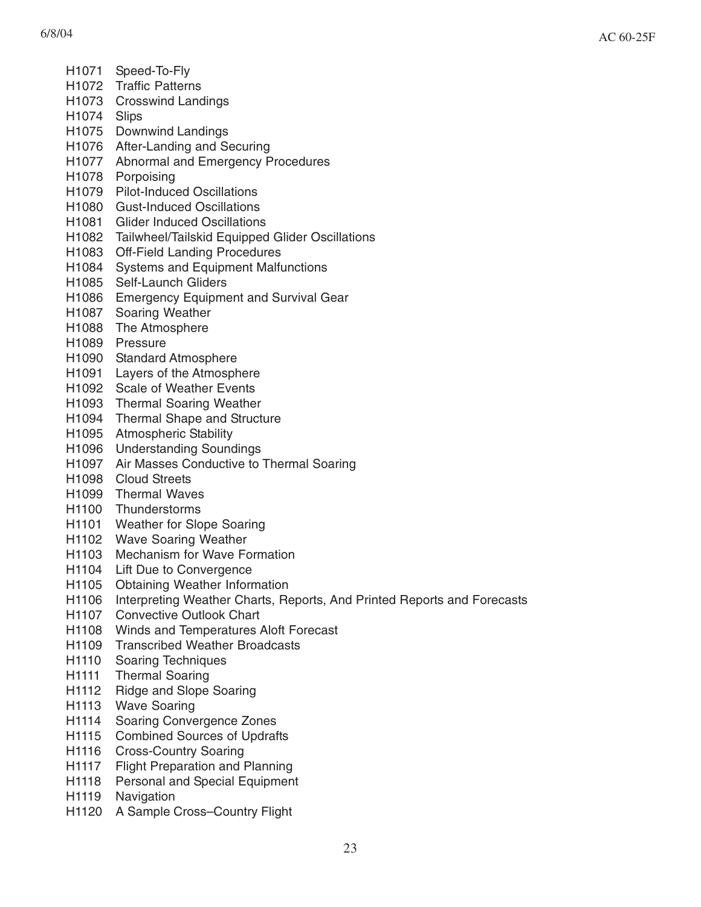H1071 Speed-To-Fly
H1072 Traffic Patterns
H1073 Crosswind Landings
H1074 Slips
H1075 Downwind Landings
H1076 After-Landing and Securing
H1077 Abnormal and Emergency Procedures
H1078 Porpoising
H1079 Pilot-Induced Oscillations
H1080 Gust-Induced Oscillations
H1081 Glider Induced Oscillations
H1082 Tailwheel/Tailskid Equipped Glider Oscillations
H1083 Off-Field Landing Procedures
H1084 Systems and Equipment Malfunctions
H1085 Self-Launch Gliders
H1086 Emergency Equipment and Survival Gear
H1087 Soaring Weather
H1088 The Atmosphere
H1089 Pressure
H1090 Standard Atmosphere
H1091 Layers of the Atmosphere
H1092 Scale of Weather Events
H1093 Thermal Soaring Weather
H1094 Thermal Shape and Structure
H1095 Atmospheric Stability
H1096 Understanding Soundings
H1097 Air Masses Conductive to Thermal Soaring
H1098 Cloud Streets
H1099 Thermal Waves
H1100 Thunderstorms
H1101 Weather for Slope Soaring
H1102 Wave Soaring Weather
H1103 Mechanism for Wave Formation
H1104 Lift Due to Convergence
H1105 Obtaining Weather Information
H1106 Interpreting Weather Charts, Reports, And Printed Reports and Forecasts
H1107 Convective Outlook Chart
H1108 Winds and Temperatures Aloft Forecast
H1109 Transcribed Weather Broadcasts
H1110 Soaring Techniques
H1111 Thermal Soaring
H1112 Ridge and Slope Soaring
H1113 Wave Soaring
H1114 Soaring Convergence Zones
H1115 Combined Sources of Updrafts
H1116 Cross-Country Soaring
H1117 Flight Preparation and Planning
H1118 Personal and Special Equipment
H1119 Navigation
H1120 A Sample Cross–Country Flight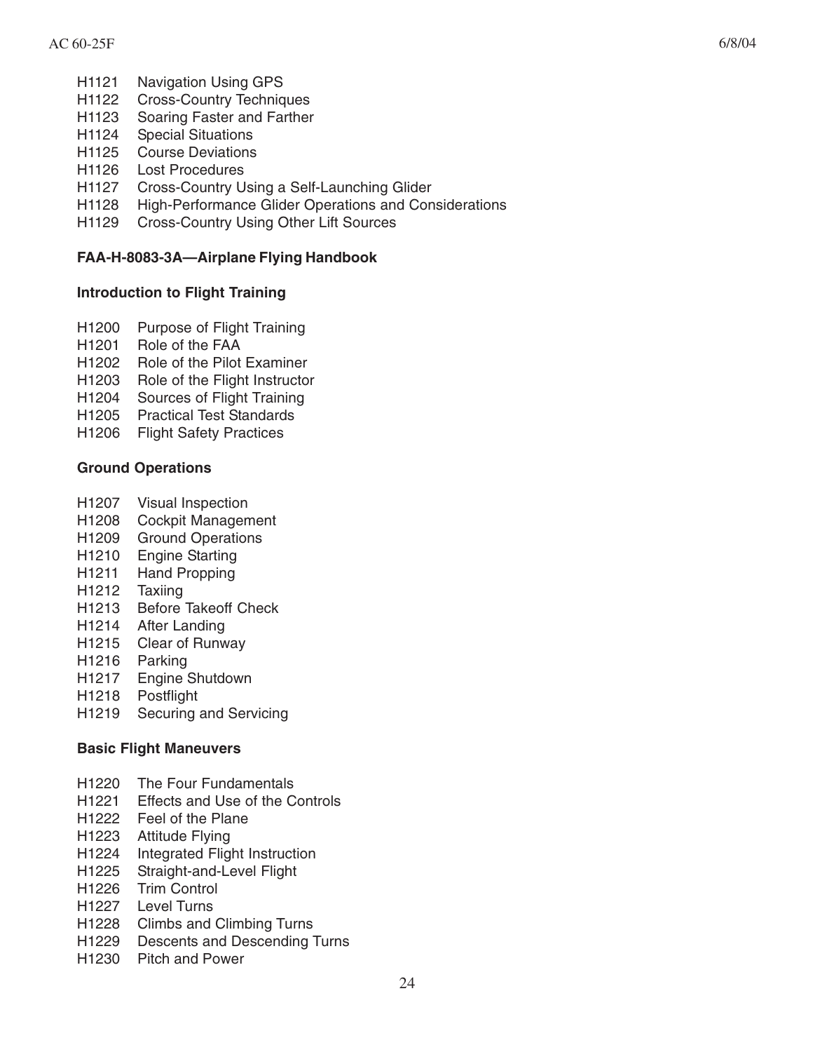H1121 Navigation Using GPS
H1122 Cross-Country Techniques
H1123 Soaring Faster and Farther
H1124 Special Situations
H1125 Course Deviations
H1126 Lost Procedures
H1127 Cross-Country Using a Self-Launching Glider
H1128 High-Performance Glider Operations and Considerations
H1129 Cross-Country Using Other Lift Sources

**FAA-H-8083-3A—Airplane Flying Handbook**

**Introduction to Flight Training**

H1200 Purpose of Flight Training
H1201 Role of the FAA
H1202 Role of the Pilot Examiner
H1203 Role of the Flight Instructor
H1204 Sources of Flight Training
H1205 Practical Test Standards
H1206 Flight Safety Practices

**Ground Operations**

H1207 Visual Inspection
H1208 Cockpit Management
H1209 Ground Operations
H1210 Engine Starting
H1211 Hand Propping
H1212 Taxiing
H1213 Before Takeoff Check
H1214 After Landing
H1215 Clear of Runway
H1216 Parking
H1217 Engine Shutdown
H1218 Postflight
H1219 Securing and Servicing

**Basic Flight Maneuvers**

H1220 The Four Fundamentals
H1221 Effects and Use of the Controls
H1222 Feel of the Plane
H1223 Attitude Flying
H1224 Integrated Flight Instruction
H1225 Straight-and-Level Flight
H1226 Trim Control
H1227 Level Turns
H1228 Climbs and Climbing Turns
H1229 Descents and Descending Turns
H1230 Pitch and Power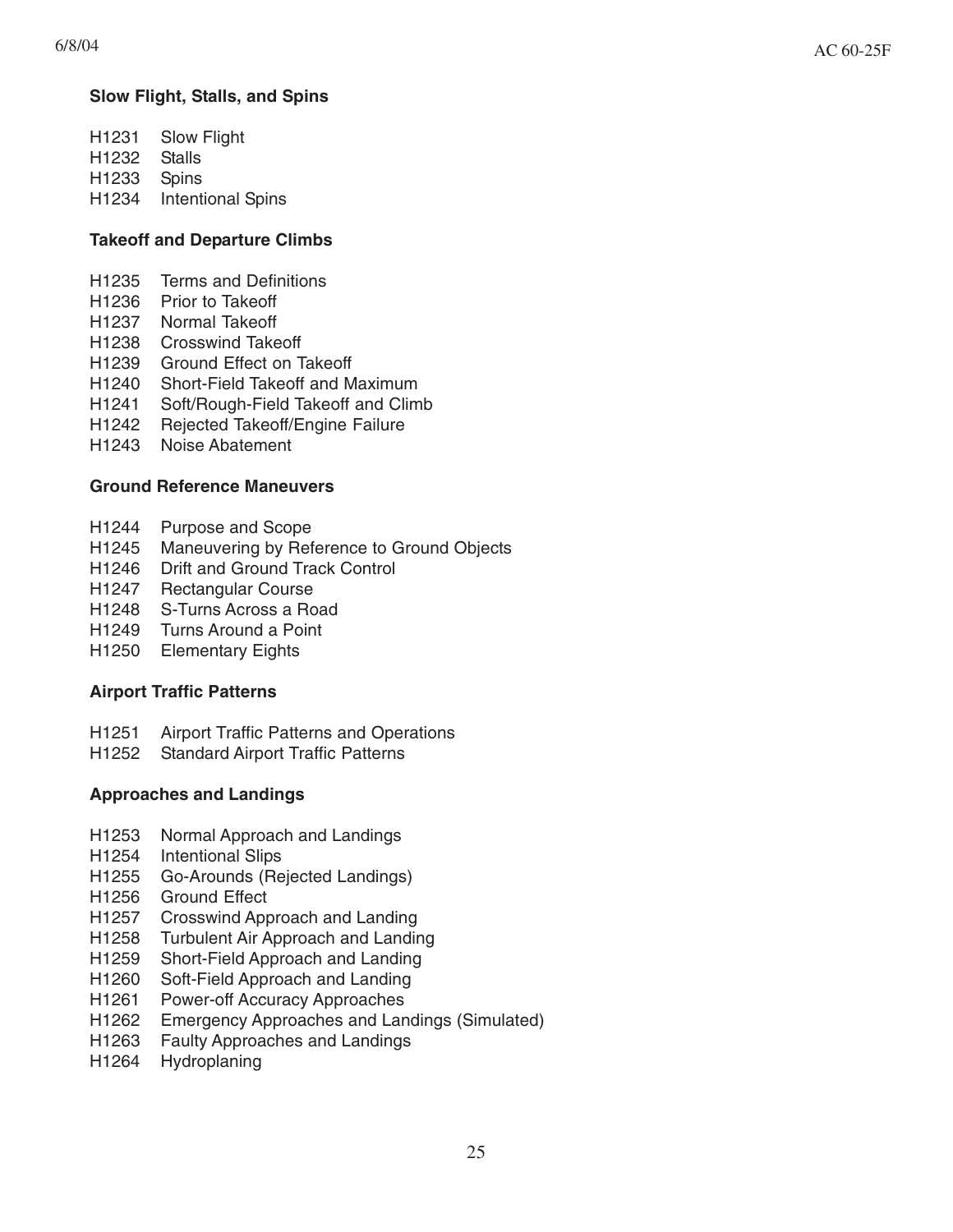**Slow Flight, Stalls, and Spins**

H1231 Slow Flight
H1232 Stalls
H1233 Spins
H1234 Intentional Spins

**Takeoff and Departure Climbs**

H1235 Terms and Definitions
H1236 Prior to Takeoff
H1237 Normal Takeoff
H1238 Crosswind Takeoff
H1239 Ground Effect on Takeoff
H1240 Short-Field Takeoff and Maximum
H1241 Soft/Rough-Field Takeoff and Climb
H1242 Rejected Takeoff/Engine Failure
H1243 Noise Abatement

**Ground Reference Maneuvers**

H1244 Purpose and Scope
H1245 Maneuvering by Reference to Ground Objects
H1246 Drift and Ground Track Control
H1247 Rectangular Course
H1248 S-Turns Across a Road
H1249 Turns Around a Point
H1250 Elementary Eights

**Airport Traffic Patterns**

H1251 Airport Traffic Patterns and Operations
H1252 Standard Airport Traffic Patterns

**Approaches and Landings**

H1253 Normal Approach and Landings
H1254 Intentional Slips
H1255 Go-Arounds (Rejected Landings)
H1256 Ground Effect
H1257 Crosswind Approach and Landing
H1258 Turbulent Air Approach and Landing
H1259 Short-Field Approach and Landing
H1260 Soft-Field Approach and Landing
H1261 Power-off Accuracy Approaches
H1262 Emergency Approaches and Landings (Simulated)
H1263 Faulty Approaches and Landings
H1264 Hydroplaning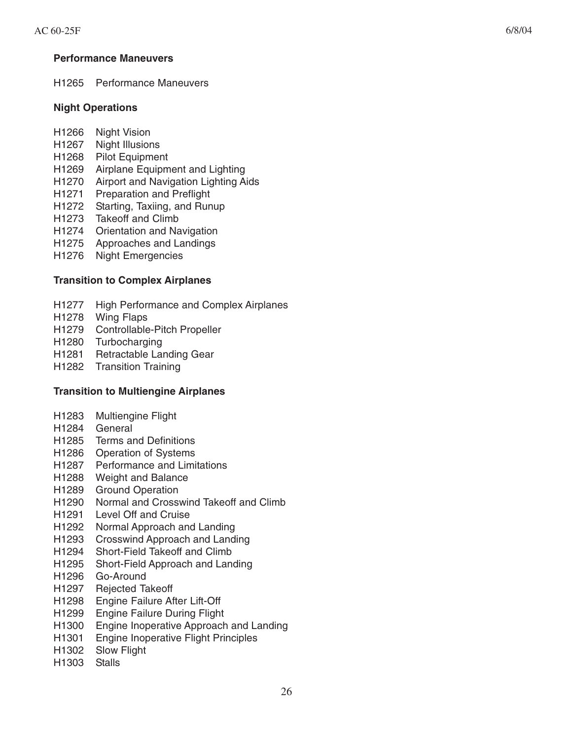**Performance Maneuvers**

H1265 Performance Maneuvers

**Night Operations**

H1266 Night Vision
H1267 Night Illusions
H1268 Pilot Equipment
H1269 Airplane Equipment and Lighting
H1270 Airport and Navigation Lighting Aids
H1271 Preparation and Preflight
H1272 Starting, Taxiing, and Runup
H1273 Takeoff and Climb
H1274 Orientation and Navigation
H1275 Approaches and Landings
H1276 Night Emergencies

**Transition to Complex Airplanes**

H1277 High Performance and Complex Airplanes
H1278 Wing Flaps
H1279 Controllable-Pitch Propeller
H1280 Turbocharging
H1281 Retractable Landing Gear
H1282 Transition Training

**Transition to Multiengine Airplanes**

H1283 Multiengine Flight
H1284 General
H1285 Terms and Definitions
H1286 Operation of Systems
H1287 Performance and Limitations
H1288 Weight and Balance
H1289 Ground Operation
H1290 Normal and Crosswind Takeoff and Climb
H1291 Level Off and Cruise
H1292 Normal Approach and Landing
H1293 Crosswind Approach and Landing
H1294 Short-Field Takeoff and Climb
H1295 Short-Field Approach and Landing
H1296 Go-Around
H1297 Rejected Takeoff
H1298 Engine Failure After Lift-Off
H1299 Engine Failure During Flight
H1300 Engine Inoperative Approach and Landing
H1301 Engine Inoperative Flight Principles
H1302 Slow Flight
H1303 Stalls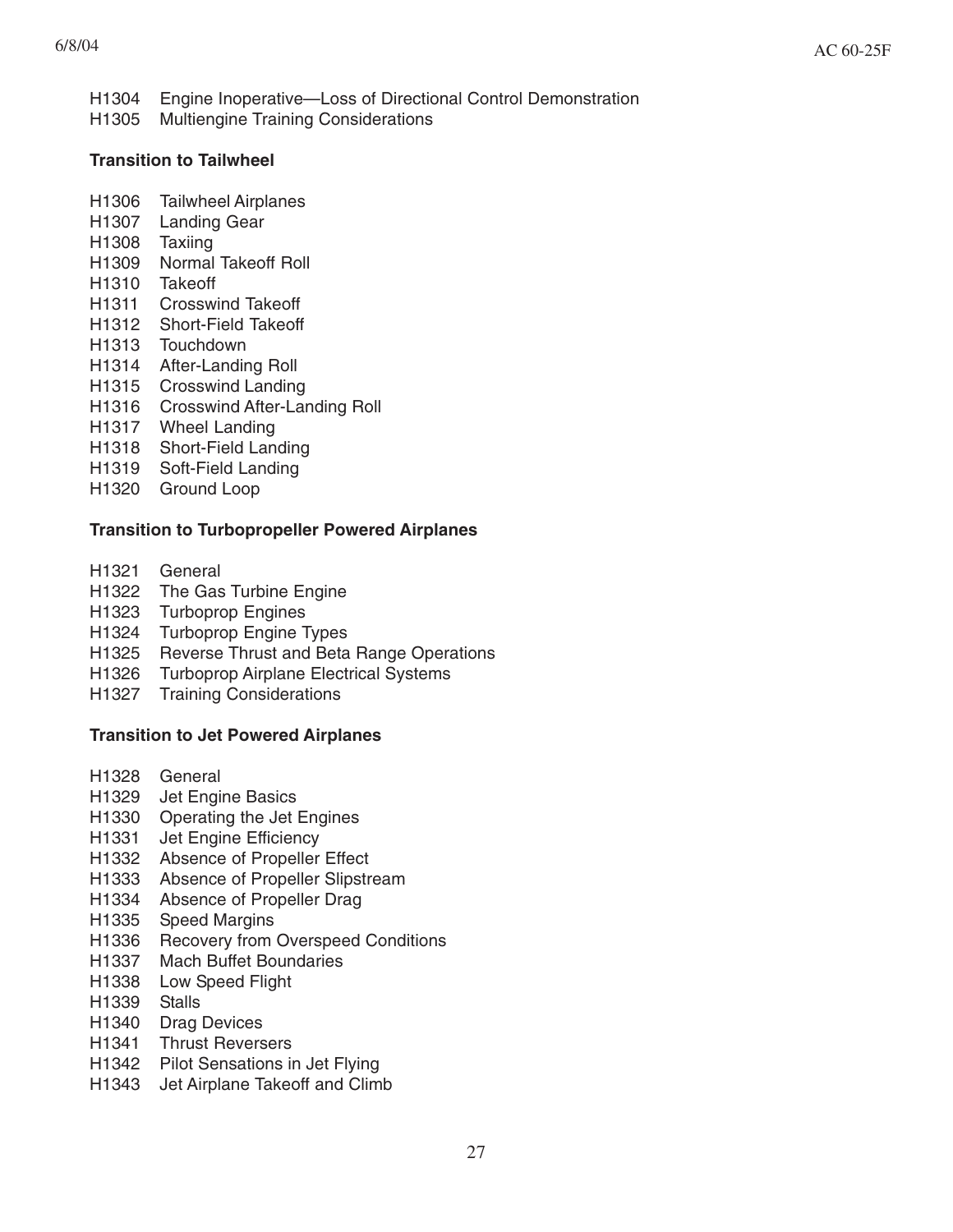H1304 Engine Inoperative—Loss of Directional Control Demonstration
H1305 Multiengine Training Considerations

**Transition to Tailwheel**

H1306 Tailwheel Airplanes
H1307 Landing Gear
H1308 Taxiing
H1309 Normal Takeoff Roll
H1310 Takeoff
H1311 Crosswind Takeoff
H1312 Short-Field Takeoff
H1313 Touchdown
H1314 After-Landing Roll
H1315 Crosswind Landing
H1316 Crosswind After-Landing Roll
H1317 Wheel Landing
H1318 Short-Field Landing
H1319 Soft-Field Landing
H1320 Ground Loop

**Transition to Turbopropeller Powered Airplanes**

H1321 General
H1322 The Gas Turbine Engine
H1323 Turboprop Engines
H1324 Turboprop Engine Types
H1325 Reverse Thrust and Beta Range Operations
H1326 Turboprop Airplane Electrical Systems
H1327 Training Considerations

**Transition to Jet Powered Airplanes**

H1328 General
H1329 Jet Engine Basics
H1330 Operating the Jet Engines
H1331 Jet Engine Efficiency
H1332 Absence of Propeller Effect
H1333 Absence of Propeller Slipstream
H1334 Absence of Propeller Drag
H1335 Speed Margins
H1336 Recovery from Overspeed Conditions
H1337 Mach Buffet Boundaries
H1338 Low Speed Flight
H1339 Stalls
H1340 Drag Devices
H1341 Thrust Reversers
H1342 Pilot Sensations in Jet Flying
H1343 Jet Airplane Takeoff and Climb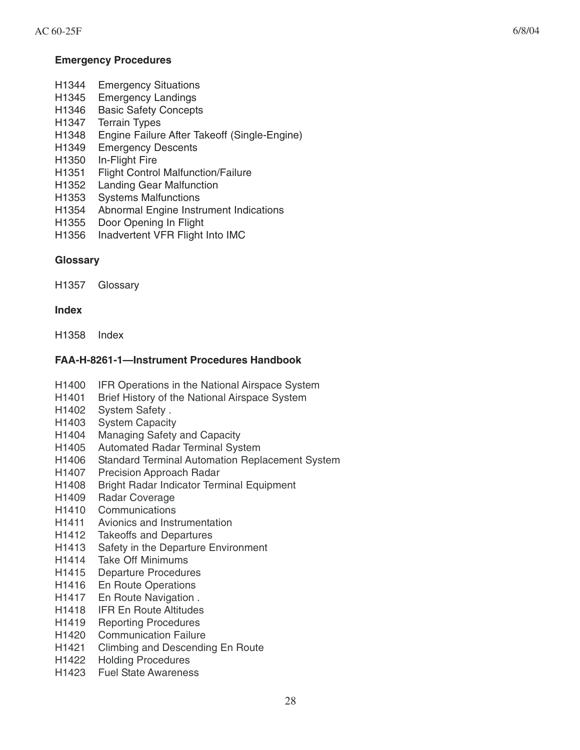**Emergency Procedures**

H1344 Emergency Situations
H1345 Emergency Landings
H1346 Basic Safety Concepts
H1347 Terrain Types
H1348 Engine Failure After Takeoff (Single-Engine)
H1349 Emergency Descents
H1350 In-Flight Fire
H1351 Flight Control Malfunction/Failure
H1352 Landing Gear Malfunction
H1353 Systems Malfunctions
H1354 Abnormal Engine Instrument Indications
H1355 Door Opening In Flight
H1356 Inadvertent VFR Flight Into IMC

**Glossary**

H1357 Glossary

**Index**

H1358 Index

**FAA-H-8261-1—Instrument Procedures Handbook**

H1400 IFR Operations in the National Airspace System
H1401 Brief History of the National Airspace System
H1402 System Safety .
H1403 System Capacity
H1404 Managing Safety and Capacity
H1405 Automated Radar Terminal System
H1406 Standard Terminal Automation Replacement System
H1407 Precision Approach Radar
H1408 Bright Radar Indicator Terminal Equipment
H1409 Radar Coverage
H1410 Communications
H1411 Avionics and Instrumentation
H1412 Takeoffs and Departures
H1413 Safety in the Departure Environment
H1414 Take Off Minimums
H1415 Departure Procedures
H1416 En Route Operations
H1417 En Route Navigation .
H1418 IFR En Route Altitudes
H1419 Reporting Procedures
H1420 Communication Failure
H1421 Climbing and Descending En Route
H1422 Holding Procedures
H1423 Fuel State Awareness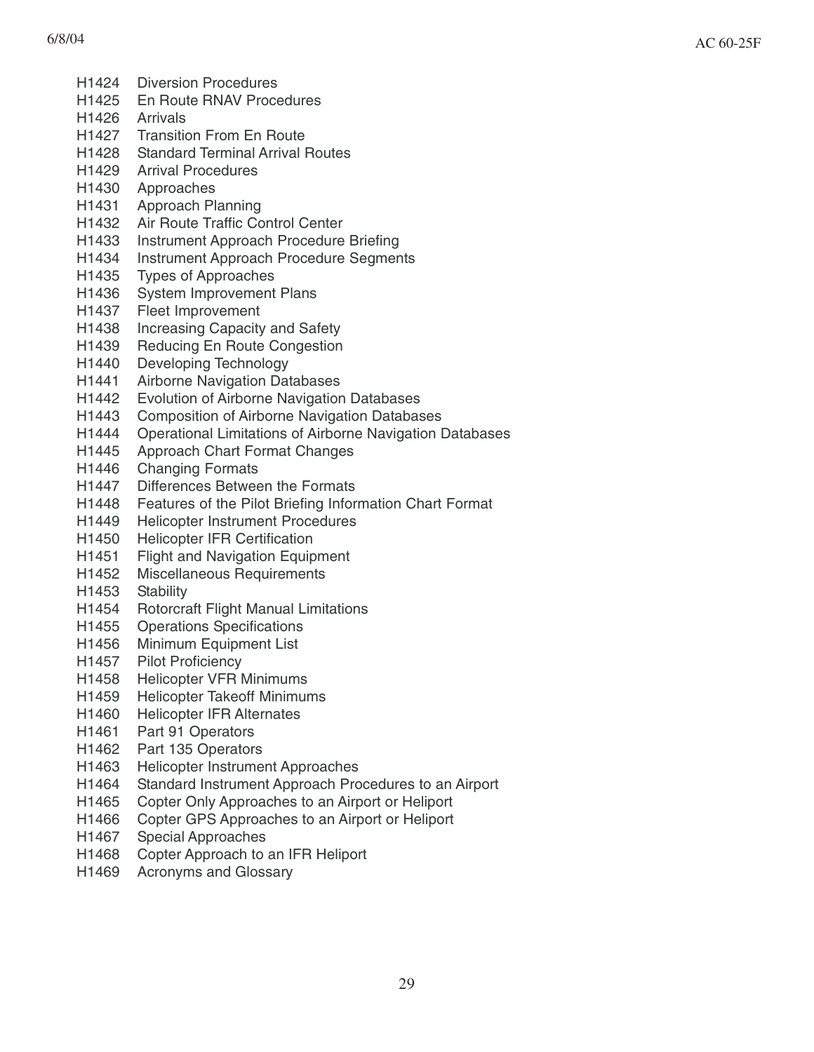H1424 Diversion Procedures
H1425 En Route RNAV Procedures
H1426 Arrivals
H1427 Transition From En Route
H1428 Standard Terminal Arrival Routes
H1429 Arrival Procedures
H1430 Approaches
H1431 Approach Planning
H1432 Air Route Traffic Control Center
H1433 Instrument Approach Procedure Briefing
H1434 Instrument Approach Procedure Segments
H1435 Types of Approaches
H1436 System Improvement Plans
H1437 Fleet Improvement
H1438 Increasing Capacity and Safety
H1439 Reducing En Route Congestion
H1440 Developing Technology
H1441 Airborne Navigation Databases
H1442 Evolution of Airborne Navigation Databases
H1443 Composition of Airborne Navigation Databases
H1444 Operational Limitations of Airborne Navigation Databases
H1445 Approach Chart Format Changes
H1446 Changing Formats
H1447 Differences Between the Formats
H1448 Features of the Pilot Briefing Information Chart Format
H1449 Helicopter Instrument Procedures
H1450 Helicopter IFR Certification
H1451 Flight and Navigation Equipment
H1452 Miscellaneous Requirements
H1453 Stability
H1454 Rotorcraft Flight Manual Limitations
H1455 Operations Specifications
H1456 Minimum Equipment List
H1457 Pilot Proficiency
H1458 Helicopter VFR Minimums
H1459 Helicopter Takeoff Minimums
H1460 Helicopter IFR Alternates
H1461 Part 91 Operators
H1462 Part 135 Operators
H1463 Helicopter Instrument Approaches
H1464 Standard Instrument Approach Procedures to an Airport
H1465 Copter Only Approaches to an Airport or Heliport
H1466 Copter GPS Approaches to an Airport or Heliport
H1467 Special Approaches
H1468 Copter Approach to an IFR Heliport
H1469 Acronyms and Glossary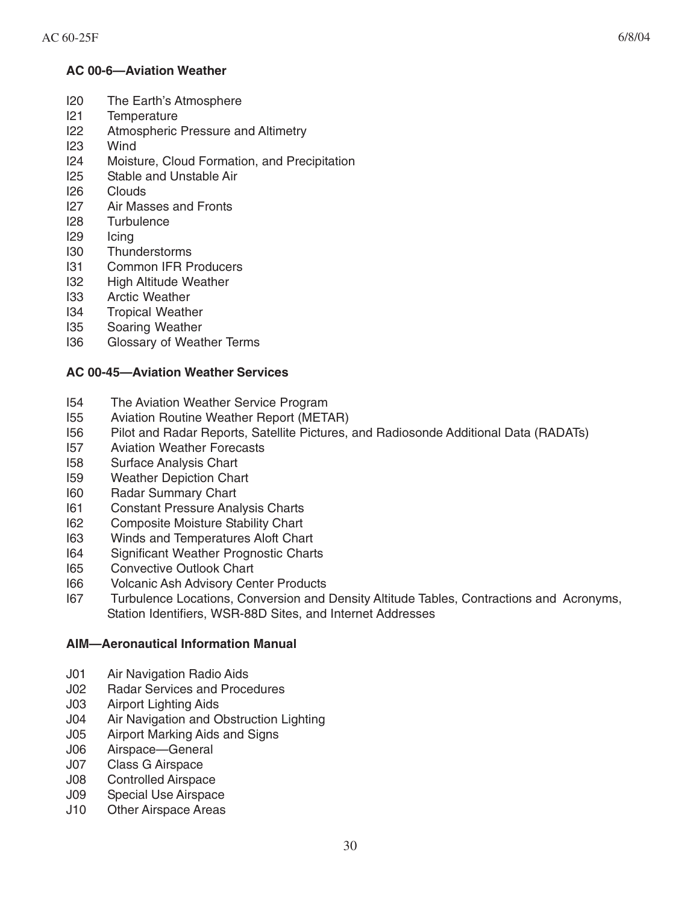**AC 00-6—Aviation Weather**

I20 The Earth's Atmosphere
I21 Temperature
I22 Atmospheric Pressure and Altimetry
I23 Wind
I24 Moisture, Cloud Formation, and Precipitation
I25 Stable and Unstable Air
I26 Clouds
I27 Air Masses and Fronts
I28 Turbulence
I29 Icing
I30 Thunderstorms
I31 Common IFR Producers
I32 High Altitude Weather
I33 Arctic Weather
I34 Tropical Weather
I35 Soaring Weather
I36 Glossary of Weather Terms

**AC 00-45—Aviation Weather Services**

I54 The Aviation Weather Service Program
I55 Aviation Routine Weather Report (METAR)
I56 Pilot and Radar Reports, Satellite Pictures, and Radiosonde Additional Data (RADATs)
I57 Aviation Weather Forecasts
I58 Surface Analysis Chart
I59 Weather Depiction Chart
I60 Radar Summary Chart
I61 Constant Pressure Analysis Charts
I62 Composite Moisture Stability Chart
I63 Winds and Temperatures Aloft Chart
I64 Significant Weather Prognostic Charts
I65 Convective Outlook Chart
I66 Volcanic Ash Advisory Center Products
I67 Turbulence Locations, Conversion and Density Altitude Tables, Contractions and Acronyms, Station Identifiers, WSR-88D Sites, and Internet Addresses

**AIM—Aeronautical Information Manual**

J01 Air Navigation Radio Aids
J02 Radar Services and Procedures
J03 Airport Lighting Aids
J04 Air Navigation and Obstruction Lighting
J05 Airport Marking Aids and Signs
J06 Airspace—General
J07 Class G Airspace
J08 Controlled Airspace
J09 Special Use Airspace
J10 Other Airspace Areas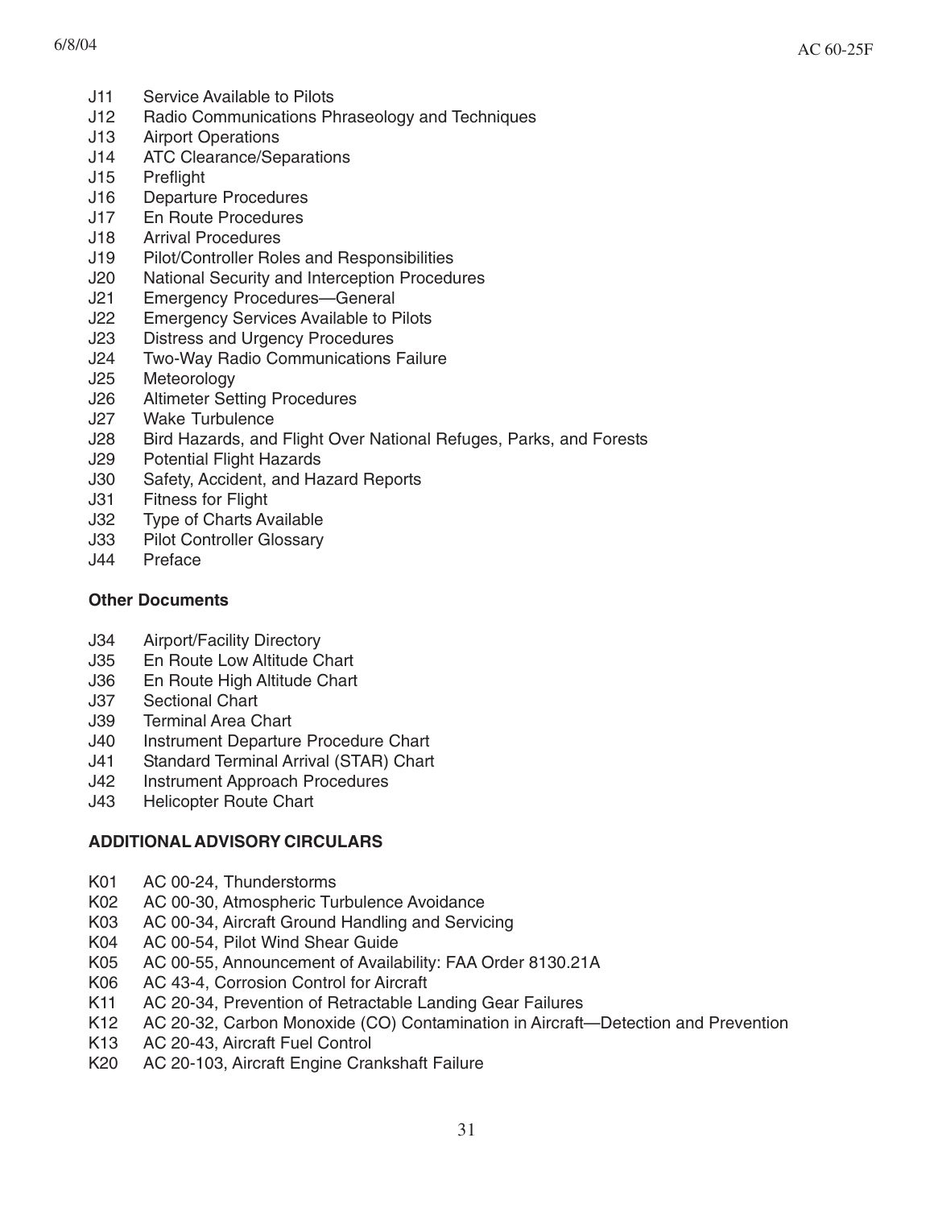J11 Service Available to Pilots
J12 Radio Communications Phraseology and Techniques
J13 Airport Operations
J14 ATC Clearance/Separations
J15 Preflight
J16 Departure Procedures
J17 En Route Procedures
J18 Arrival Procedures
J19 Pilot/Controller Roles and Responsibilities
J20 National Security and Interception Procedures
J21 Emergency Procedures—General
J22 Emergency Services Available to Pilots
J23 Distress and Urgency Procedures
J24 Two-Way Radio Communications Failure
J25 Meteorology
J26 Altimeter Setting Procedures
J27 Wake Turbulence
J28 Bird Hazards, and Flight Over National Refuges, Parks, and Forests
J29 Potential Flight Hazards
J30 Safety, Accident, and Hazard Reports
J31 Fitness for Flight
J32 Type of Charts Available
J33 Pilot Controller Glossary
J44 Preface

**Other Documents**

J34 Airport/Facility Directory
J35 En Route Low Altitude Chart
J36 En Route High Altitude Chart
J37 Sectional Chart
J39 Terminal Area Chart
J40 Instrument Departure Procedure Chart
J41 Standard Terminal Arrival (STAR) Chart
J42 Instrument Approach Procedures
J43 Helicopter Route Chart

**ADDITIONAL ADVISORY CIRCULARS**

K01 AC 00-24, Thunderstorms
K02 AC 00-30, Atmospheric Turbulence Avoidance
K03 AC 00-34, Aircraft Ground Handling and Servicing
K04 AC 00-54, Pilot Wind Shear Guide
K05 AC 00-55, Announcement of Availability: FAA Order 8130.21A
K06 AC 43-4, Corrosion Control for Aircraft
K11 AC 20-34, Prevention of Retractable Landing Gear Failures
K12 AC 20-32, Carbon Monoxide (CO) Contamination in Aircraft—Detection and Prevention
K13 AC 20-43, Aircraft Fuel Control
K20 AC 20-103, Aircraft Engine Crankshaft Failure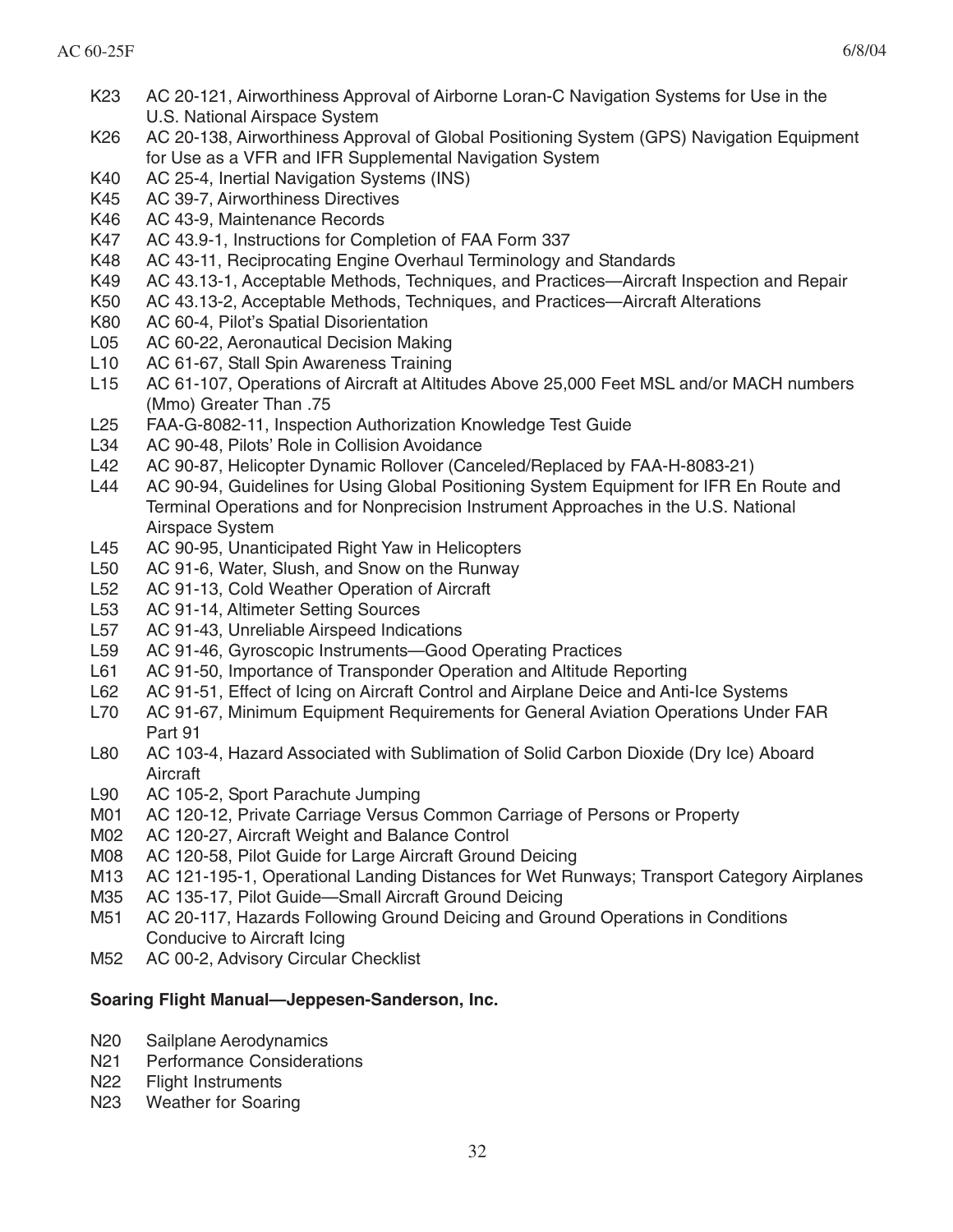K23 AC 20-121, Airworthiness Approval of Airborne Loran-C Navigation Systems for Use in the U.S. National Airspace System

K26 AC 20-138, Airworthiness Approval of Global Positioning System (GPS) Navigation Equipment for Use as a VFR and IFR Supplemental Navigation System

K40 AC 25-4, Inertial Navigation Systems (INS)

K45 AC 39-7, Airworthiness Directives

K46 AC 43-9, Maintenance Records

K47 AC 43.9-1, Instructions for Completion of FAA Form 337

K48 AC 43-11, Reciprocating Engine Overhaul Terminology and Standards

K49 AC 43.13-1, Acceptable Methods, Techniques, and Practices—Aircraft Inspection and Repair

K50 AC 43.13-2, Acceptable Methods, Techniques, and Practices—Aircraft Alterations

K80 AC 60-4, Pilot's Spatial Disorientation

L05 AC 60-22, Aeronautical Decision Making

L10 AC 61-67, Stall Spin Awareness Training

L15 AC 61-107, Operations of Aircraft at Altitudes Above 25,000 Feet MSL and/or MACH numbers (Mmo) Greater Than .75

L25 FAA-G-8082-11, Inspection Authorization Knowledge Test Guide

L34 AC 90-48, Pilots' Role in Collision Avoidance

L42 AC 90-87, Helicopter Dynamic Rollover (Canceled/Replaced by FAA-H-8083-21)

L44 AC 90-94, Guidelines for Using Global Positioning System Equipment for IFR En Route and Terminal Operations and for Nonprecision Instrument Approaches in the U.S. National Airspace System

L45 AC 90-95, Unanticipated Right Yaw in Helicopters

L50 AC 91-6, Water, Slush, and Snow on the Runway

L52 AC 91-13, Cold Weather Operation of Aircraft

L53 AC 91-14, Altimeter Setting Sources

L57 AC 91-43, Unreliable Airspeed Indications

L59 AC 91-46, Gyroscopic Instruments—Good Operating Practices

L61 AC 91-50, Importance of Transponder Operation and Altitude Reporting

L62 AC 91-51, Effect of Icing on Aircraft Control and Airplane Deice and Anti-Ice Systems

L70 AC 91-67, Minimum Equipment Requirements for General Aviation Operations Under FAR Part 91

L80 AC 103-4, Hazard Associated with Sublimation of Solid Carbon Dioxide (Dry Ice) Aboard Aircraft

L90 AC 105-2, Sport Parachute Jumping

M01 AC 120-12, Private Carriage Versus Common Carriage of Persons or Property

M02 AC 120-27, Aircraft Weight and Balance Control

M08 AC 120-58, Pilot Guide for Large Aircraft Ground Deicing

M13 AC 121-195-1, Operational Landing Distances for Wet Runways; Transport Category Airplanes

M35 AC 135-17, Pilot Guide—Small Aircraft Ground Deicing

M51 AC 20-117, Hazards Following Ground Deicing and Ground Operations in Conditions Conducive to Aircraft Icing

M52 AC 00-2, Advisory Circular Checklist

**Soaring Flight Manual—Jeppesen-Sanderson, Inc.**

N20 Sailplane Aerodynamics

N21 Performance Considerations

N22 Flight Instruments

N23 Weather for Soaring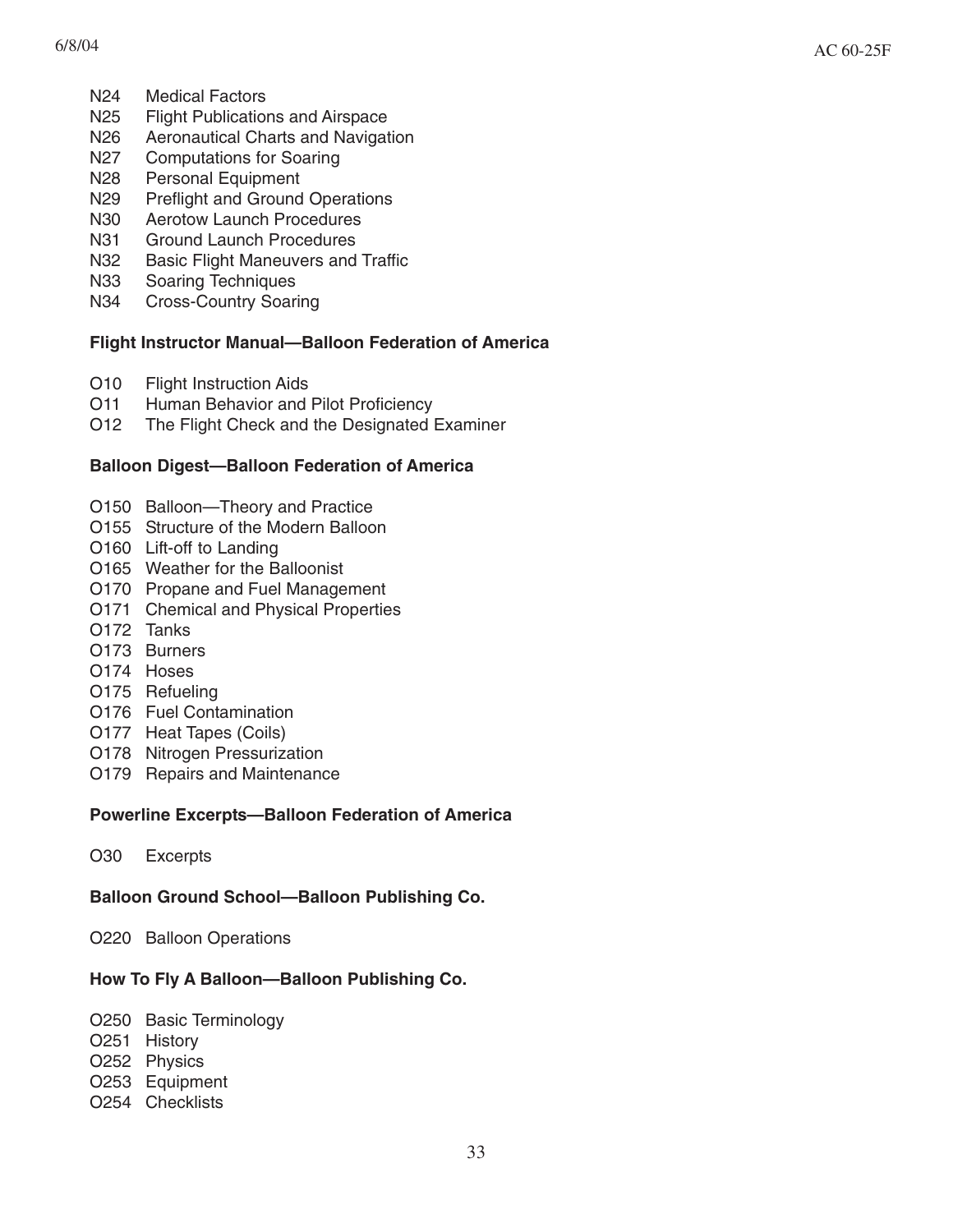N24 Medical Factors
N25 Flight Publications and Airspace
N26 Aeronautical Charts and Navigation
N27 Computations for Soaring
N28 Personal Equipment
N29 Preflight and Ground Operations
N30 Aerotow Launch Procedures
N31 Ground Launch Procedures
N32 Basic Flight Maneuvers and Traffic
N33 Soaring Techniques
N34 Cross-Country Soaring

**Flight Instructor Manual—Balloon Federation of America**

O10 Flight Instruction Aids
O11 Human Behavior and Pilot Proficiency
O12 The Flight Check and the Designated Examiner

**Balloon Digest—Balloon Federation of America**

O150 Balloon—Theory and Practice
O155 Structure of the Modern Balloon
O160 Lift-off to Landing
O165 Weather for the Balloonist
O170 Propane and Fuel Management
O171 Chemical and Physical Properties
O172 Tanks
O173 Burners
O174 Hoses
O175 Refueling
O176 Fuel Contamination
O177 Heat Tapes (Coils)
O178 Nitrogen Pressurization
O179 Repairs and Maintenance

**Powerline Excerpts—Balloon Federation of America**

O30 Excerpts

**Balloon Ground School—Balloon Publishing Co.**

O220 Balloon Operations

**How To Fly A Balloon—Balloon Publishing Co.**

O250 Basic Terminology
O251 History
O252 Physics
O253 Equipment
O254 Checklists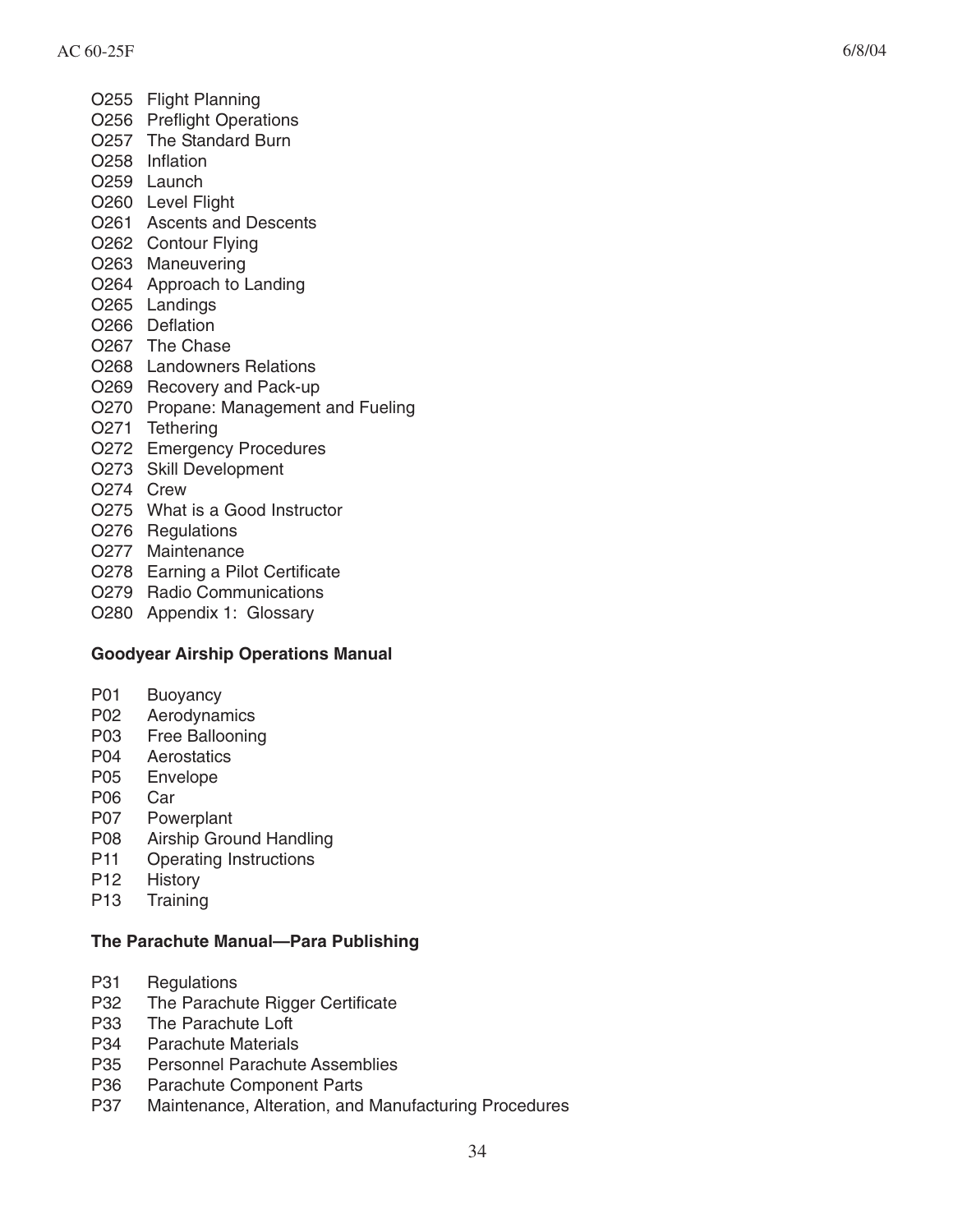O255 Flight Planning
O256 Preflight Operations
O257 The Standard Burn
O258 Inflation
O259 Launch
O260 Level Flight
O261 Ascents and Descents
O262 Contour Flying
O263 Maneuvering
O264 Approach to Landing
O265 Landings
O266 Deflation
O267 The Chase
O268 Landowners Relations
O269 Recovery and Pack-up
O270 Propane: Management and Fueling
O271 Tethering
O272 Emergency Procedures
O273 Skill Development
O274 Crew
O275 What is a Good Instructor
O276 Regulations
O277 Maintenance
O278 Earning a Pilot Certificate
O279 Radio Communications
O280 Appendix 1: Glossary

**Goodyear Airship Operations Manual**

P01 Buoyancy
P02 Aerodynamics
P03 Free Ballooning
P04 Aerostatics
P05 Envelope
P06 Car
P07 Powerplant
P08 Airship Ground Handling
P11 Operating Instructions
P12 History
P13 Training

**The Parachute Manual—Para Publishing**

P31 Regulations
P32 The Parachute Rigger Certificate
P33 The Parachute Loft
P34 Parachute Materials
P35 Personnel Parachute Assemblies
P36 Parachute Component Parts
P37 Maintenance, Alteration, and Manufacturing Procedures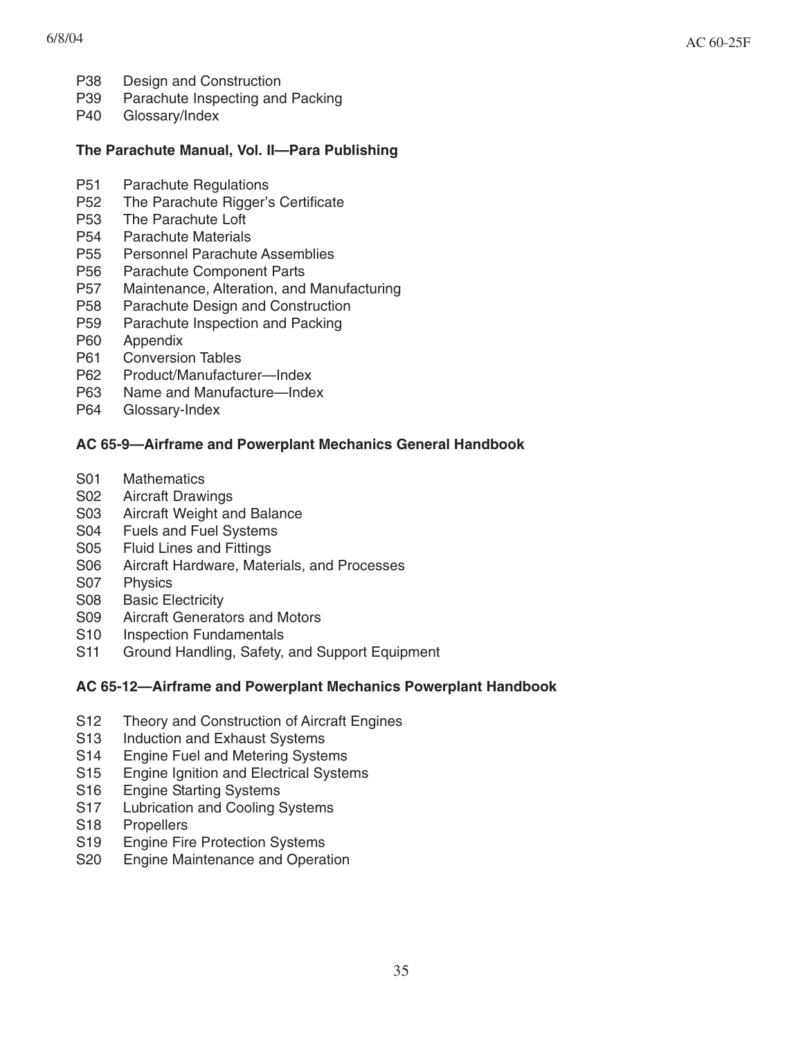P38 Design and Construction
P39 Parachute Inspecting and Packing
P40 Glossary/Index

**The Parachute Manual, Vol. II—Para Publishing**

P51 Parachute Regulations
P52 The Parachute Rigger's Certificate
P53 The Parachute Loft
P54 Parachute Materials
P55 Personnel Parachute Assemblies
P56 Parachute Component Parts
P57 Maintenance, Alteration, and Manufacturing
P58 Parachute Design and Construction
P59 Parachute Inspection and Packing
P60 Appendix
P61 Conversion Tables
P62 Product/Manufacturer—Index
P63 Name and Manufacture—Index
P64 Glossary-Index

**AC 65-9—Airframe and Powerplant Mechanics General Handbook**

S01 Mathematics
S02 Aircraft Drawings
S03 Aircraft Weight and Balance
S04 Fuels and Fuel Systems
S05 Fluid Lines and Fittings
S06 Aircraft Hardware, Materials, and Processes
S07 Physics
S08 Basic Electricity
S09 Aircraft Generators and Motors
S10 Inspection Fundamentals
S11 Ground Handling, Safety, and Support Equipment

**AC 65-12—Airframe and Powerplant Mechanics Powerplant Handbook**

S12 Theory and Construction of Aircraft Engines
S13 Induction and Exhaust Systems
S14 Engine Fuel and Metering Systems
S15 Engine Ignition and Electrical Systems
S16 Engine Starting Systems
S17 Lubrication and Cooling Systems
S18 Propellers
S19 Engine Fire Protection Systems
S20 Engine Maintenance and Operation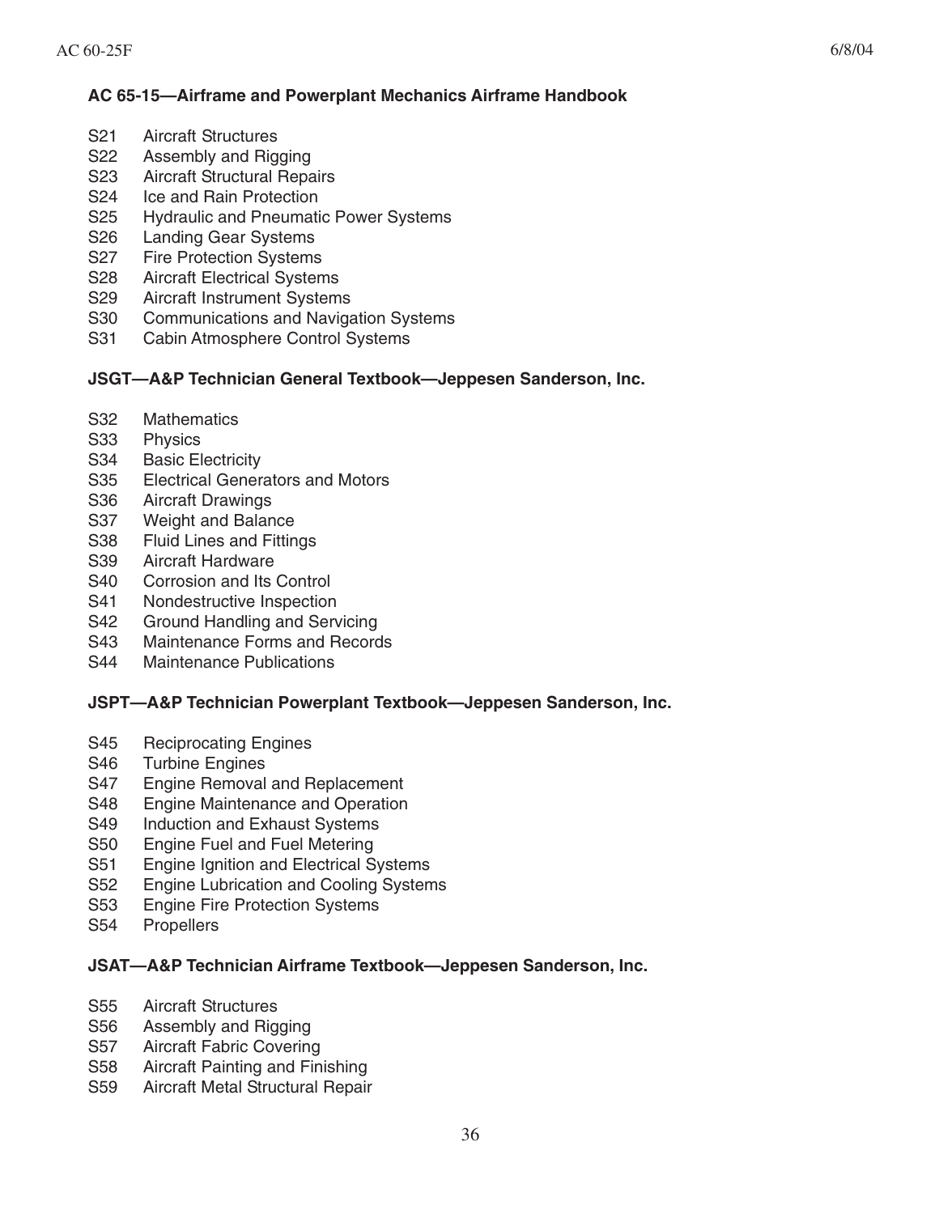**AC 65-15—Airframe and Powerplant Mechanics Airframe Handbook**

S21 Aircraft Structures
S22 Assembly and Rigging
S23 Aircraft Structural Repairs
S24 Ice and Rain Protection
S25 Hydraulic and Pneumatic Power Systems
S26 Landing Gear Systems
S27 Fire Protection Systems
S28 Aircraft Electrical Systems
S29 Aircraft Instrument Systems
S30 Communications and Navigation Systems
S31 Cabin Atmosphere Control Systems

**JSGT—A&P Technician General Textbook—Jeppesen Sanderson, Inc.**

S32 Mathematics
S33 Physics
S34 Basic Electricity
S35 Electrical Generators and Motors
S36 Aircraft Drawings
S37 Weight and Balance
S38 Fluid Lines and Fittings
S39 Aircraft Hardware
S40 Corrosion and Its Control
S41 Nondestructive Inspection
S42 Ground Handling and Servicing
S43 Maintenance Forms and Records
S44 Maintenance Publications

**JSPT—A&P Technician Powerplant Textbook—Jeppesen Sanderson, Inc.**

S45 Reciprocating Engines
S46 Turbine Engines
S47 Engine Removal and Replacement
S48 Engine Maintenance and Operation
S49 Induction and Exhaust Systems
S50 Engine Fuel and Fuel Metering
S51 Engine Ignition and Electrical Systems
S52 Engine Lubrication and Cooling Systems
S53 Engine Fire Protection Systems
S54 Propellers

**JSAT—A&P Technician Airframe Textbook—Jeppesen Sanderson, Inc.**

S55 Aircraft Structures
S56 Assembly and Rigging
S57 Aircraft Fabric Covering
S58 Aircraft Painting and Finishing
S59 Aircraft Metal Structural Repair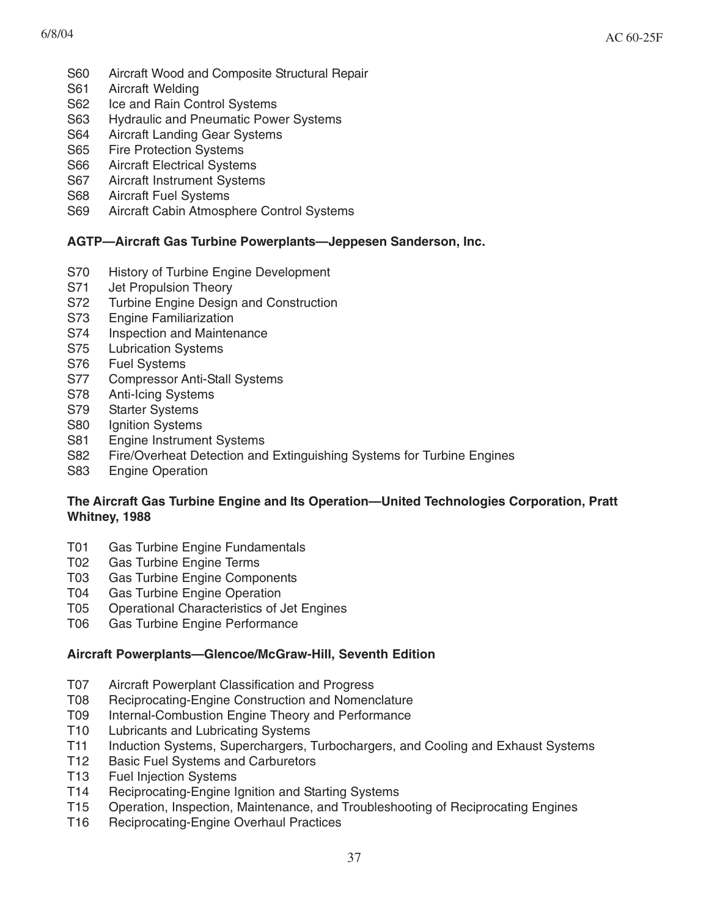S60 Aircraft Wood and Composite Structural Repair
S61 Aircraft Welding
S62 Ice and Rain Control Systems
S63 Hydraulic and Pneumatic Power Systems
S64 Aircraft Landing Gear Systems
S65 Fire Protection Systems
S66 Aircraft Electrical Systems
S67 Aircraft Instrument Systems
S68 Aircraft Fuel Systems
S69 Aircraft Cabin Atmosphere Control Systems

**AGTP—Aircraft Gas Turbine Powerplants—Jeppesen Sanderson, Inc.**

S70 History of Turbine Engine Development
S71 Jet Propulsion Theory
S72 Turbine Engine Design and Construction
S73 Engine Familiarization
S74 Inspection and Maintenance
S75 Lubrication Systems
S76 Fuel Systems
S77 Compressor Anti-Stall Systems
S78 Anti-Icing Systems
S79 Starter Systems
S80 Ignition Systems
S81 Engine Instrument Systems
S82 Fire/Overheat Detection and Extinguishing Systems for Turbine Engines
S83 Engine Operation

**The Aircraft Gas Turbine Engine and Its Operation—United Technologies Corporation, Pratt Whitney, 1988**

T01 Gas Turbine Engine Fundamentals
T02 Gas Turbine Engine Terms
T03 Gas Turbine Engine Components
T04 Gas Turbine Engine Operation
T05 Operational Characteristics of Jet Engines
T06 Gas Turbine Engine Performance

**Aircraft Powerplants—Glencoe/McGraw-Hill, Seventh Edition**

T07 Aircraft Powerplant Classification and Progress
T08 Reciprocating-Engine Construction and Nomenclature
T09 Internal-Combustion Engine Theory and Performance
T10 Lubricants and Lubricating Systems
T11 Induction Systems, Superchargers, Turbochargers, and Cooling and Exhaust Systems
T12 Basic Fuel Systems and Carburetors
T13 Fuel Injection Systems
T14 Reciprocating-Engine Ignition and Starting Systems
T15 Operation, Inspection, Maintenance, and Troubleshooting of Reciprocating Engines
T16 Reciprocating-Engine Overhaul Practices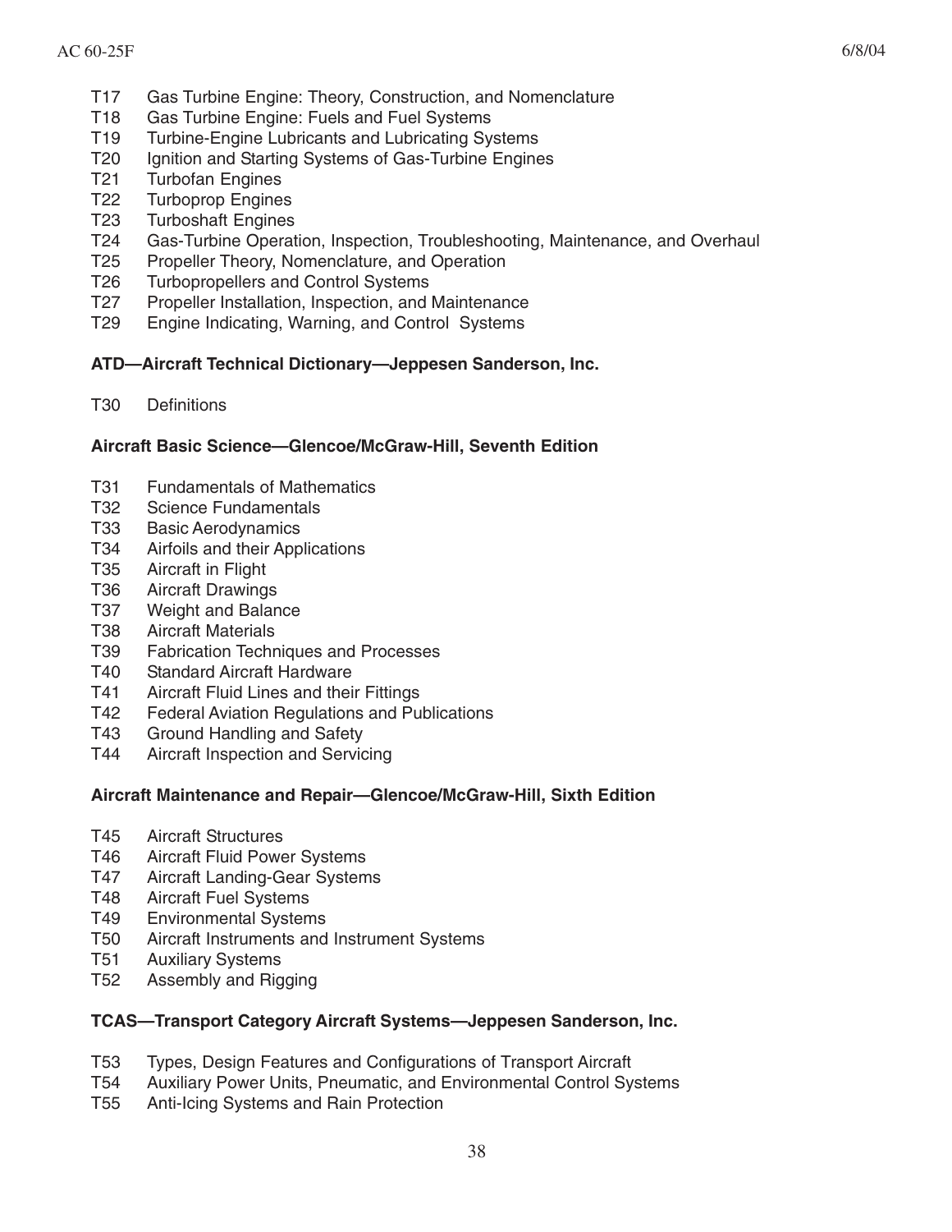T17 Gas Turbine Engine: Theory, Construction, and Nomenclature
T18 Gas Turbine Engine: Fuels and Fuel Systems
T19 Turbine-Engine Lubricants and Lubricating Systems
T20 Ignition and Starting Systems of Gas-Turbine Engines
T21 Turbofan Engines
T22 Turboprop Engines
T23 Turboshaft Engines
T24 Gas-Turbine Operation, Inspection, Troubleshooting, Maintenance, and Overhaul
T25 Propeller Theory, Nomenclature, and Operation
T26 Turbopropellers and Control Systems
T27 Propeller Installation, Inspection, and Maintenance
T29 Engine Indicating, Warning, and Control Systems

**ATD—Aircraft Technical Dictionary—Jeppesen Sanderson, Inc.**

T30 Definitions

**Aircraft Basic Science—Glencoe/McGraw-Hill, Seventh Edition**

T31 Fundamentals of Mathematics
T32 Science Fundamentals
T33 Basic Aerodynamics
T34 Airfoils and their Applications
T35 Aircraft in Flight
T36 Aircraft Drawings
T37 Weight and Balance
T38 Aircraft Materials
T39 Fabrication Techniques and Processes
T40 Standard Aircraft Hardware
T41 Aircraft Fluid Lines and their Fittings
T42 Federal Aviation Regulations and Publications
T43 Ground Handling and Safety
T44 Aircraft Inspection and Servicing

**Aircraft Maintenance and Repair—Glencoe/McGraw-Hill, Sixth Edition**

T45 Aircraft Structures
T46 Aircraft Fluid Power Systems
T47 Aircraft Landing-Gear Systems
T48 Aircraft Fuel Systems
T49 Environmental Systems
T50 Aircraft Instruments and Instrument Systems
T51 Auxiliary Systems
T52 Assembly and Rigging

**TCAS—Transport Category Aircraft Systems—Jeppesen Sanderson, Inc.**

T53 Types, Design Features and Configurations of Transport Aircraft
T54 Auxiliary Power Units, Pneumatic, and Environmental Control Systems
T55 Anti-Icing Systems and Rain Protection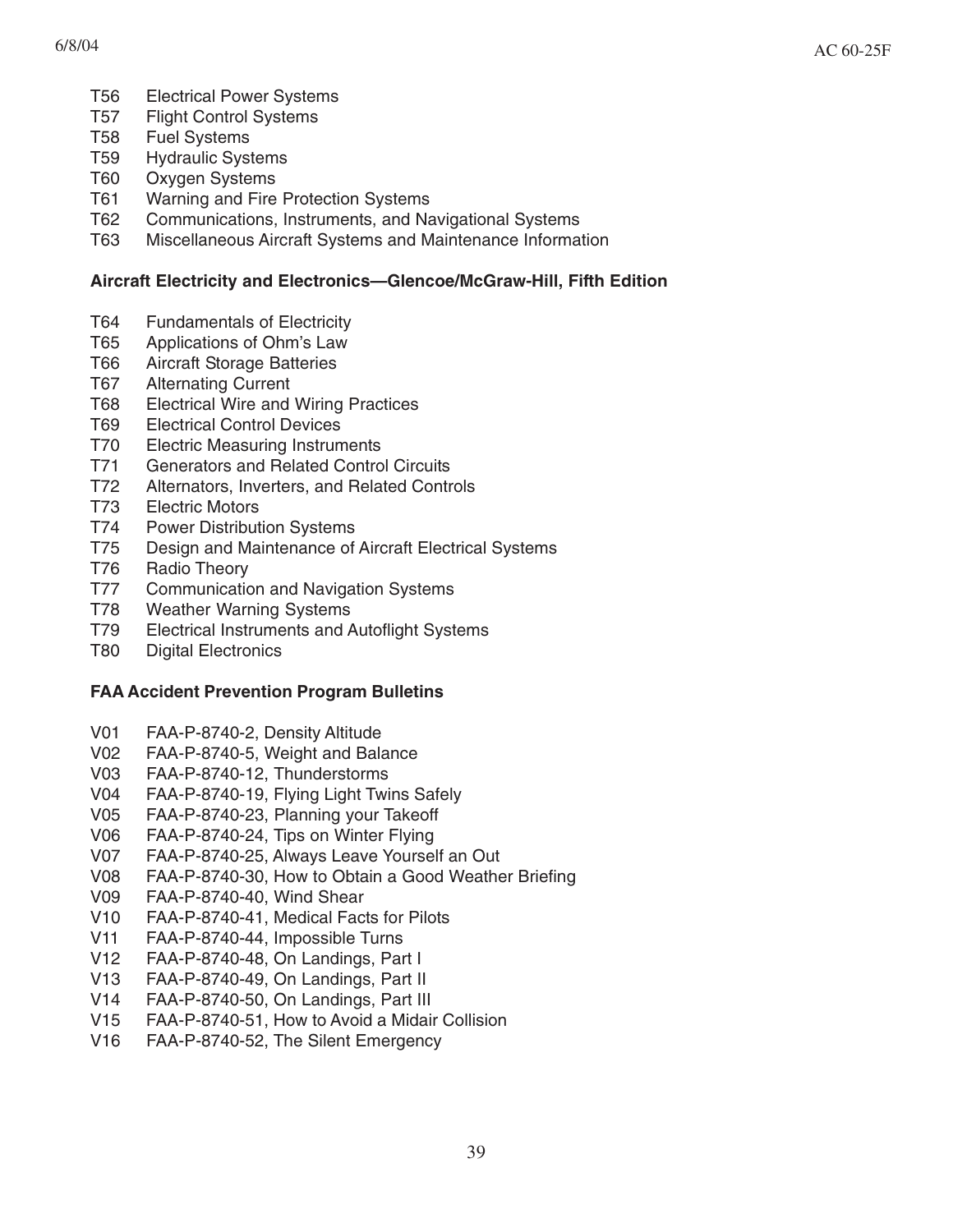T56 Electrical Power Systems
T57 Flight Control Systems
T58 Fuel Systems
T59 Hydraulic Systems
T60 Oxygen Systems
T61 Warning and Fire Protection Systems
T62 Communications, Instruments, and Navigational Systems
T63 Miscellaneous Aircraft Systems and Maintenance Information

**Aircraft Electricity and Electronics—Glencoe/McGraw-Hill, Fifth Edition**

T64 Fundamentals of Electricity
T65 Applications of Ohm's Law
T66 Aircraft Storage Batteries
T67 Alternating Current
T68 Electrical Wire and Wiring Practices
T69 Electrical Control Devices
T70 Electric Measuring Instruments
T71 Generators and Related Control Circuits
T72 Alternators, Inverters, and Related Controls
T73 Electric Motors
T74 Power Distribution Systems
T75 Design and Maintenance of Aircraft Electrical Systems
T76 Radio Theory
T77 Communication and Navigation Systems
T78 Weather Warning Systems
T79 Electrical Instruments and Autoflight Systems
T80 Digital Electronics

**FAA Accident Prevention Program Bulletins**

V01 FAA-P-8740-2, Density Altitude
V02 FAA-P-8740-5, Weight and Balance
V03 FAA-P-8740-12, Thunderstorms
V04 FAA-P-8740-19, Flying Light Twins Safely
V05 FAA-P-8740-23, Planning your Takeoff
V06 FAA-P-8740-24, Tips on Winter Flying
V07 FAA-P-8740-25, Always Leave Yourself an Out
V08 FAA-P-8740-30, How to Obtain a Good Weather Briefing
V09 FAA-P-8740-40, Wind Shear
V10 FAA-P-8740-41, Medical Facts for Pilots
V11 FAA-P-8740-44, Impossible Turns
V12 FAA-P-8740-48, On Landings, Part I
V13 FAA-P-8740-49, On Landings, Part II
V14 FAA-P-8740-50, On Landings, Part III
V15 FAA-P-8740-51, How to Avoid a Midair Collision
V16 FAA-P-8740-52, The Silent Emergency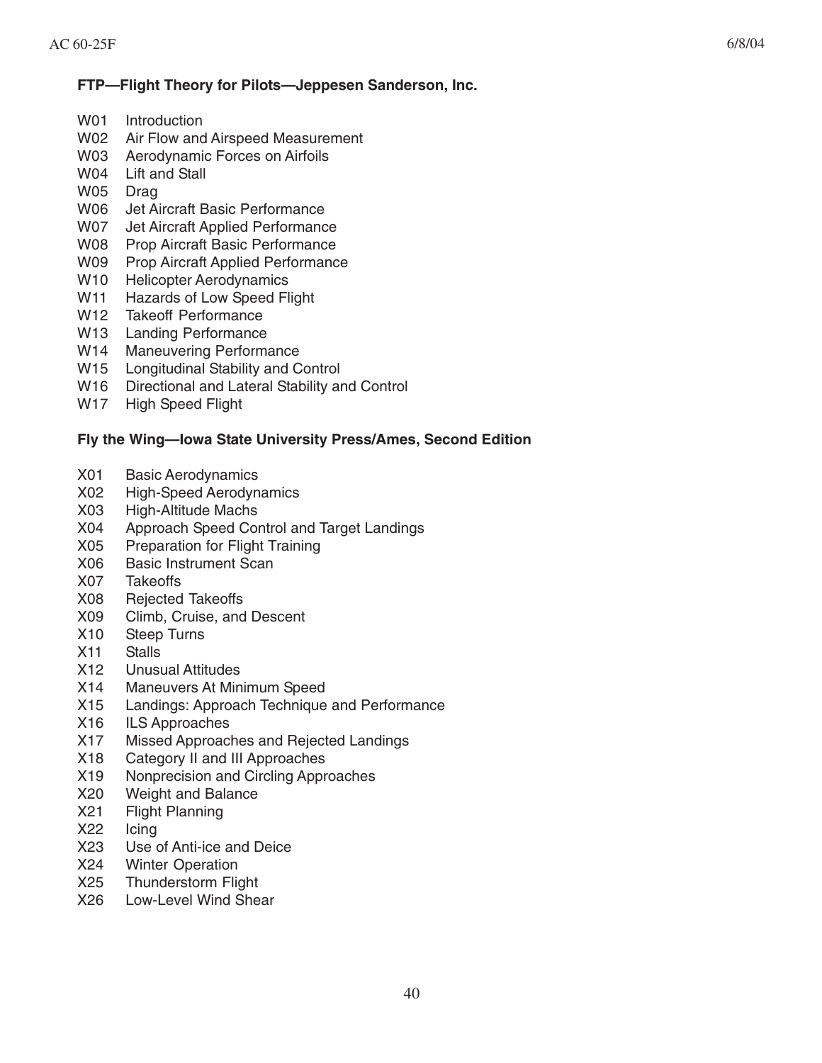**FTP—Flight Theory for Pilots—Jeppesen Sanderson, Inc.**

W01 Introduction
W02 Air Flow and Airspeed Measurement
W03 Aerodynamic Forces on Airfoils
W04 Lift and Stall
W05 Drag
W06 Jet Aircraft Basic Performance
W07 Jet Aircraft Applied Performance
W08 Prop Aircraft Basic Performance
W09 Prop Aircraft Applied Performance
W10 Helicopter Aerodynamics
W11 Hazards of Low Speed Flight
W12 Takeoff Performance
W13 Landing Performance
W14 Maneuvering Performance
W15 Longitudinal Stability and Control
W16 Directional and Lateral Stability and Control
W17 High Speed Flight

**Fly the Wing—Iowa State University Press/Ames, Second Edition**

X01 Basic Aerodynamics
X02 High-Speed Aerodynamics
X03 High-Altitude Machs
X04 Approach Speed Control and Target Landings
X05 Preparation for Flight Training
X06 Basic Instrument Scan
X07 Takeoffs
X08 Rejected Takeoffs
X09 Climb, Cruise, and Descent
X10 Steep Turns
X11 Stalls
X12 Unusual Attitudes
X14 Maneuvers At Minimum Speed
X15 Landings: Approach Technique and Performance
X16 ILS Approaches
X17 Missed Approaches and Rejected Landings
X18 Category II and III Approaches
X19 Nonprecision and Circling Approaches
X20 Weight and Balance
X21 Flight Planning
X22 Icing
X23 Use of Anti-ice and Deice
X24 Winter Operation
X25 Thunderstorm Flight
X26 Low-Level Wind Shear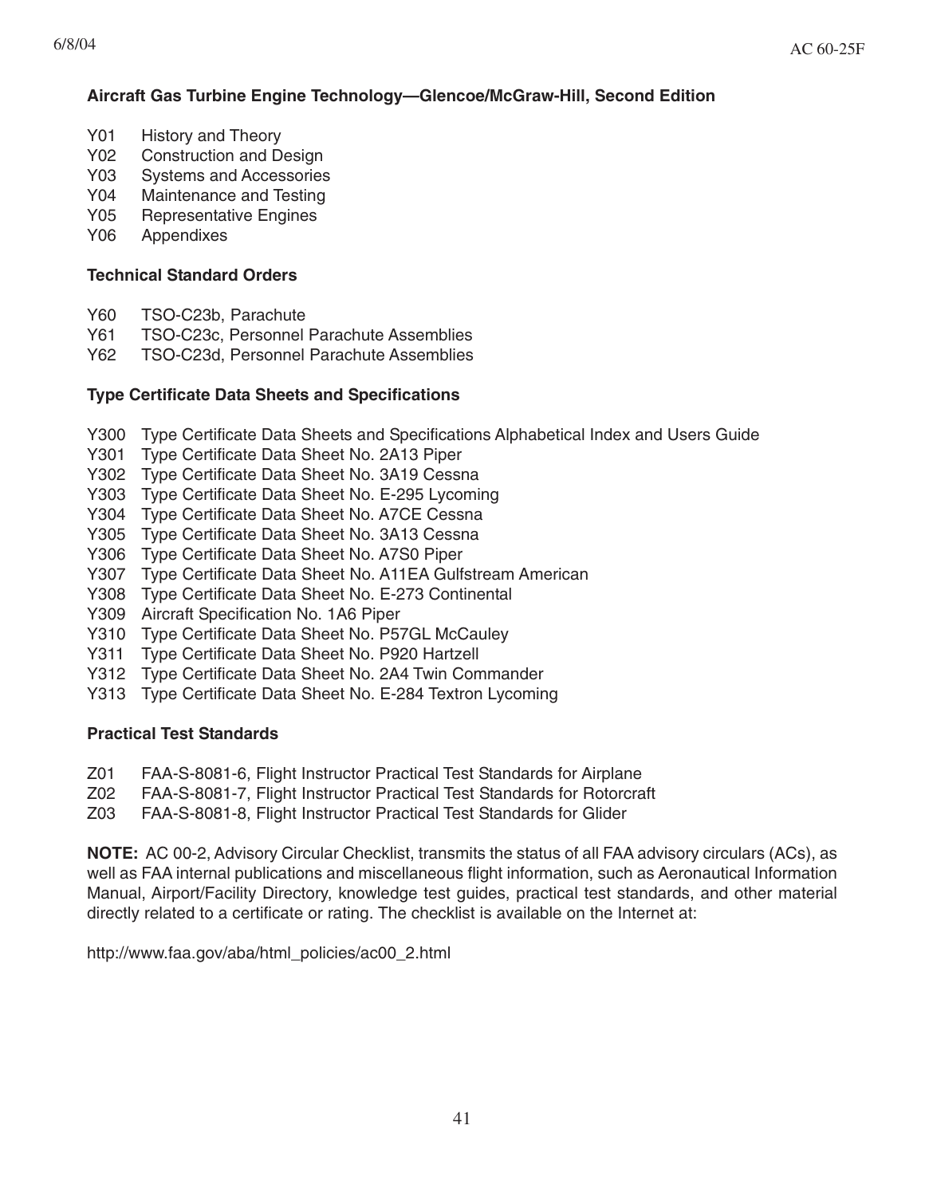**Aircraft Gas Turbine Engine Technology—Glencoe/McGraw-Hill, Second Edition**

- Y01 History and Theory
- Y02 Construction and Design
- Y03 Systems and Accessories
- Y04 Maintenance and Testing
- Y05 Representative Engines
- Y06 Appendixes

**Technical Standard Orders**

- Y60 TSO-C23b, Parachute
- Y61 TSO-C23c, Personnel Parachute Assemblies
- Y62 TSO-C23d, Personnel Parachute Assemblies

**Type Certificate Data Sheets and Specifications**

- Y300 Type Certificate Data Sheets and Specifications Alphabetical Index and Users Guide
- Y301 Type Certificate Data Sheet No. 2A13 Piper
- Y302 Type Certificate Data Sheet No. 3A19 Cessna
- Y303 Type Certificate Data Sheet No. E-295 Lycoming
- Y304 Type Certificate Data Sheet No. A7CE Cessna
- Y305 Type Certificate Data Sheet No. 3A13 Cessna
- Y306 Type Certificate Data Sheet No. A7S0 Piper
- Y307 Type Certificate Data Sheet No. A11EA Gulfstream American
- Y308 Type Certificate Data Sheet No. E-273 Continental
- Y309 Aircraft Specification No. 1A6 Piper
- Y310 Type Certificate Data Sheet No. P57GL McCauley
- Y311 Type Certificate Data Sheet No. P920 Hartzell
- Y312 Type Certificate Data Sheet No. 2A4 Twin Commander
- Y313 Type Certificate Data Sheet No. E-284 Textron Lycoming

**Practical Test Standards**

- Z01 FAA-S-8081-6, Flight Instructor Practical Test Standards for Airplane
- Z02 FAA-S-8081-7, Flight Instructor Practical Test Standards for Rotorcraft
- Z03 FAA-S-8081-8, Flight Instructor Practical Test Standards for Glider

**NOTE:** AC 00-2, Advisory Circular Checklist, transmits the status of all FAA advisory circulars (ACs), as well as FAA internal publications and miscellaneous flight information, such as Aeronautical Information Manual, Airport/Facility Directory, knowledge test guides, practical test standards, and other material directly related to a certificate or rating. The checklist is available on the Internet at:

http://www.faa.gov/aba/html_policies/ac00_2.html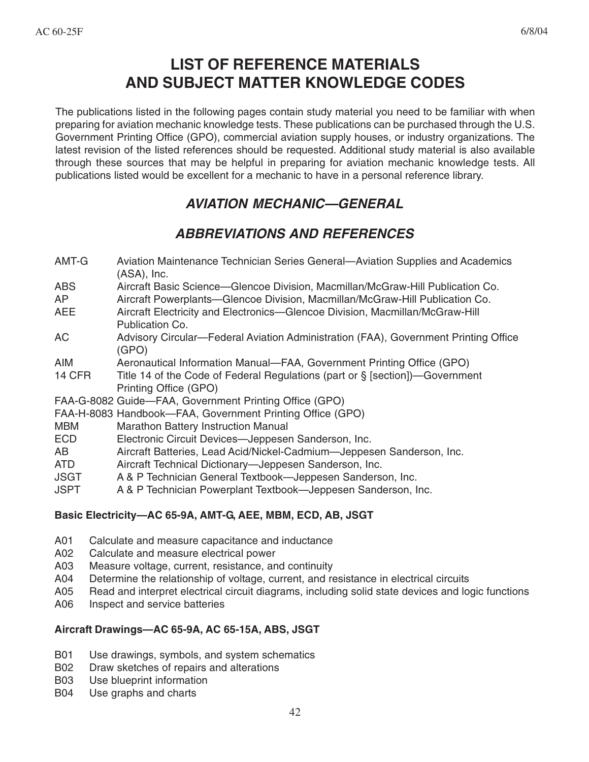# LIST OF REFERENCE MATERIALS AND SUBJECT MATTER KNOWLEDGE CODES

The publications listed in the following pages contain study material you need to be familiar with when preparing for aviation mechanic knowledge tests. These publications can be purchased through the U.S. Government Printing Office (GPO), commercial aviation supply houses, or industry organizations. The latest revision of the listed references should be requested. Additional study material is also available through these sources that may be helpful in preparing for aviation mechanic knowledge tests. All publications listed would be excellent for a mechanic to have in a personal reference library.

## *AVIATION MECHANIC—GENERAL*

## *ABBREVIATIONS AND REFERENCES*

| | |
|---|---|
| AMT-G | Aviation Maintenance Technician Series General—Aviation Supplies and Academics (ASA), Inc. |
| ABS | Aircraft Basic Science—Glencoe Division, Macmillan/McGraw-Hill Publication Co. |
| AP | Aircraft Powerplants—Glencoe Division, Macmillan/McGraw-Hill Publication Co. |
| AEE | Aircraft Electricity and Electronics—Glencoe Division, Macmillan/McGraw-Hill Publication Co. |
| AC | Advisory Circular—Federal Aviation Administration (FAA), Government Printing Office (GPO) |
| AIM | Aeronautical Information Manual—FAA, Government Printing Office (GPO) |
| 14 CFR | Title 14 of the Code of Federal Regulations (part or § [section])—Government Printing Office (GPO) |
| FAA-G-8082 | Guide—FAA, Government Printing Office (GPO) |
| FAA-H-8083 | Handbook—FAA, Government Printing Office (GPO) |
| MBM | Marathon Battery Instruction Manual |
| ECD | Electronic Circuit Devices—Jeppesen Sanderson, Inc. |
| AB | Aircraft Batteries, Lead Acid/Nickel-Cadmium—Jeppesen Sanderson, Inc. |
| ATD | Aircraft Technical Dictionary—Jeppesen Sanderson, Inc. |
| JSGT | A & P Technician General Textbook—Jeppesen Sanderson, Inc. |
| JSPT | A & P Technician Powerplant Textbook—Jeppesen Sanderson, Inc. |

**Basic Electricity—AC 65-9A, AMT-G, AEE, MBM, ECD, AB, JSGT**

- A01 Calculate and measure capacitance and inductance
- A02 Calculate and measure electrical power
- A03 Measure voltage, current, resistance, and continuity
- A04 Determine the relationship of voltage, current, and resistance in electrical circuits
- A05 Read and interpret electrical circuit diagrams, including solid state devices and logic functions
- A06 Inspect and service batteries

**Aircraft Drawings—AC 65-9A, AC 65-15A, ABS, JSGT**

- B01 Use drawings, symbols, and system schematics
- B02 Draw sketches of repairs and alterations
- B03 Use blueprint information
- B04 Use graphs and charts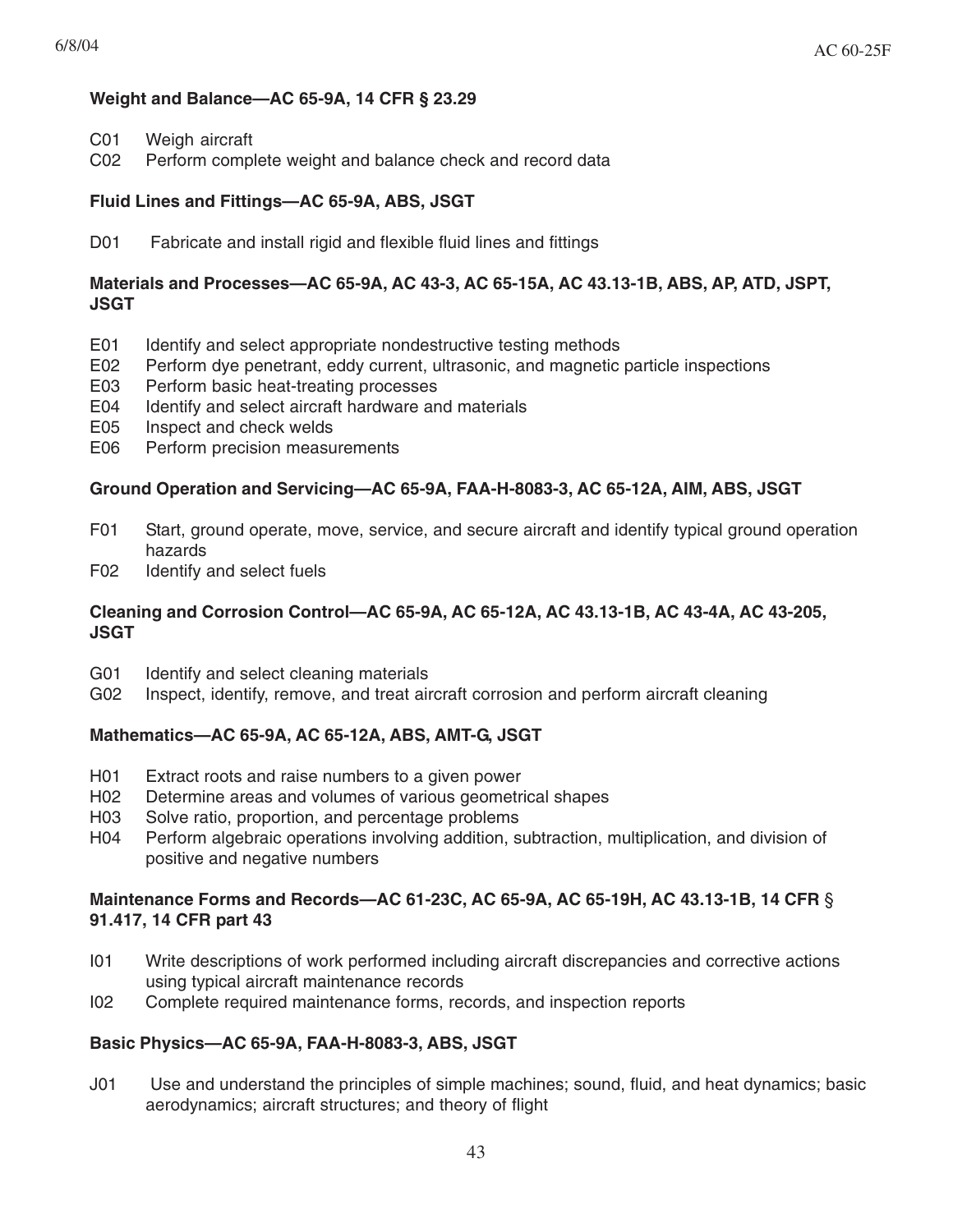**Weight and Balance—AC 65-9A, 14 CFR § 23.29**

- C01 Weigh aircraft
- C02 Perform complete weight and balance check and record data

**Fluid Lines and Fittings—AC 65-9A, ABS, JSGT**

- D01 Fabricate and install rigid and flexible fluid lines and fittings

**Materials and Processes—AC 65-9A, AC 43-3, AC 65-15A, AC 43.13-1B, ABS, AP, ATD, JSPT, JSGT**

- E01 Identify and select appropriate nondestructive testing methods
- E02 Perform dye penetrant, eddy current, ultrasonic, and magnetic particle inspections
- E03 Perform basic heat-treating processes
- E04 Identify and select aircraft hardware and materials
- E05 Inspect and check welds
- E06 Perform precision measurements

**Ground Operation and Servicing—AC 65-9A, FAA-H-8083-3, AC 65-12A, AIM, ABS, JSGT**

- F01 Start, ground operate, move, service, and secure aircraft and identify typical ground operation hazards
- F02 Identify and select fuels

**Cleaning and Corrosion Control—AC 65-9A, AC 65-12A, AC 43.13-1B, AC 43-4A, AC 43-205, JSGT**

- G01 Identify and select cleaning materials
- G02 Inspect, identify, remove, and treat aircraft corrosion and perform aircraft cleaning

**Mathematics—AC 65-9A, AC 65-12A, ABS, AMT-G, JSGT**

- H01 Extract roots and raise numbers to a given power
- H02 Determine areas and volumes of various geometrical shapes
- H03 Solve ratio, proportion, and percentage problems
- H04 Perform algebraic operations involving addition, subtraction, multiplication, and division of positive and negative numbers

**Maintenance Forms and Records—AC 61-23C, AC 65-9A, AC 65-19H, AC 43.13-1B, 14 CFR § 91.417, 14 CFR part 43**

- I01 Write descriptions of work performed including aircraft discrepancies and corrective actions using typical aircraft maintenance records
- I02 Complete required maintenance forms, records, and inspection reports

**Basic Physics—AC 65-9A, FAA-H-8083-3, ABS, JSGT**

- J01 Use and understand the principles of simple machines; sound, fluid, and heat dynamics; basic aerodynamics; aircraft structures; and theory of flight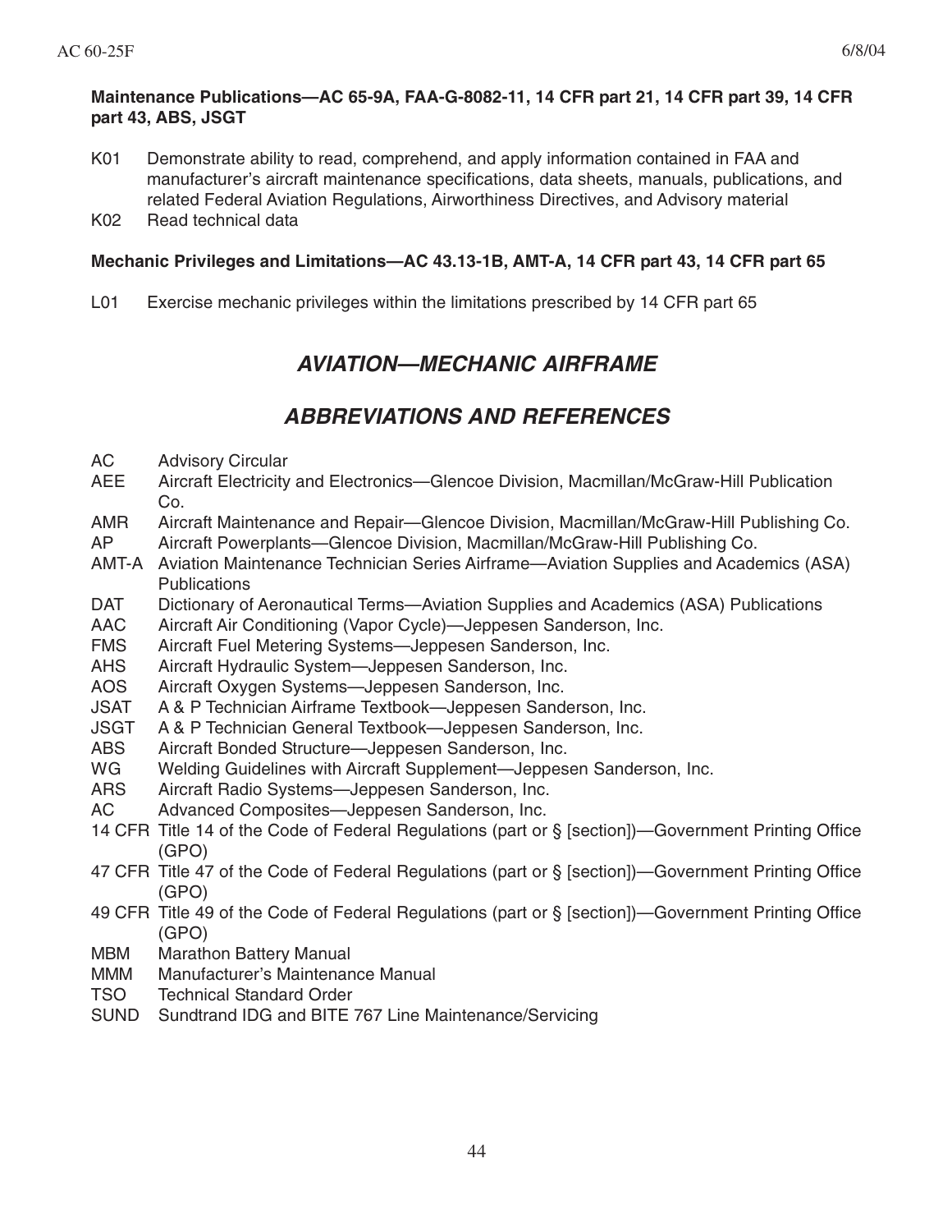**Maintenance Publications—AC 65-9A, FAA-G-8082-11, 14 CFR part 21, 14 CFR part 39, 14 CFR part 43, ABS, JSGT**

K01 Demonstrate ability to read, comprehend, and apply information contained in FAA and manufacturer's aircraft maintenance specifications, data sheets, manuals, publications, and related Federal Aviation Regulations, Airworthiness Directives, and Advisory material

K02 Read technical data

**Mechanic Privileges and Limitations—AC 43.13-1B, AMT-A, 14 CFR part 43, 14 CFR part 65**

L01 Exercise mechanic privileges within the limitations prescribed by 14 CFR part 65

## *AVIATION—MECHANIC AIRFRAME*

## *ABBREVIATIONS AND REFERENCES*

AC Advisory Circular
AEE Aircraft Electricity and Electronics—Glencoe Division, Macmillan/McGraw-Hill Publication Co.
AMR Aircraft Maintenance and Repair—Glencoe Division, Macmillan/McGraw-Hill Publishing Co.
AP Aircraft Powerplants—Glencoe Division, Macmillan/McGraw-Hill Publishing Co.
AMT-A Aviation Maintenance Technician Series Airframe—Aviation Supplies and Academics (ASA) Publications
DAT Dictionary of Aeronautical Terms—Aviation Supplies and Academics (ASA) Publications
AAC Aircraft Air Conditioning (Vapor Cycle)—Jeppesen Sanderson, Inc.
FMS Aircraft Fuel Metering Systems—Jeppesen Sanderson, Inc.
AHS Aircraft Hydraulic System—Jeppesen Sanderson, Inc.
AOS Aircraft Oxygen Systems—Jeppesen Sanderson, Inc.
JSAT A & P Technician Airframe Textbook—Jeppesen Sanderson, Inc.
JSGT A & P Technician General Textbook—Jeppesen Sanderson, Inc.
ABS Aircraft Bonded Structure—Jeppesen Sanderson, Inc.
WG Welding Guidelines with Aircraft Supplement—Jeppesen Sanderson, Inc.
ARS Aircraft Radio Systems—Jeppesen Sanderson, Inc.
AC Advanced Composites—Jeppesen Sanderson, Inc.
14 CFR Title 14 of the Code of Federal Regulations (part or § [section])—Government Printing Office (GPO)
47 CFR Title 47 of the Code of Federal Regulations (part or § [section])—Government Printing Office (GPO)
49 CFR Title 49 of the Code of Federal Regulations (part or § [section])—Government Printing Office (GPO)
MBM Marathon Battery Manual
MMM Manufacturer's Maintenance Manual
TSO Technical Standard Order
SUND Sundtrand IDG and BITE 767 Line Maintenance/Servicing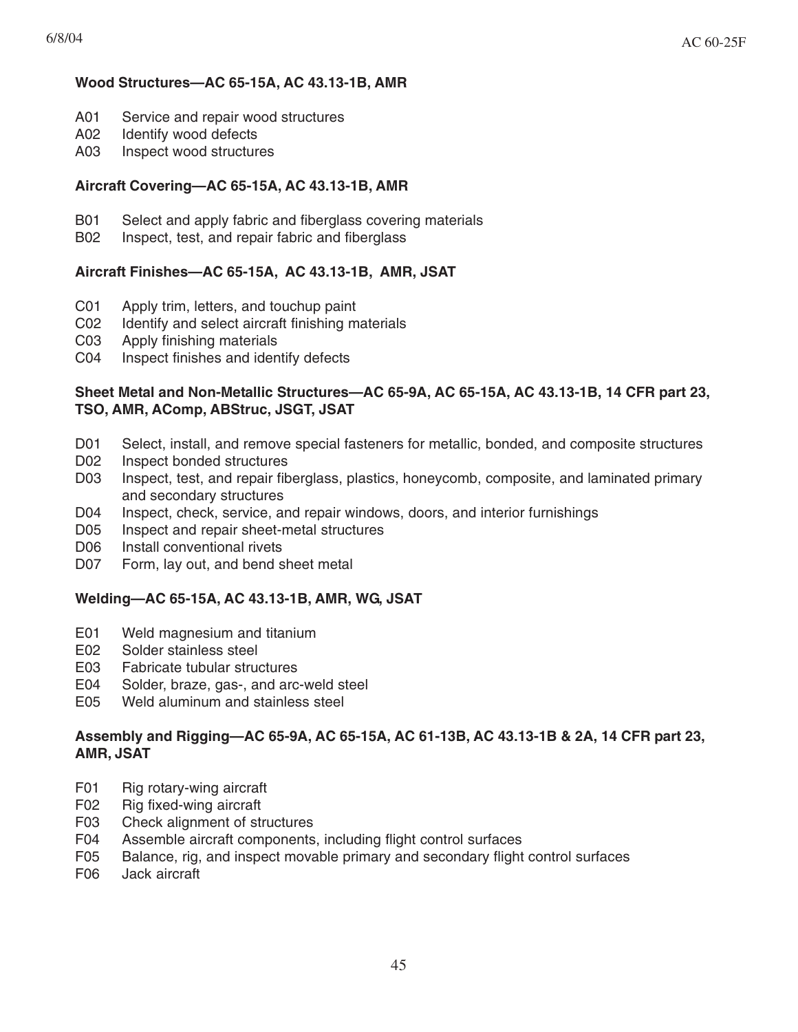**Wood Structures—AC 65-15A, AC 43.13-1B, AMR**

A01 Service and repair wood structures
A02 Identify wood defects
A03 Inspect wood structures

**Aircraft Covering—AC 65-15A, AC 43.13-1B, AMR**

B01 Select and apply fabric and fiberglass covering materials
B02 Inspect, test, and repair fabric and fiberglass

**Aircraft Finishes—AC 65-15A, AC 43.13-1B, AMR, JSAT**

C01 Apply trim, letters, and touchup paint
C02 Identify and select aircraft finishing materials
C03 Apply finishing materials
C04 Inspect finishes and identify defects

**Sheet Metal and Non-Metallic Structures—AC 65-9A, AC 65-15A, AC 43.13-1B, 14 CFR part 23, TSO, AMR, AComp, ABStruc, JSGT, JSAT**

D01 Select, install, and remove special fasteners for metallic, bonded, and composite structures
D02 Inspect bonded structures
D03 Inspect, test, and repair fiberglass, plastics, honeycomb, composite, and laminated primary and secondary structures
D04 Inspect, check, service, and repair windows, doors, and interior furnishings
D05 Inspect and repair sheet-metal structures
D06 Install conventional rivets
D07 Form, lay out, and bend sheet metal

**Welding—AC 65-15A, AC 43.13-1B, AMR, WG, JSAT**

E01 Weld magnesium and titanium
E02 Solder stainless steel
E03 Fabricate tubular structures
E04 Solder, braze, gas-, and arc-weld steel
E05 Weld aluminum and stainless steel

**Assembly and Rigging—AC 65-9A, AC 65-15A, AC 61-13B, AC 43.13-1B & 2A, 14 CFR part 23, AMR, JSAT**

F01 Rig rotary-wing aircraft
F02 Rig fixed-wing aircraft
F03 Check alignment of structures
F04 Assemble aircraft components, including flight control surfaces
F05 Balance, rig, and inspect movable primary and secondary flight control surfaces
F06 Jack aircraft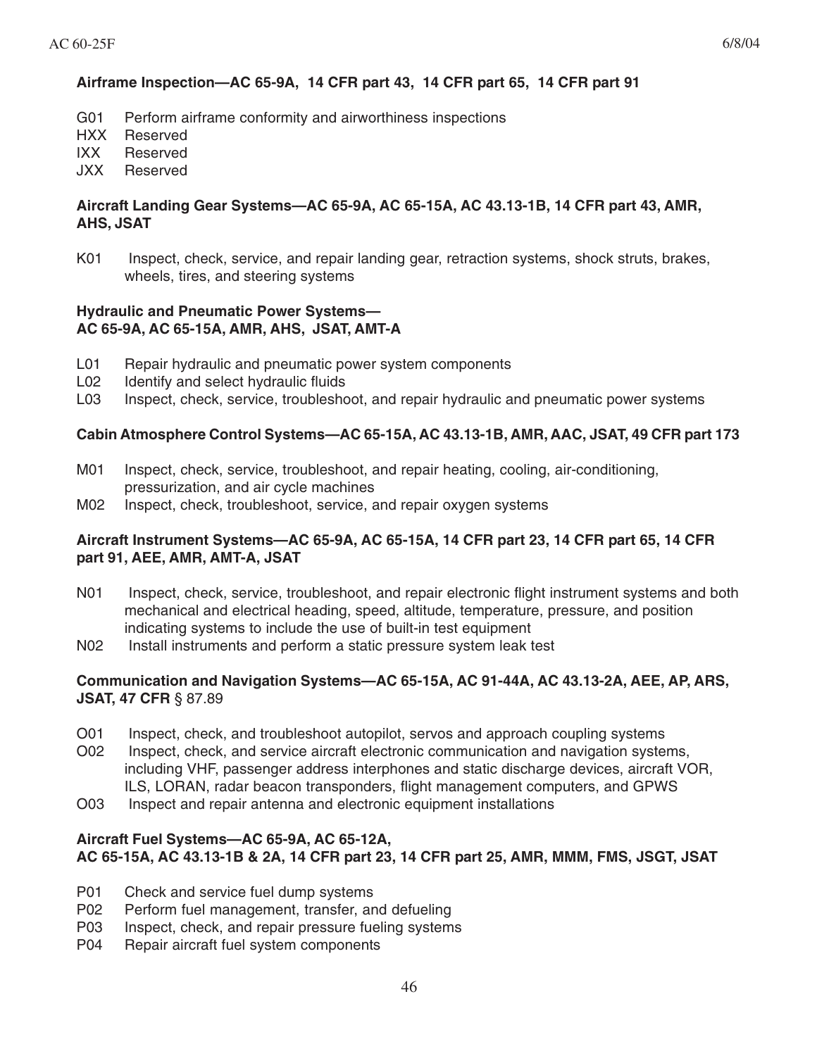**Airframe Inspection—AC 65-9A, 14 CFR part 43, 14 CFR part 65, 14 CFR part 91**

- G01 Perform airframe conformity and airworthiness inspections
- HXX Reserved
- IXX Reserved
- JXX Reserved

**Aircraft Landing Gear Systems—AC 65-9A, AC 65-15A, AC 43.13-1B, 14 CFR part 43, AMR, AHS, JSAT**

- K01 Inspect, check, service, and repair landing gear, retraction systems, shock struts, brakes, wheels, tires, and steering systems

**Hydraulic and Pneumatic Power Systems— AC 65-9A, AC 65-15A, AMR, AHS, JSAT, AMT-A**

- L01 Repair hydraulic and pneumatic power system components
- L02 Identify and select hydraulic fluids
- L03 Inspect, check, service, troubleshoot, and repair hydraulic and pneumatic power systems

**Cabin Atmosphere Control Systems—AC 65-15A, AC 43.13-1B, AMR, AAC, JSAT, 49 CFR part 173**

- M01 Inspect, check, service, troubleshoot, and repair heating, cooling, air-conditioning, pressurization, and air cycle machines
- M02 Inspect, check, troubleshoot, service, and repair oxygen systems

**Aircraft Instrument Systems—AC 65-9A, AC 65-15A, 14 CFR part 23, 14 CFR part 65, 14 CFR part 91, AEE, AMR, AMT-A, JSAT**

- N01 Inspect, check, service, troubleshoot, and repair electronic flight instrument systems and both mechanical and electrical heading, speed, altitude, temperature, pressure, and position indicating systems to include the use of built-in test equipment
- N02 Install instruments and perform a static pressure system leak test

**Communication and Navigation Systems—AC 65-15A, AC 91-44A, AC 43.13-2A, AEE, AP, ARS, JSAT, 47 CFR** § 87.89

- O01 Inspect, check, and troubleshoot autopilot, servos and approach coupling systems
- O02 Inspect, check, and service aircraft electronic communication and navigation systems, including VHF, passenger address interphones and static discharge devices, aircraft VOR, ILS, LORAN, radar beacon transponders, flight management computers, and GPWS
- O03 Inspect and repair antenna and electronic equipment installations

**Aircraft Fuel Systems—AC 65-9A, AC 65-12A, AC 65-15A, AC 43.13-1B & 2A, 14 CFR part 23, 14 CFR part 25, AMR, MMM, FMS, JSGT, JSAT**

- P01 Check and service fuel dump systems
- P02 Perform fuel management, transfer, and defueling
- P03 Inspect, check, and repair pressure fueling systems
- P04 Repair aircraft fuel system components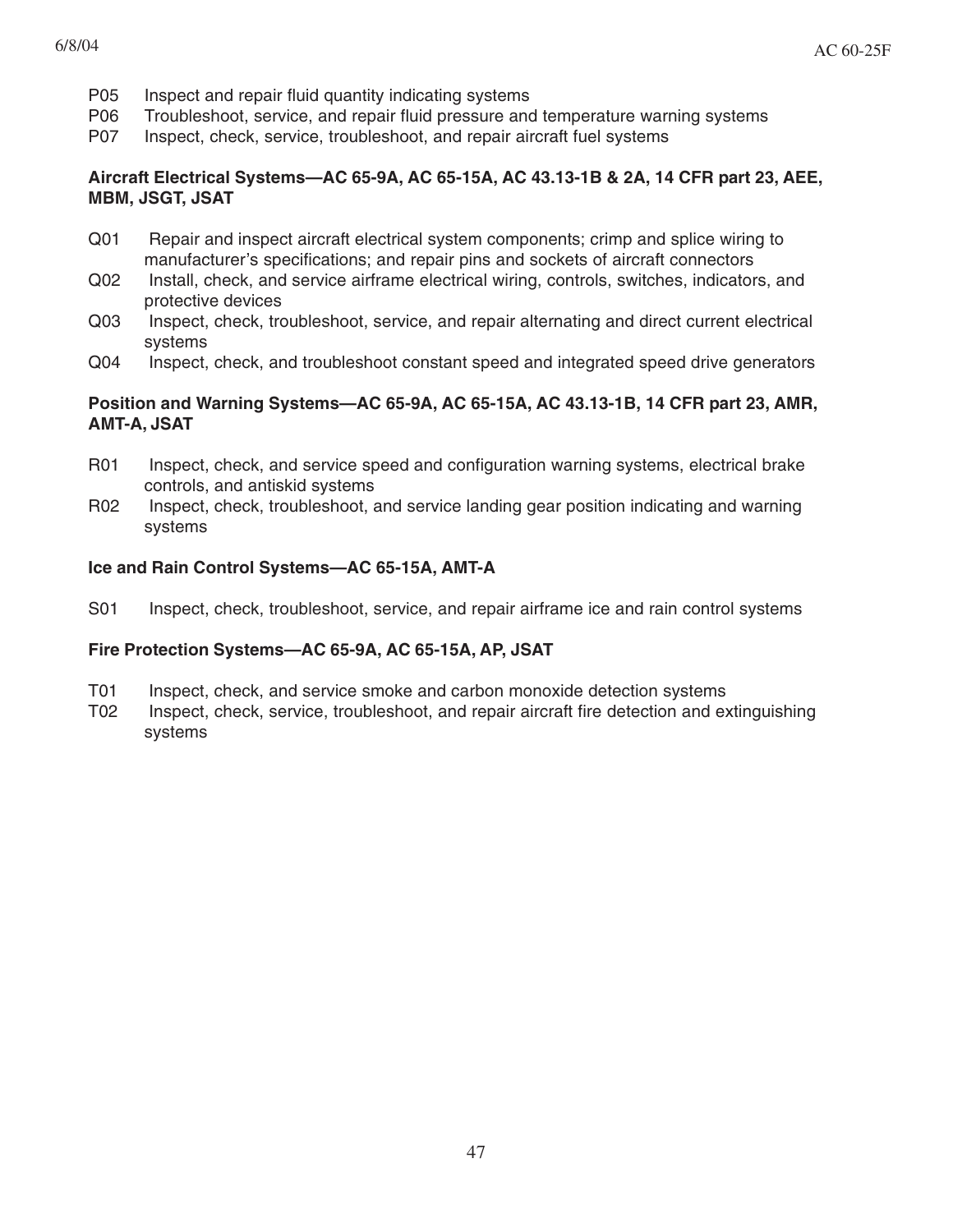P05 Inspect and repair fluid quantity indicating systems
P06 Troubleshoot, service, and repair fluid pressure and temperature warning systems
P07 Inspect, check, service, troubleshoot, and repair aircraft fuel systems

**Aircraft Electrical Systems—AC 65-9A, AC 65-15A, AC 43.13-1B & 2A, 14 CFR part 23, AEE, MBM, JSGT, JSAT**

Q01 Repair and inspect aircraft electrical system components; crimp and splice wiring to manufacturer's specifications; and repair pins and sockets of aircraft connectors
Q02 Install, check, and service airframe electrical wiring, controls, switches, indicators, and protective devices
Q03 Inspect, check, troubleshoot, service, and repair alternating and direct current electrical systems
Q04 Inspect, check, and troubleshoot constant speed and integrated speed drive generators

**Position and Warning Systems—AC 65-9A, AC 65-15A, AC 43.13-1B, 14 CFR part 23, AMR, AMT-A, JSAT**

R01 Inspect, check, and service speed and configuration warning systems, electrical brake controls, and antiskid systems
R02 Inspect, check, troubleshoot, and service landing gear position indicating and warning systems

**Ice and Rain Control Systems—AC 65-15A, AMT-A**

S01 Inspect, check, troubleshoot, service, and repair airframe ice and rain control systems

**Fire Protection Systems—AC 65-9A, AC 65-15A, AP, JSAT**

T01 Inspect, check, and service smoke and carbon monoxide detection systems
T02 Inspect, check, service, troubleshoot, and repair aircraft fire detection and extinguishing systems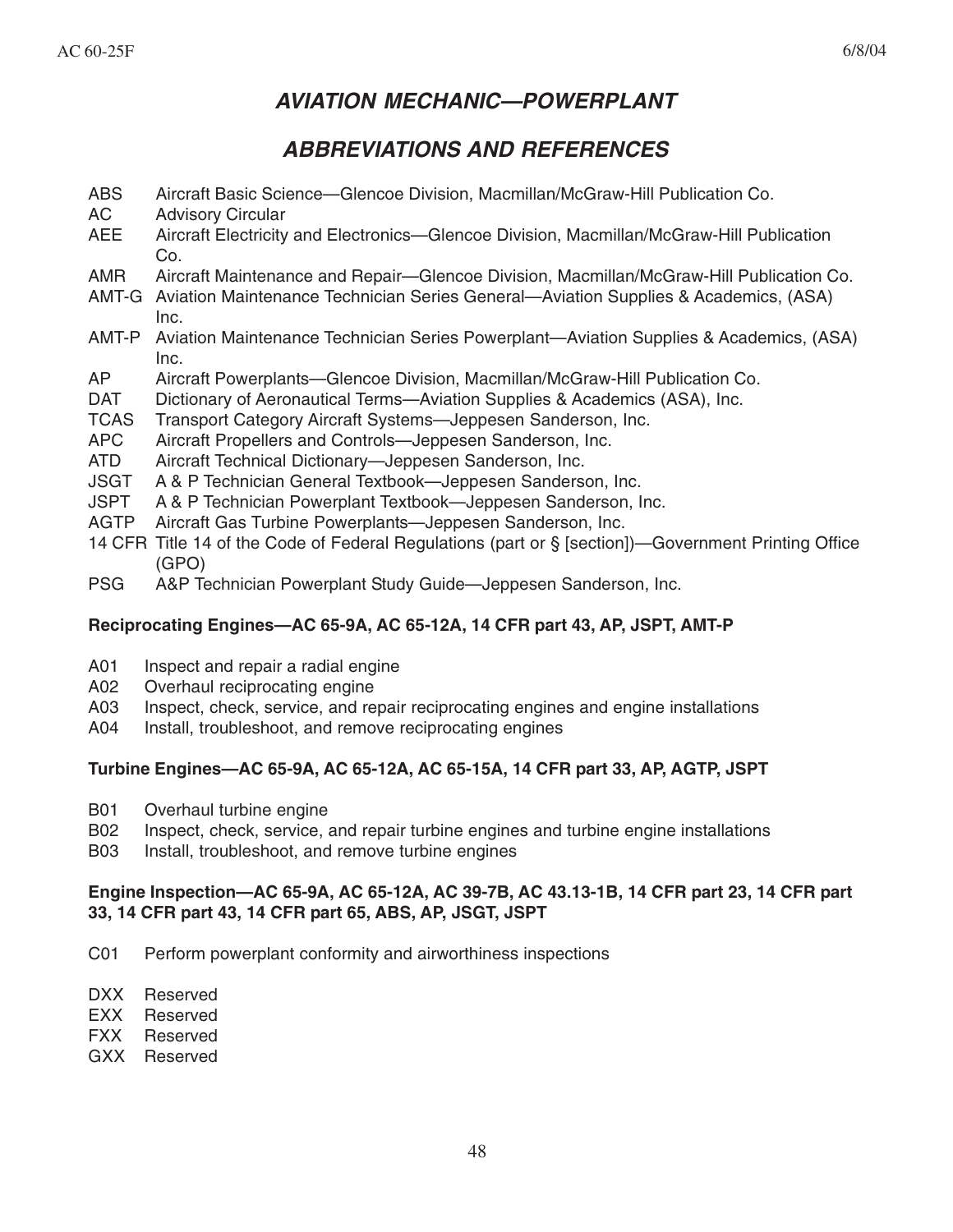## *AVIATION MECHANIC—POWERPLANT*

## *ABBREVIATIONS AND REFERENCES*

- ABS Aircraft Basic Science—Glencoe Division, Macmillan/McGraw-Hill Publication Co.
- AC Advisory Circular
- AEE Aircraft Electricity and Electronics—Glencoe Division, Macmillan/McGraw-Hill Publication Co.
- AMR Aircraft Maintenance and Repair—Glencoe Division, Macmillan/McGraw-Hill Publication Co.
- AMT-G Aviation Maintenance Technician Series General—Aviation Supplies & Academics, (ASA) Inc.
- AMT-P Aviation Maintenance Technician Series Powerplant—Aviation Supplies & Academics, (ASA) Inc.
- AP Aircraft Powerplants—Glencoe Division, Macmillan/McGraw-Hill Publication Co.
- DAT Dictionary of Aeronautical Terms—Aviation Supplies & Academics (ASA), Inc.
- TCAS Transport Category Aircraft Systems—Jeppesen Sanderson, Inc.
- APC Aircraft Propellers and Controls—Jeppesen Sanderson, Inc.
- ATD Aircraft Technical Dictionary—Jeppesen Sanderson, Inc.
- JSGT A & P Technician General Textbook—Jeppesen Sanderson, Inc.
- JSPT A & P Technician Powerplant Textbook—Jeppesen Sanderson, Inc.
- AGTP Aircraft Gas Turbine Powerplants—Jeppesen Sanderson, Inc.
- 14 CFR Title 14 of the Code of Federal Regulations (part or § [section])—Government Printing Office (GPO)
- PSG A&P Technician Powerplant Study Guide—Jeppesen Sanderson, Inc.

**Reciprocating Engines—AC 65-9A, AC 65-12A, 14 CFR part 43, AP, JSPT, AMT-P**

- A01 Inspect and repair a radial engine
- A02 Overhaul reciprocating engine
- A03 Inspect, check, service, and repair reciprocating engines and engine installations
- A04 Install, troubleshoot, and remove reciprocating engines

**Turbine Engines—AC 65-9A, AC 65-12A, AC 65-15A, 14 CFR part 33, AP, AGTP, JSPT**

- B01 Overhaul turbine engine
- B02 Inspect, check, service, and repair turbine engines and turbine engine installations
- B03 Install, troubleshoot, and remove turbine engines

**Engine Inspection—AC 65-9A, AC 65-12A, AC 39-7B, AC 43.13-1B, 14 CFR part 23, 14 CFR part 33, 14 CFR part 43, 14 CFR part 65, ABS, AP, JSGT, JSPT**

- C01 Perform powerplant conformity and airworthiness inspections

- DXX Reserved
- EXX Reserved
- FXX Reserved
- GXX Reserved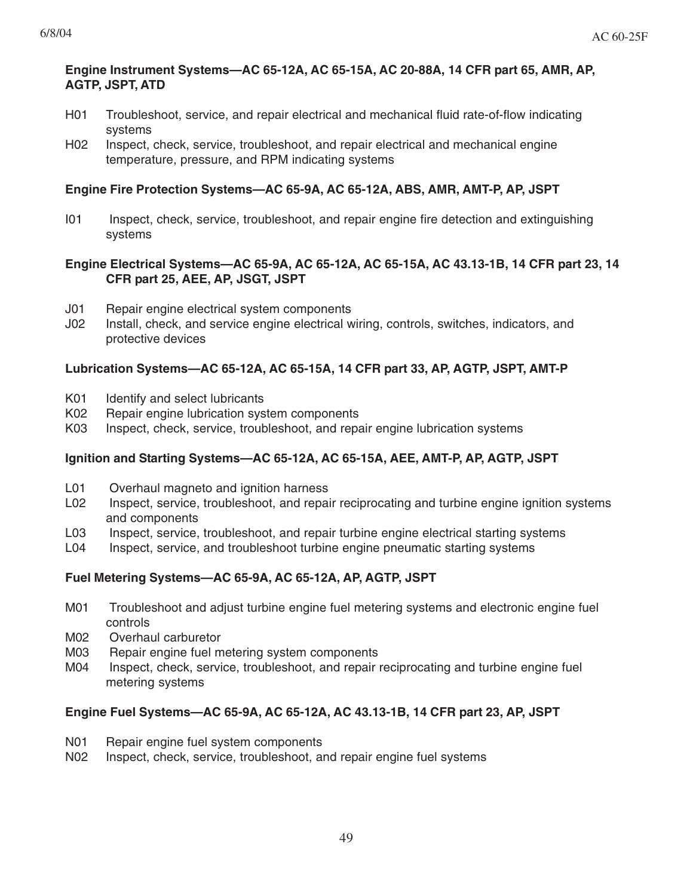**Engine Instrument Systems—AC 65-12A, AC 65-15A, AC 20-88A, 14 CFR part 65, AMR, AP, AGTP, JSPT, ATD**

- H01 Troubleshoot, service, and repair electrical and mechanical fluid rate-of-flow indicating systems
- H02 Inspect, check, service, troubleshoot, and repair electrical and mechanical engine temperature, pressure, and RPM indicating systems

**Engine Fire Protection Systems—AC 65-9A, AC 65-12A, ABS, AMR, AMT-P, AP, JSPT**

- I01 Inspect, check, service, troubleshoot, and repair engine fire detection and extinguishing systems

**Engine Electrical Systems—AC 65-9A, AC 65-12A, AC 65-15A, AC 43.13-1B, 14 CFR part 23, 14 CFR part 25, AEE, AP, JSGT, JSPT**

- J01 Repair engine electrical system components
- J02 Install, check, and service engine electrical wiring, controls, switches, indicators, and protective devices

**Lubrication Systems—AC 65-12A, AC 65-15A, 14 CFR part 33, AP, AGTP, JSPT, AMT-P**

- K01 Identify and select lubricants
- K02 Repair engine lubrication system components
- K03 Inspect, check, service, troubleshoot, and repair engine lubrication systems

**Ignition and Starting Systems—AC 65-12A, AC 65-15A, AEE, AMT-P, AP, AGTP, JSPT**

- L01 Overhaul magneto and ignition harness
- L02 Inspect, service, troubleshoot, and repair reciprocating and turbine engine ignition systems and components
- L03 Inspect, service, troubleshoot, and repair turbine engine electrical starting systems
- L04 Inspect, service, and troubleshoot turbine engine pneumatic starting systems

**Fuel Metering Systems—AC 65-9A, AC 65-12A, AP, AGTP, JSPT**

- M01 Troubleshoot and adjust turbine engine fuel metering systems and electronic engine fuel controls
- M02 Overhaul carburetor
- M03 Repair engine fuel metering system components
- M04 Inspect, check, service, troubleshoot, and repair reciprocating and turbine engine fuel metering systems

**Engine Fuel Systems—AC 65-9A, AC 65-12A, AC 43.13-1B, 14 CFR part 23, AP, JSPT**

- N01 Repair engine fuel system components
- N02 Inspect, check, service, troubleshoot, and repair engine fuel systems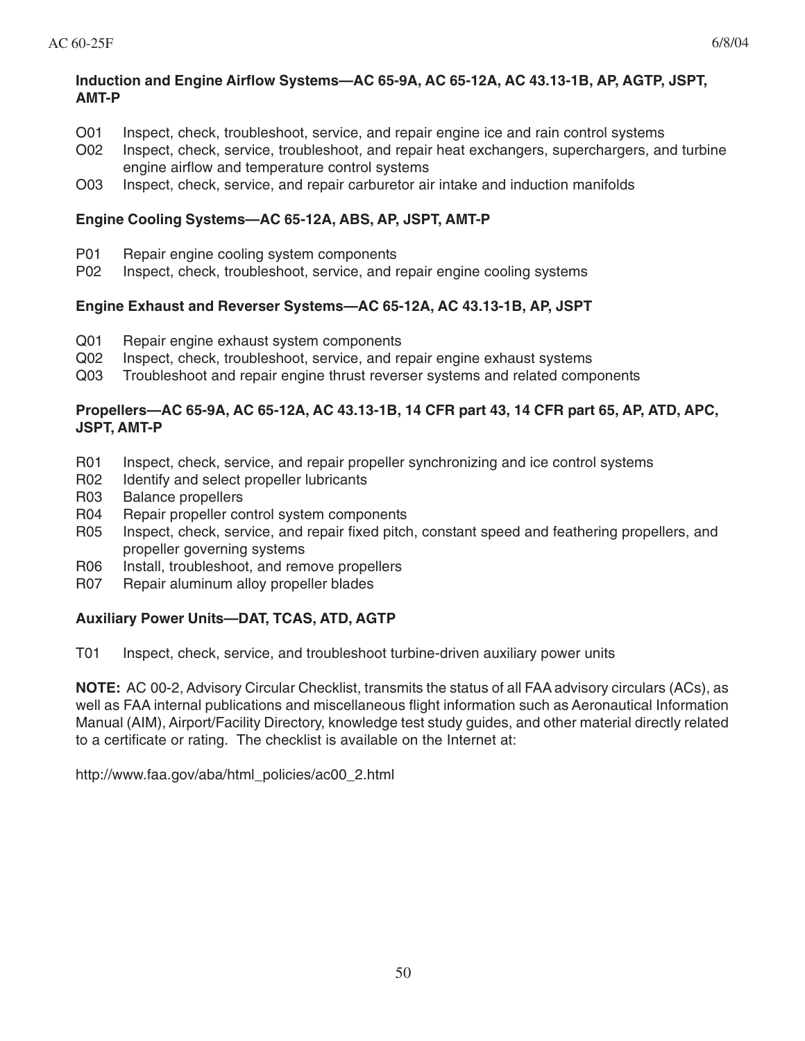**Induction and Engine Airflow Systems—AC 65-9A, AC 65-12A, AC 43.13-1B, AP, AGTP, JSPT, AMT-P**

- O01 Inspect, check, troubleshoot, service, and repair engine ice and rain control systems
- O02 Inspect, check, service, troubleshoot, and repair heat exchangers, superchargers, and turbine engine airflow and temperature control systems
- O03 Inspect, check, service, and repair carburetor air intake and induction manifolds

**Engine Cooling Systems—AC 65-12A, ABS, AP, JSPT, AMT-P**

- P01 Repair engine cooling system components
- P02 Inspect, check, troubleshoot, service, and repair engine cooling systems

**Engine Exhaust and Reverser Systems—AC 65-12A, AC 43.13-1B, AP, JSPT**

- Q01 Repair engine exhaust system components
- Q02 Inspect, check, troubleshoot, service, and repair engine exhaust systems
- Q03 Troubleshoot and repair engine thrust reverser systems and related components

**Propellers—AC 65-9A, AC 65-12A, AC 43.13-1B, 14 CFR part 43, 14 CFR part 65, AP, ATD, APC, JSPT, AMT-P**

- R01 Inspect, check, service, and repair propeller synchronizing and ice control systems
- R02 Identify and select propeller lubricants
- R03 Balance propellers
- R04 Repair propeller control system components
- R05 Inspect, check, service, and repair fixed pitch, constant speed and feathering propellers, and propeller governing systems
- R06 Install, troubleshoot, and remove propellers
- R07 Repair aluminum alloy propeller blades

**Auxiliary Power Units—DAT, TCAS, ATD, AGTP**

- T01 Inspect, check, service, and troubleshoot turbine-driven auxiliary power units

**NOTE:** AC 00-2, Advisory Circular Checklist, transmits the status of all FAA advisory circulars (ACs), as well as FAA internal publications and miscellaneous flight information such as Aeronautical Information Manual (AIM), Airport/Facility Directory, knowledge test study guides, and other material directly related to a certificate or rating. The checklist is available on the Internet at:

http://www.faa.gov/aba/html_policies/ac00_2.html